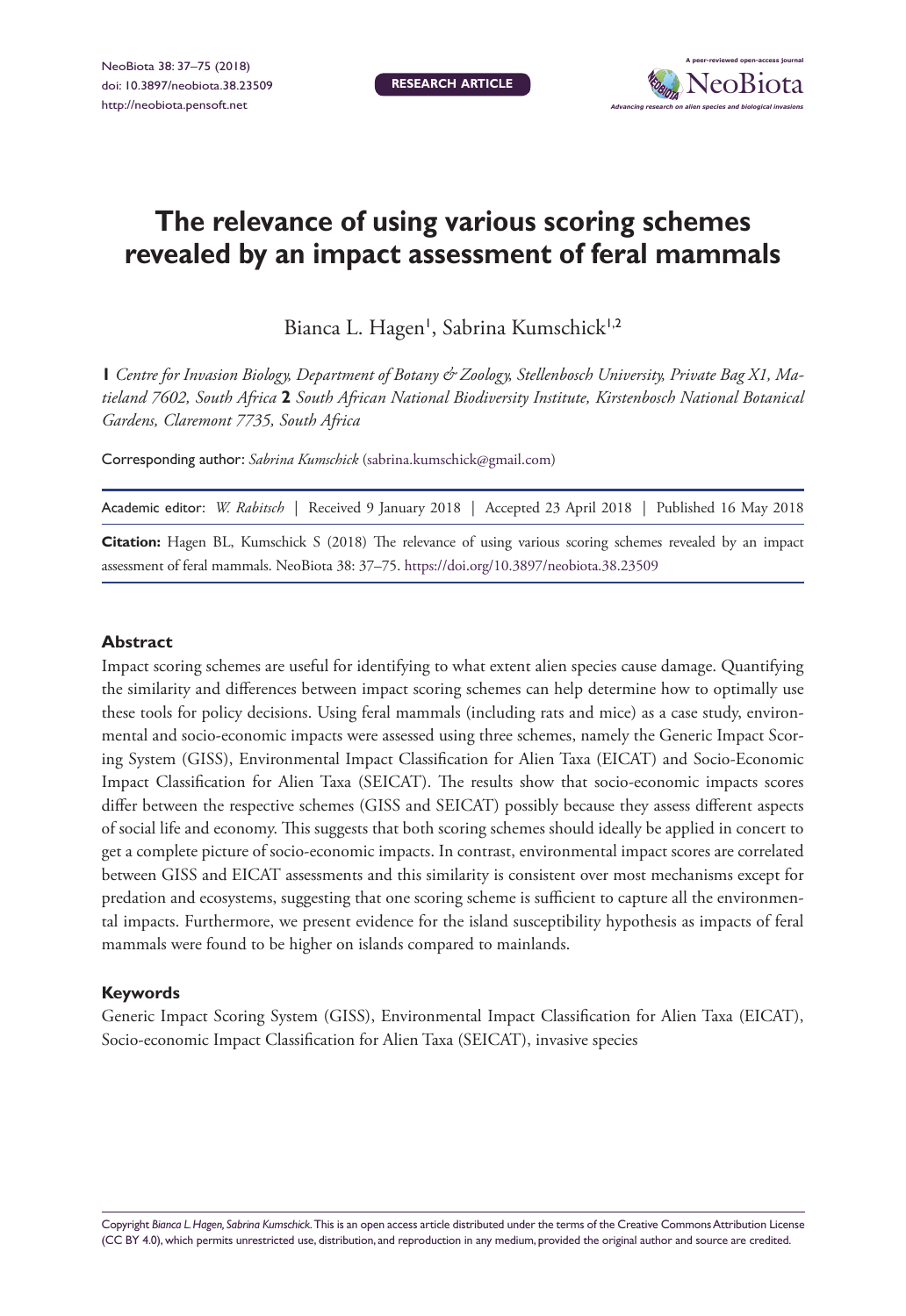# The relevance of using various scoring schemes revealed by an impact assessment of feral mammals

Bianca L. Hagen[1], Sabrina Kumschick[1,2]

**1** *Centre for Invasion Biology, Department of Botany & Zoology, Stellenbosch University, Private Bag X1, Matieland 7602, South Africa* **2** *South African National Biodiversity Institute, Kirstenbosch National Botanical Gardens, Claremont 7735, South Africa*

Corresponding author: *Sabrina Kumschick* (sabrina.kumschick@gmail.com)

Academic editor: *W. Rabitsch* | Received 9 January 2018 | Accepted 23 April 2018 | Published 16 May 2018

**Citation:** Hagen BL, Kumschick S (2018) The relevance of using various scoring schemes revealed by an impact assessment of feral mammals. NeoBiota 38: 37–75. https://doi.org/10.3897/neobiota.38.23509

## Abstract

Impact scoring schemes are useful for identifying to what extent alien species cause damage. Quantifying the similarity and differences between impact scoring schemes can help determine how to optimally use these tools for policy decisions. Using feral mammals (including rats and mice) as a case study, environmental and socio-economic impacts were assessed using three schemes, namely the Generic Impact Scoring System (GISS), Environmental Impact Classification for Alien Taxa (EICAT) and Socio-Economic Impact Classification for Alien Taxa (SEICAT). The results show that socio-economic impacts scores differ between the respective schemes (GISS and SEICAT) possibly because they assess different aspects of social life and economy. This suggests that both scoring schemes should ideally be applied in concert to get a complete picture of socio-economic impacts. In contrast, environmental impact scores are correlated between GISS and EICAT assessments and this similarity is consistent over most mechanisms except for predation and ecosystems, suggesting that one scoring scheme is sufficient to capture all the environmental impacts. Furthermore, we present evidence for the island susceptibility hypothesis as impacts of feral mammals were found to be higher on islands compared to mainlands.

### Keywords

Generic Impact Scoring System (GISS), Environmental Impact Classification for Alien Taxa (EICAT), Socio-economic Impact Classification for Alien Taxa (SEICAT), invasive species

Copyright *Bianca L. Hagen, Sabrina Kumschick.* This is an open access article distributed under the terms of the Creative Commons Attribution License (CC BY 4.0), which permits unrestricted use, distribution, and reproduction in any medium, provided the original author and source are credited.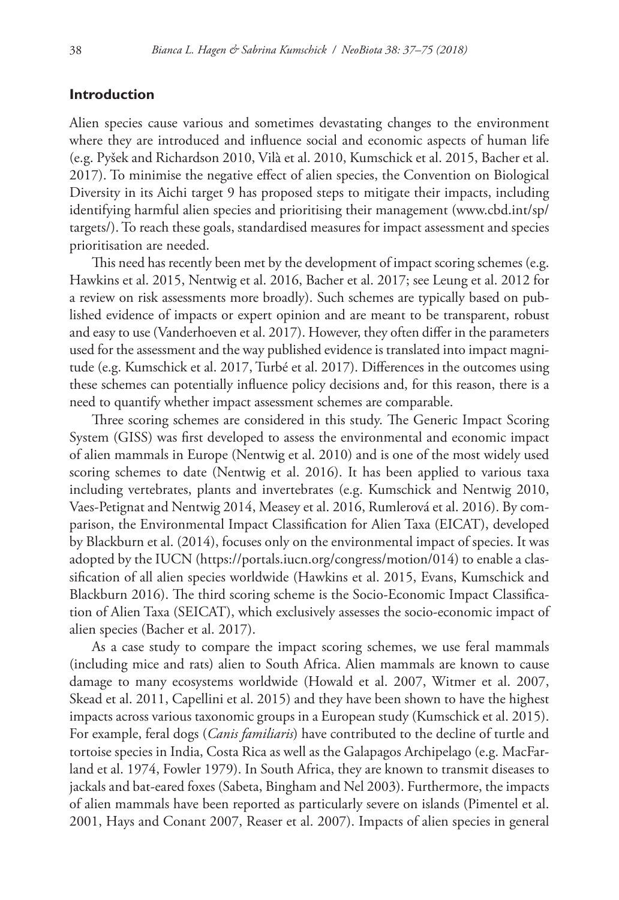## Introduction

Alien species cause various and sometimes devastating changes to the environment where they are introduced and influence social and economic aspects of human life (e.g. Pyšek and Richardson 2010, Vilà et al. 2010, Kumschick et al. 2015, Bacher et al. 2017). To minimise the negative effect of alien species, the Convention on Biological Diversity in its Aichi target 9 has proposed steps to mitigate their impacts, including identifying harmful alien species and prioritising their management (www.cbd.int/sp/targets/). To reach these goals, standardised measures for impact assessment and species prioritisation are needed.

This need has recently been met by the development of impact scoring schemes (e.g. Hawkins et al. 2015, Nentwig et al. 2016, Bacher et al. 2017; see Leung et al. 2012 for a review on risk assessments more broadly). Such schemes are typically based on published evidence of impacts or expert opinion and are meant to be transparent, robust and easy to use (Vanderhoeven et al. 2017). However, they often differ in the parameters used for the assessment and the way published evidence is translated into impact magnitude (e.g. Kumschick et al. 2017, Turbé et al. 2017). Differences in the outcomes using these schemes can potentially influence policy decisions and, for this reason, there is a need to quantify whether impact assessment schemes are comparable.

Three scoring schemes are considered in this study. The Generic Impact Scoring System (GISS) was first developed to assess the environmental and economic impact of alien mammals in Europe (Nentwig et al. 2010) and is one of the most widely used scoring schemes to date (Nentwig et al. 2016). It has been applied to various taxa including vertebrates, plants and invertebrates (e.g. Kumschick and Nentwig 2010, Vaes-Petignat and Nentwig 2014, Measey et al. 2016, Rumlerová et al. 2016). By comparison, the Environmental Impact Classification for Alien Taxa (EICAT), developed by Blackburn et al. (2014), focuses only on the environmental impact of species. It was adopted by the IUCN (https://portals.iucn.org/congress/motion/014) to enable a classification of all alien species worldwide (Hawkins et al. 2015, Evans, Kumschick and Blackburn 2016). The third scoring scheme is the Socio-Economic Impact Classification of Alien Taxa (SEICAT), which exclusively assesses the socio-economic impact of alien species (Bacher et al. 2017).

As a case study to compare the impact scoring schemes, we use feral mammals (including mice and rats) alien to South Africa. Alien mammals are known to cause damage to many ecosystems worldwide (Howald et al. 2007, Witmer et al. 2007, Skead et al. 2011, Capellini et al. 2015) and they have been shown to have the highest impacts across various taxonomic groups in a European study (Kumschick et al. 2015). For example, feral dogs (*Canis familiaris*) have contributed to the decline of turtle and tortoise species in India, Costa Rica as well as the Galapagos Archipelago (e.g. MacFarland et al. 1974, Fowler 1979). In South Africa, they are known to transmit diseases to jackals and bat-eared foxes (Sabeta, Bingham and Nel 2003). Furthermore, the impacts of alien mammals have been reported as particularly severe on islands (Pimentel et al. 2001, Hays and Conant 2007, Reaser et al. 2007). Impacts of alien species in general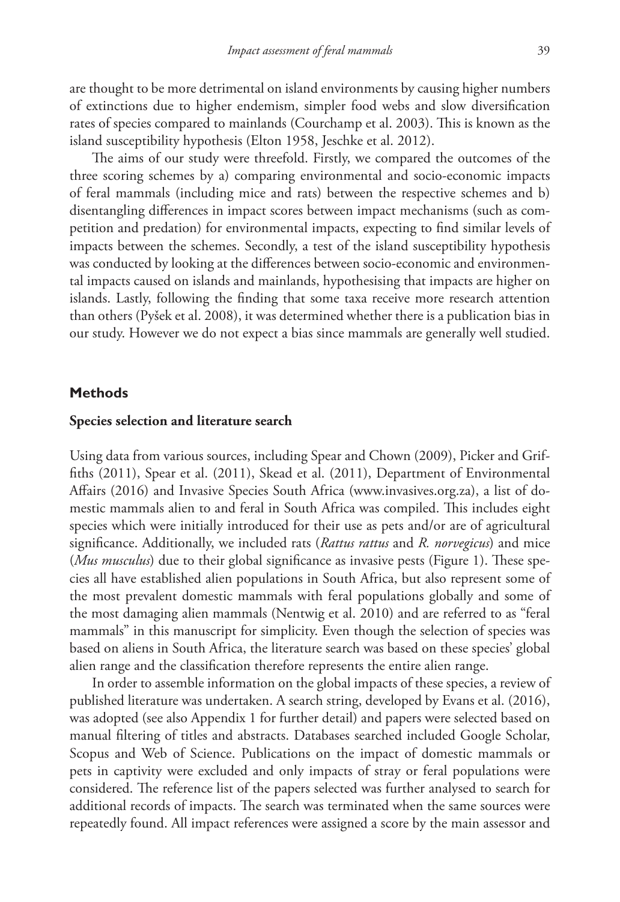are thought to be more detrimental on island environments by causing higher numbers of extinctions due to higher endemism, simpler food webs and slow diversification rates of species compared to mainlands (Courchamp et al. 2003). This is known as the island susceptibility hypothesis (Elton 1958, Jeschke et al. 2012).

The aims of our study were threefold. Firstly, we compared the outcomes of the three scoring schemes by a) comparing environmental and socio-economic impacts of feral mammals (including mice and rats) between the respective schemes and b) disentangling differences in impact scores between impact mechanisms (such as competition and predation) for environmental impacts, expecting to find similar levels of impacts between the schemes. Secondly, a test of the island susceptibility hypothesis was conducted by looking at the differences between socio-economic and environmental impacts caused on islands and mainlands, hypothesising that impacts are higher on islands. Lastly, following the finding that some taxa receive more research attention than others (Pyšek et al. 2008), it was determined whether there is a publication bias in our study. However we do not expect a bias since mammals are generally well studied.

## Methods

### Species selection and literature search

Using data from various sources, including Spear and Chown (2009), Picker and Griffiths (2011), Spear et al. (2011), Skead et al. (2011), Department of Environmental Affairs (2016) and Invasive Species South Africa (www.invasives.org.za), a list of domestic mammals alien to and feral in South Africa was compiled. This includes eight species which were initially introduced for their use as pets and/or are of agricultural significance. Additionally, we included rats (*Rattus rattus* and *R. norvegicus*) and mice (*Mus musculus*) due to their global significance as invasive pests (Figure 1). These species all have established alien populations in South Africa, but also represent some of the most prevalent domestic mammals with feral populations globally and some of the most damaging alien mammals (Nentwig et al. 2010) and are referred to as "feral mammals" in this manuscript for simplicity. Even though the selection of species was based on aliens in South Africa, the literature search was based on these species' global alien range and the classification therefore represents the entire alien range.

In order to assemble information on the global impacts of these species, a review of published literature was undertaken. A search string, developed by Evans et al. (2016), was adopted (see also Appendix 1 for further detail) and papers were selected based on manual filtering of titles and abstracts. Databases searched included Google Scholar, Scopus and Web of Science. Publications on the impact of domestic mammals or pets in captivity were excluded and only impacts of stray or feral populations were considered. The reference list of the papers selected was further analysed to search for additional records of impacts. The search was terminated when the same sources were repeatedly found. All impact references were assigned a score by the main assessor and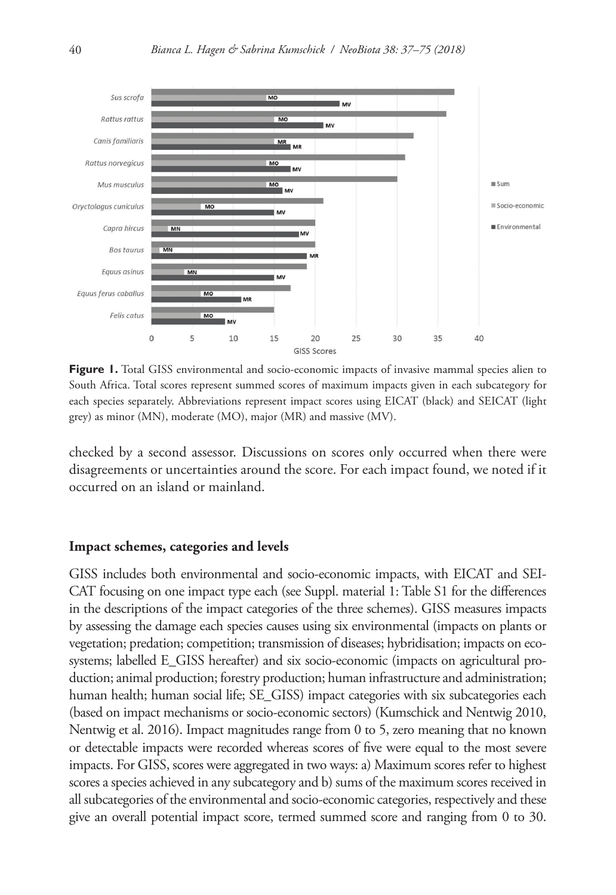**Figure 1.** Total GISS environmental and socio-economic impacts of invasive mammal species alien to South Africa. Total scores represent summed scores of maximum impacts given in each subcategory for each species separately. Abbreviations represent impact scores using EICAT (black) and SEICAT (light grey) as minor (MN), moderate (MO), major (MR) and massive (MV).

checked by a second assessor. Discussions on scores only occurred when there were disagreements or uncertainties around the score. For each impact found, we noted if it occurred on an island or mainland.

### Impact schemes, categories and levels

GISS includes both environmental and socio-economic impacts, with EICAT and SEICAT focusing on one impact type each (see Suppl. material 1: Table S1 for the differences in the descriptions of the impact categories of the three schemes). GISS measures impacts by assessing the damage each species causes using six environmental (impacts on plants or vegetation; predation; competition; transmission of diseases; hybridisation; impacts on ecosystems; labelled E_GISS hereafter) and six socio-economic (impacts on agricultural production; animal production; forestry production; human infrastructure and administration; human health; human social life; SE_GISS) impact categories with six subcategories each (based on impact mechanisms or socio-economic sectors) (Kumschick and Nentwig 2010, Nentwig et al. 2016). Impact magnitudes range from 0 to 5, zero meaning that no known or detectable impacts were recorded whereas scores of five were equal to the most severe impacts. For GISS, scores were aggregated in two ways: a) Maximum scores refer to highest scores a species achieved in any subcategory and b) sums of the maximum scores received in all subcategories of the environmental and socio-economic categories, respectively and these give an overall potential impact score, termed summed score and ranging from 0 to 30.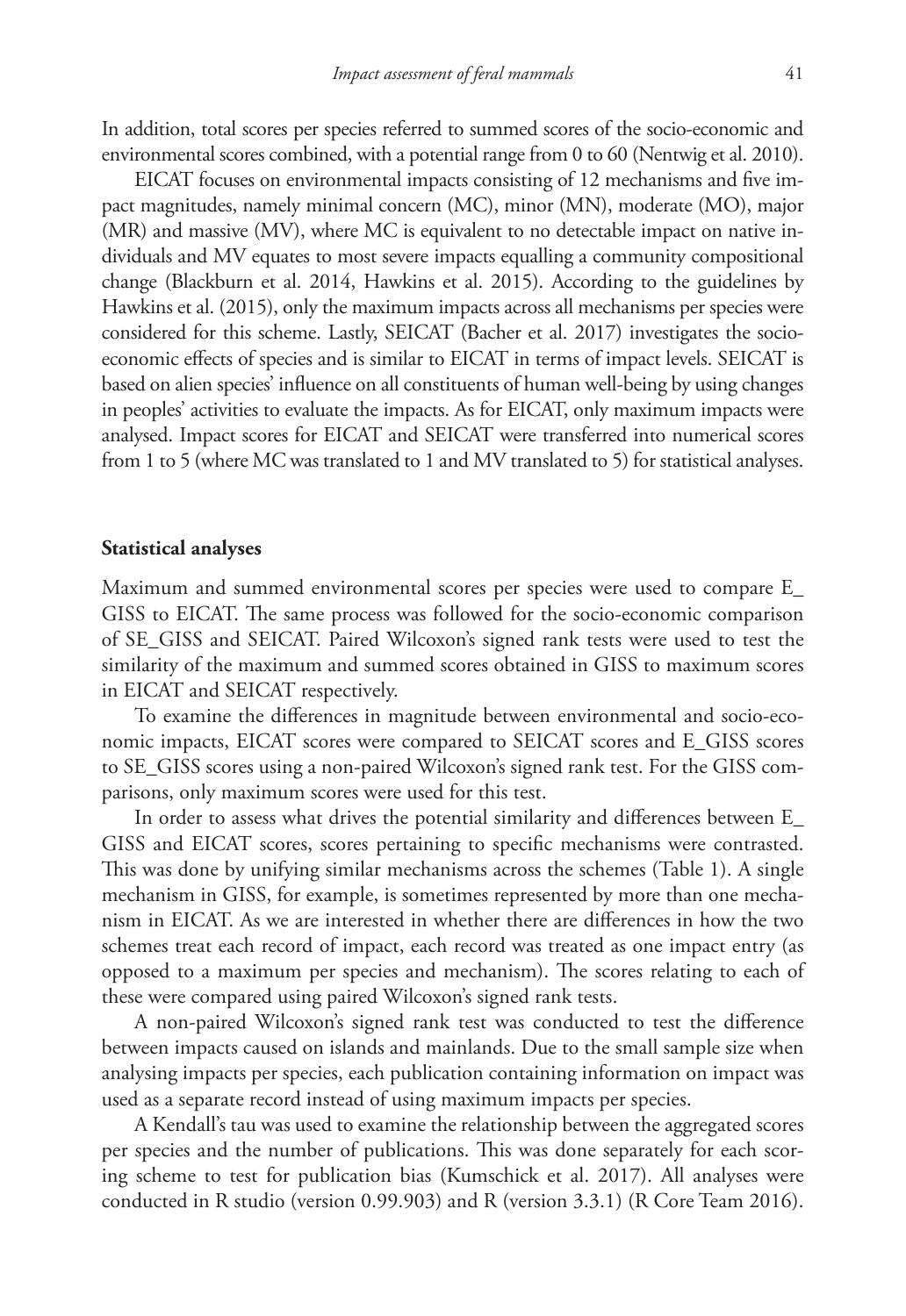In addition, total scores per species referred to summed scores of the socio-economic and environmental scores combined, with a potential range from 0 to 60 (Nentwig et al. 2010).

EICAT focuses on environmental impacts consisting of 12 mechanisms and five impact magnitudes, namely minimal concern (MC), minor (MN), moderate (MO), major (MR) and massive (MV), where MC is equivalent to no detectable impact on native individuals and MV equates to most severe impacts equalling a community compositional change (Blackburn et al. 2014, Hawkins et al. 2015). According to the guidelines by Hawkins et al. (2015), only the maximum impacts across all mechanisms per species were considered for this scheme. Lastly, SEICAT (Bacher et al. 2017) investigates the socio-economic effects of species and is similar to EICAT in terms of impact levels. SEICAT is based on alien species' influence on all constituents of human well-being by using changes in peoples' activities to evaluate the impacts. As for EICAT, only maximum impacts were analysed. Impact scores for EICAT and SEICAT were transferred into numerical scores from 1 to 5 (where MC was translated to 1 and MV translated to 5) for statistical analyses.

### Statistical analyses

Maximum and summed environmental scores per species were used to compare E_GISS to EICAT. The same process was followed for the socio-economic comparison of SE_GISS and SEICAT. Paired Wilcoxon's signed rank tests were used to test the similarity of the maximum and summed scores obtained in GISS to maximum scores in EICAT and SEICAT respectively.

To examine the differences in magnitude between environmental and socio-economic impacts, EICAT scores were compared to SEICAT scores and E_GISS scores to SE_GISS scores using a non-paired Wilcoxon's signed rank test. For the GISS comparisons, only maximum scores were used for this test.

In order to assess what drives the potential similarity and differences between E_GISS and EICAT scores, scores pertaining to specific mechanisms were contrasted. This was done by unifying similar mechanisms across the schemes (Table 1). A single mechanism in GISS, for example, is sometimes represented by more than one mechanism in EICAT. As we are interested in whether there are differences in how the two schemes treat each record of impact, each record was treated as one impact entry (as opposed to a maximum per species and mechanism). The scores relating to each of these were compared using paired Wilcoxon's signed rank tests.

A non-paired Wilcoxon's signed rank test was conducted to test the difference between impacts caused on islands and mainlands. Due to the small sample size when analysing impacts per species, each publication containing information on impact was used as a separate record instead of using maximum impacts per species.

A Kendall's tau was used to examine the relationship between the aggregated scores per species and the number of publications. This was done separately for each scoring scheme to test for publication bias (Kumschick et al. 2017). All analyses were conducted in R studio (version 0.99.903) and R (version 3.3.1) (R Core Team 2016).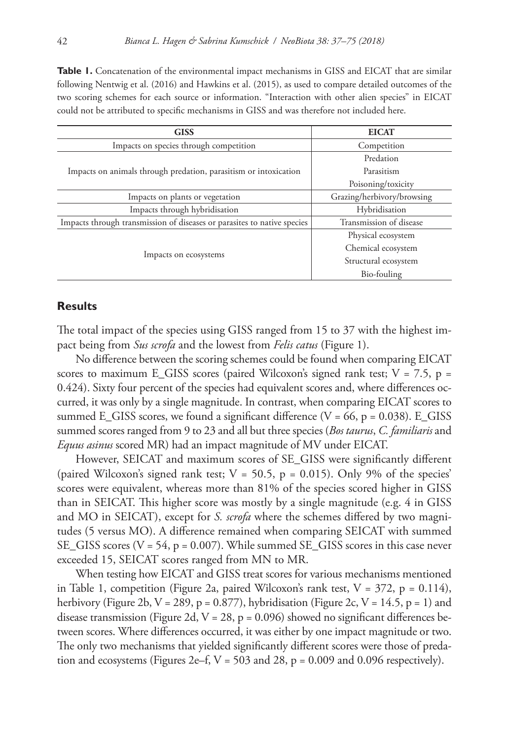**Table 1.** Concatenation of the environmental impact mechanisms in GISS and EICAT that are similar following Nentwig et al. (2016) and Hawkins et al. (2015), as used to compare detailed outcomes of the two scoring schemes for each source or information. "Interaction with other alien species" in EICAT could not be attributed to specific mechanisms in GISS and was therefore not included here.

| GISS | EICAT |
|---|---|
| Impacts on species through competition | Competition |
| Impacts on animals through predation, parasitism or intoxication | Predation |
| | Parasitism |
| | Poisoning/toxicity |
| Impacts on plants or vegetation | Grazing/herbivory/browsing |
| Impacts through hybridisation | Hybridisation |
| Impacts through transmission of diseases or parasites to native species | Transmission of disease |
| Impacts on ecosystems | Physical ecosystem |
| | Chemical ecosystem |
| | Structural ecosystem |
| | Bio-fouling |

## Results

The total impact of the species using GISS ranged from 15 to 37 with the highest impact being from *Sus scrofa* and the lowest from *Felis catus* (Figure 1).

No difference between the scoring schemes could be found when comparing EICAT scores to maximum E_GISS scores (paired Wilcoxon's signed rank test; $V = 7.5$, $p = 0.424$). Sixty four percent of the species had equivalent scores and, where differences occurred, it was only by a single magnitude. In contrast, when comparing EICAT scores to summed E_GISS scores, we found a significant difference ($V = 66$, $p = 0.038$). E_GISS summed scores ranged from 9 to 23 and all but three species (*Bos taurus*, *C. familiaris* and *Equus asinus* scored MR) had an impact magnitude of MV under EICAT.

However, SEICAT and maximum scores of SE_GISS were significantly different (paired Wilcoxon's signed rank test; $V = 50.5$, $p = 0.015$). Only 9% of the species' scores were equivalent, whereas more than 81% of the species scored higher in GISS than in SEICAT. This higher score was mostly by a single magnitude (e.g. 4 in GISS and MO in SEICAT), except for *S. scrofa* where the schemes differed by two magnitudes (5 versus MO). A difference remained when comparing SEICAT with summed SE_GISS scores ($V = 54$, $p = 0.007$). While summed SE_GISS scores in this case never exceeded 15, SEICAT scores ranged from MN to MR.

When testing how EICAT and GISS treat scores for various mechanisms mentioned in Table 1, competition (Figure 2a, paired Wilcoxon's rank test, $V = 372$, $p = 0.114$), herbivory (Figure 2b, $V = 289$, $p = 0.877$), hybridisation (Figure 2c, $V = 14.5$, $p = 1$) and disease transmission (Figure 2d, $V = 28$, $p = 0.096$) showed no significant differences between scores. Where differences occurred, it was either by one impact magnitude or two. The only two mechanisms that yielded significantly different scores were those of predation and ecosystems (Figures 2e–f, $V = 503$ and 28, $p = 0.009$ and 0.096 respectively).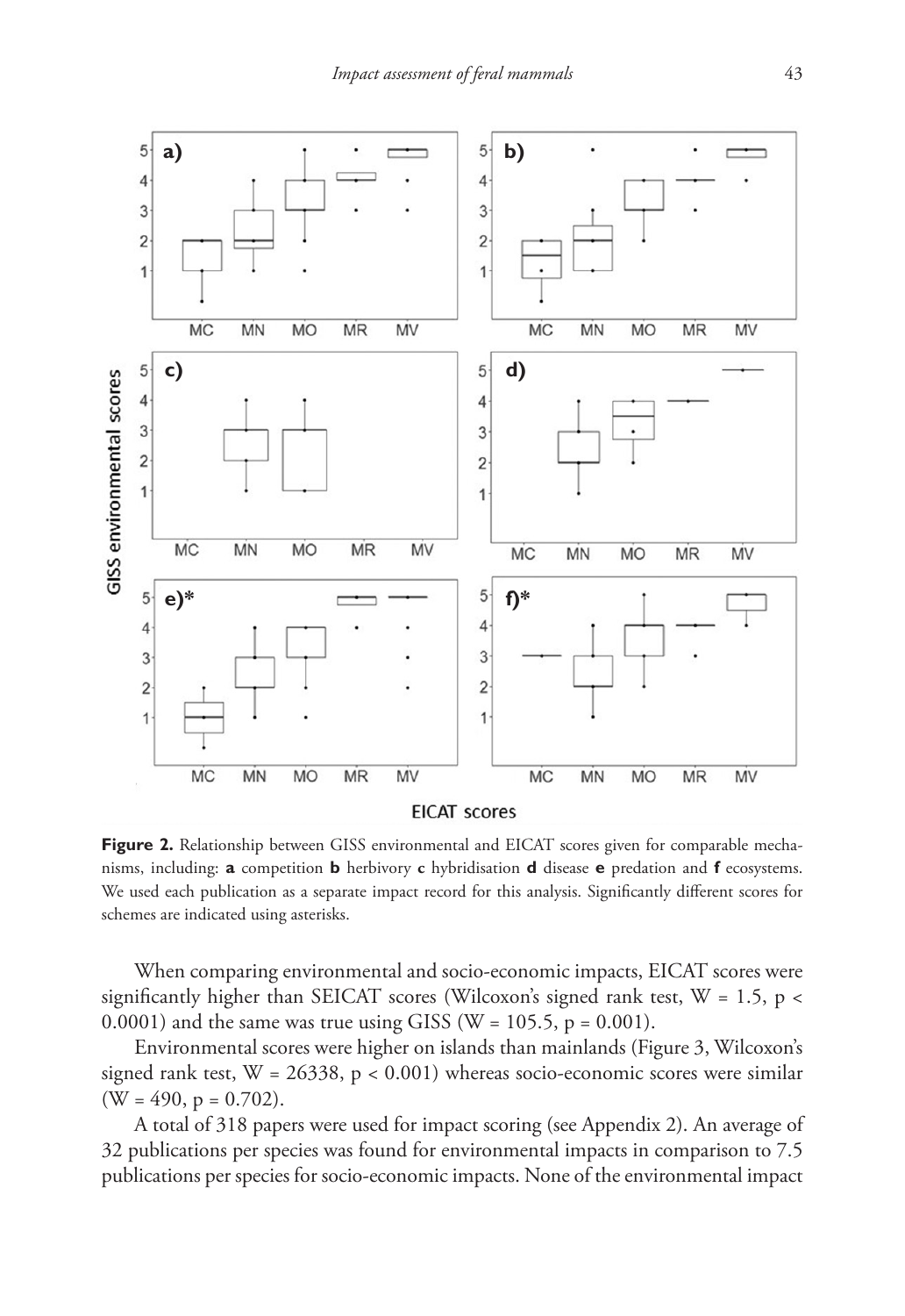**Figure 2.** Relationship between GISS environmental and EICAT scores given for comparable mechanisms, including: **a** competition **b** herbivory **c** hybridisation **d** disease **e** predation and **f** ecosystems. We used each publication as a separate impact record for this analysis. Significantly different scores for schemes are indicated using asterisks.

When comparing environmental and socio-economic impacts, EICAT scores were significantly higher than SEICAT scores (Wilcoxon's signed rank test, $W = 1.5$, $p < 0.0001$) and the same was true using GISS ($W = 105.5$, $p = 0.001$).

Environmental scores were higher on islands than mainlands (Figure 3, Wilcoxon's signed rank test, $W = 26338$, $p < 0.001$) whereas socio-economic scores were similar ($W = 490$, $p = 0.702$).

A total of 318 papers were used for impact scoring (see Appendix 2). An average of 32 publications per species was found for environmental impacts in comparison to 7.5 publications per species for socio-economic impacts. None of the environmental impact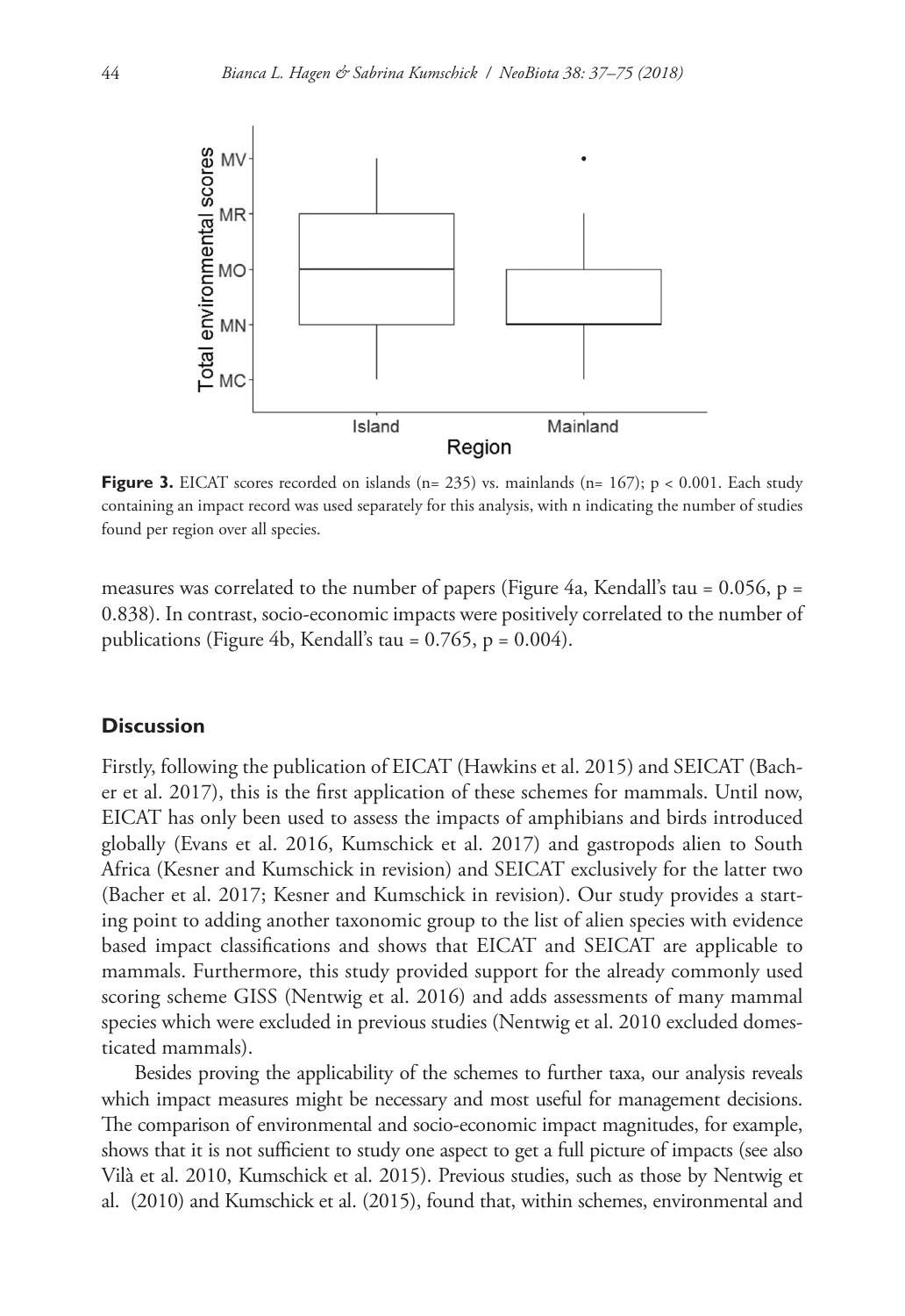**Figure 3.** EICAT scores recorded on islands (n= 235) vs. mainlands (n= 167); $p < 0.001$. Each study containing an impact record was used separately for this analysis, with n indicating the number of studies found per region over all species.

measures was correlated to the number of papers (Figure 4a, Kendall's tau = 0.056, p = 0.838). In contrast, socio-economic impacts were positively correlated to the number of publications (Figure 4b, Kendall's tau = 0.765, p = 0.004).

## Discussion

Firstly, following the publication of EICAT (Hawkins et al. 2015) and SEICAT (Bacher et al. 2017), this is the first application of these schemes for mammals. Until now, EICAT has only been used to assess the impacts of amphibians and birds introduced globally (Evans et al. 2016, Kumschick et al. 2017) and gastropods alien to South Africa (Kesner and Kumschick in revision) and SEICAT exclusively for the latter two (Bacher et al. 2017; Kesner and Kumschick in revision). Our study provides a starting point to adding another taxonomic group to the list of alien species with evidence based impact classifications and shows that EICAT and SEICAT are applicable to mammals. Furthermore, this study provided support for the already commonly used scoring scheme GISS (Nentwig et al. 2016) and adds assessments of many mammal species which were excluded in previous studies (Nentwig et al. 2010 excluded domesticated mammals).

Besides proving the applicability of the schemes to further taxa, our analysis reveals which impact measures might be necessary and most useful for management decisions. The comparison of environmental and socio-economic impact magnitudes, for example, shows that it is not sufficient to study one aspect to get a full picture of impacts (see also Vilà et al. 2010, Kumschick et al. 2015). Previous studies, such as those by Nentwig et al. (2010) and Kumschick et al. (2015), found that, within schemes, environmental and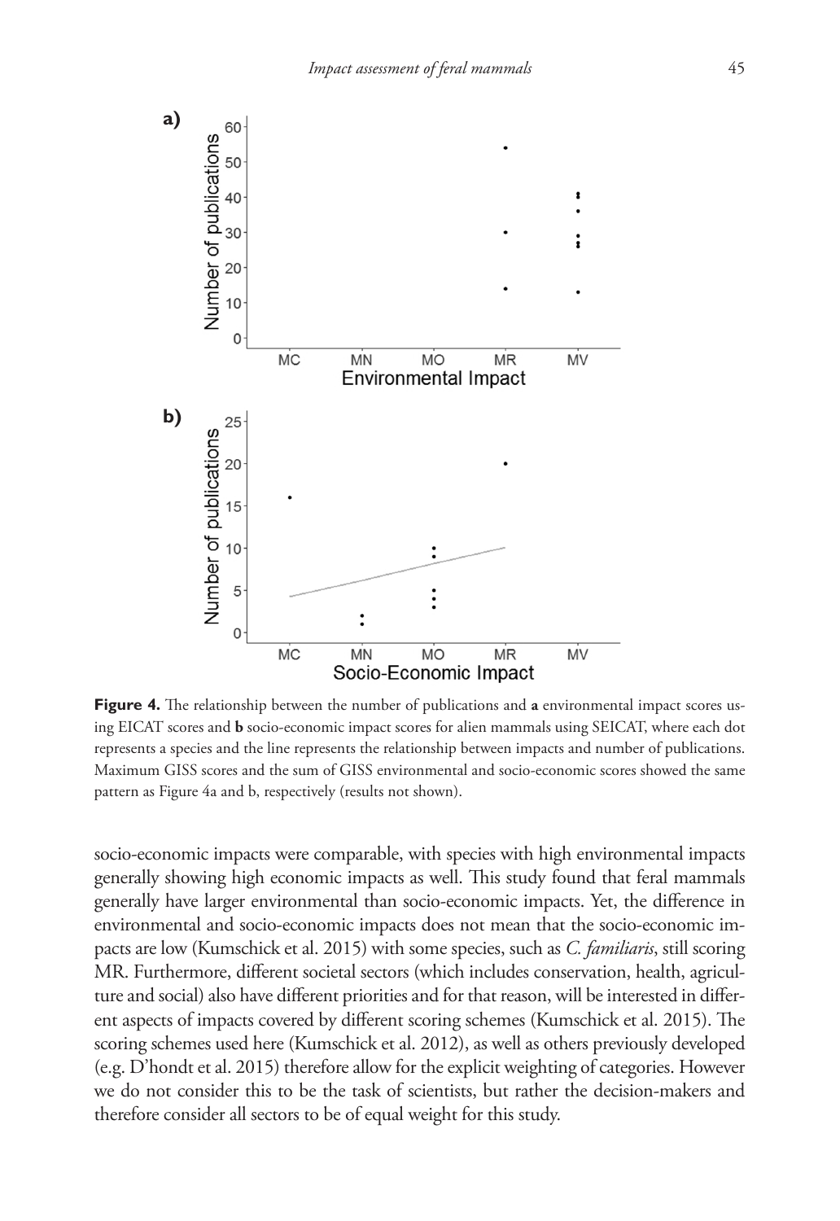**Figure 4.** The relationship between the number of publications and **a** environmental impact scores using EICAT scores and **b** socio-economic impact scores for alien mammals using SEICAT, where each dot represents a species and the line represents the relationship between impacts and number of publications. Maximum GISS scores and the sum of GISS environmental and socio-economic scores showed the same pattern as Figure 4a and b, respectively (results not shown).

socio-economic impacts were comparable, with species with high environmental impacts generally showing high economic impacts as well. This study found that feral mammals generally have larger environmental than socio-economic impacts. Yet, the difference in environmental and socio-economic impacts does not mean that the socio-economic impacts are low (Kumschick et al. 2015) with some species, such as *C. familiaris*, still scoring MR. Furthermore, different societal sectors (which includes conservation, health, agriculture and social) also have different priorities and for that reason, will be interested in different aspects of impacts covered by different scoring schemes (Kumschick et al. 2015). The scoring schemes used here (Kumschick et al. 2012), as well as others previously developed (e.g. D'hondt et al. 2015) therefore allow for the explicit weighting of categories. However we do not consider this to be the task of scientists, but rather the decision-makers and therefore consider all sectors to be of equal weight for this study.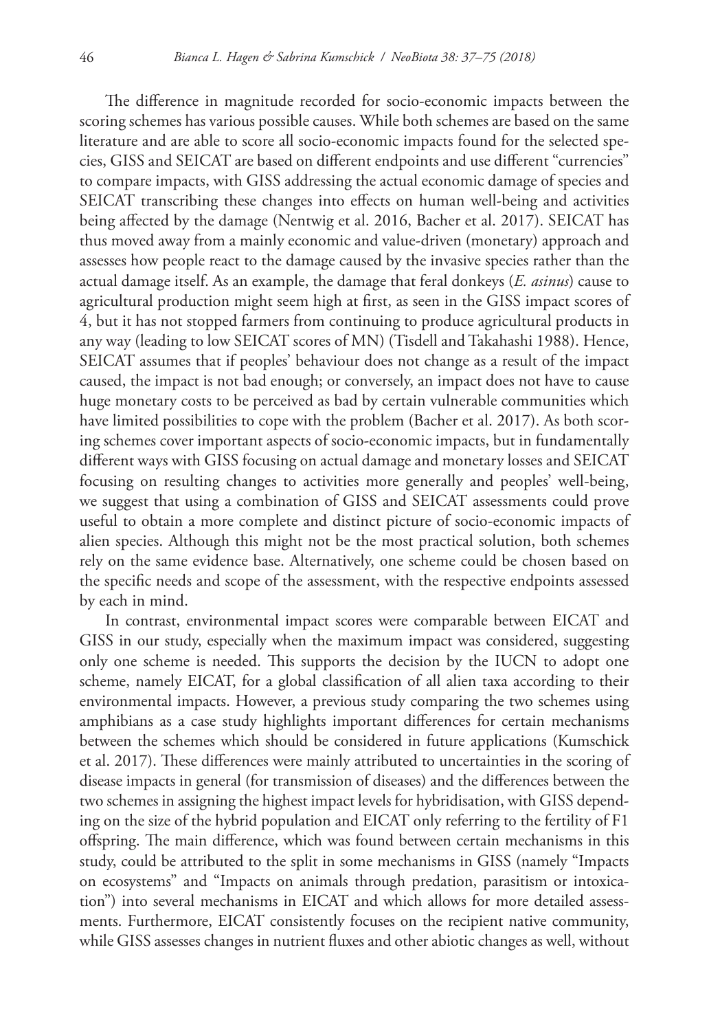The difference in magnitude recorded for socio-economic impacts between the scoring schemes has various possible causes. While both schemes are based on the same literature and are able to score all socio-economic impacts found for the selected species, GISS and SEICAT are based on different endpoints and use different "currencies" to compare impacts, with GISS addressing the actual economic damage of species and SEICAT transcribing these changes into effects on human well-being and activities being affected by the damage (Nentwig et al. 2016, Bacher et al. 2017). SEICAT has thus moved away from a mainly economic and value-driven (monetary) approach and assesses how people react to the damage caused by the invasive species rather than the actual damage itself. As an example, the damage that feral donkeys (*E. asinus*) cause to agricultural production might seem high at first, as seen in the GISS impact scores of 4, but it has not stopped farmers from continuing to produce agricultural products in any way (leading to low SEICAT scores of MN) (Tisdell and Takahashi 1988). Hence, SEICAT assumes that if peoples' behaviour does not change as a result of the impact caused, the impact is not bad enough; or conversely, an impact does not have to cause huge monetary costs to be perceived as bad by certain vulnerable communities which have limited possibilities to cope with the problem (Bacher et al. 2017). As both scoring schemes cover important aspects of socio-economic impacts, but in fundamentally different ways with GISS focusing on actual damage and monetary losses and SEICAT focusing on resulting changes to activities more generally and peoples' well-being, we suggest that using a combination of GISS and SEICAT assessments could prove useful to obtain a more complete and distinct picture of socio-economic impacts of alien species. Although this might not be the most practical solution, both schemes rely on the same evidence base. Alternatively, one scheme could be chosen based on the specific needs and scope of the assessment, with the respective endpoints assessed by each in mind.

In contrast, environmental impact scores were comparable between EICAT and GISS in our study, especially when the maximum impact was considered, suggesting only one scheme is needed. This supports the decision by the IUCN to adopt one scheme, namely EICAT, for a global classification of all alien taxa according to their environmental impacts. However, a previous study comparing the two schemes using amphibians as a case study highlights important differences for certain mechanisms between the schemes which should be considered in future applications (Kumschick et al. 2017). These differences were mainly attributed to uncertainties in the scoring of disease impacts in general (for transmission of diseases) and the differences between the two schemes in assigning the highest impact levels for hybridisation, with GISS depending on the size of the hybrid population and EICAT only referring to the fertility of F1 offspring. The main difference, which was found between certain mechanisms in this study, could be attributed to the split in some mechanisms in GISS (namely "Impacts on ecosystems" and "Impacts on animals through predation, parasitism or intoxication") into several mechanisms in EICAT and which allows for more detailed assessments. Furthermore, EICAT consistently focuses on the recipient native community, while GISS assesses changes in nutrient fluxes and other abiotic changes as well, without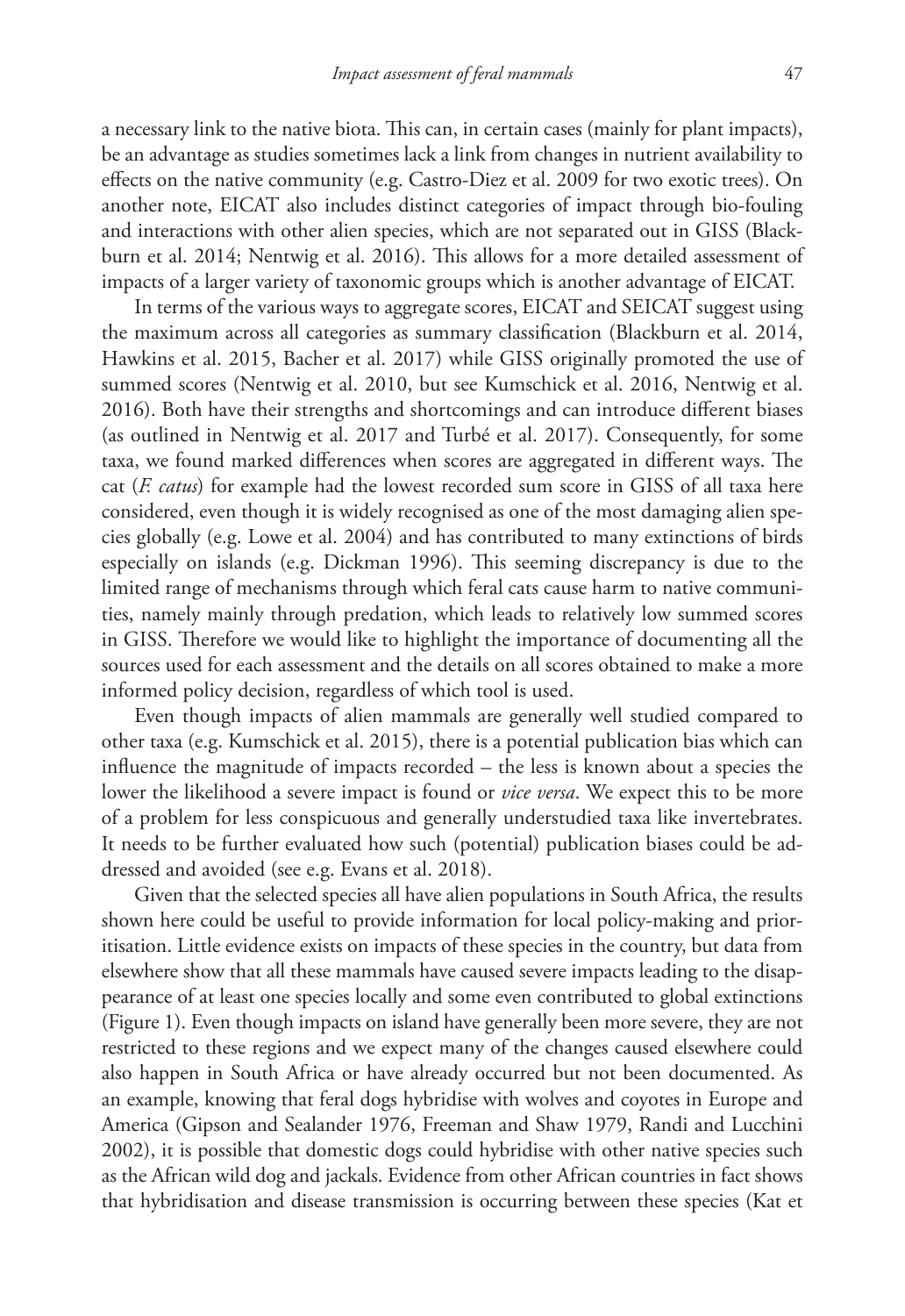a necessary link to the native biota. This can, in certain cases (mainly for plant impacts), be an advantage as studies sometimes lack a link from changes in nutrient availability to effects on the native community (e.g. Castro-Diez et al. 2009 for two exotic trees). On another note, EICAT also includes distinct categories of impact through bio-fouling and interactions with other alien species, which are not separated out in GISS (Blackburn et al. 2014; Nentwig et al. 2016). This allows for a more detailed assessment of impacts of a larger variety of taxonomic groups which is another advantage of EICAT.

In terms of the various ways to aggregate scores, EICAT and SEICAT suggest using the maximum across all categories as summary classification (Blackburn et al. 2014, Hawkins et al. 2015, Bacher et al. 2017) while GISS originally promoted the use of summed scores (Nentwig et al. 2010, but see Kumschick et al. 2016, Nentwig et al. 2016). Both have their strengths and shortcomings and can introduce different biases (as outlined in Nentwig et al. 2017 and Turbé et al. 2017). Consequently, for some taxa, we found marked differences when scores are aggregated in different ways. The cat (*F. catus*) for example had the lowest recorded sum score in GISS of all taxa here considered, even though it is widely recognised as one of the most damaging alien species globally (e.g. Lowe et al. 2004) and has contributed to many extinctions of birds especially on islands (e.g. Dickman 1996). This seeming discrepancy is due to the limited range of mechanisms through which feral cats cause harm to native communities, namely mainly through predation, which leads to relatively low summed scores in GISS. Therefore we would like to highlight the importance of documenting all the sources used for each assessment and the details on all scores obtained to make a more informed policy decision, regardless of which tool is used.

Even though impacts of alien mammals are generally well studied compared to other taxa (e.g. Kumschick et al. 2015), there is a potential publication bias which can influence the magnitude of impacts recorded – the less is known about a species the lower the likelihood a severe impact is found or *vice versa*. We expect this to be more of a problem for less conspicuous and generally understudied taxa like invertebrates. It needs to be further evaluated how such (potential) publication biases could be addressed and avoided (see e.g. Evans et al. 2018).

Given that the selected species all have alien populations in South Africa, the results shown here could be useful to provide information for local policy-making and prioritisation. Little evidence exists on impacts of these species in the country, but data from elsewhere show that all these mammals have caused severe impacts leading to the disappearance of at least one species locally and some even contributed to global extinctions (Figure 1). Even though impacts on island have generally been more severe, they are not restricted to these regions and we expect many of the changes caused elsewhere could also happen in South Africa or have already occurred but not been documented. As an example, knowing that feral dogs hybridise with wolves and coyotes in Europe and America (Gipson and Sealander 1976, Freeman and Shaw 1979, Randi and Lucchini 2002), it is possible that domestic dogs could hybridise with other native species such as the African wild dog and jackals. Evidence from other African countries in fact shows that hybridisation and disease transmission is occurring between these species (Kat et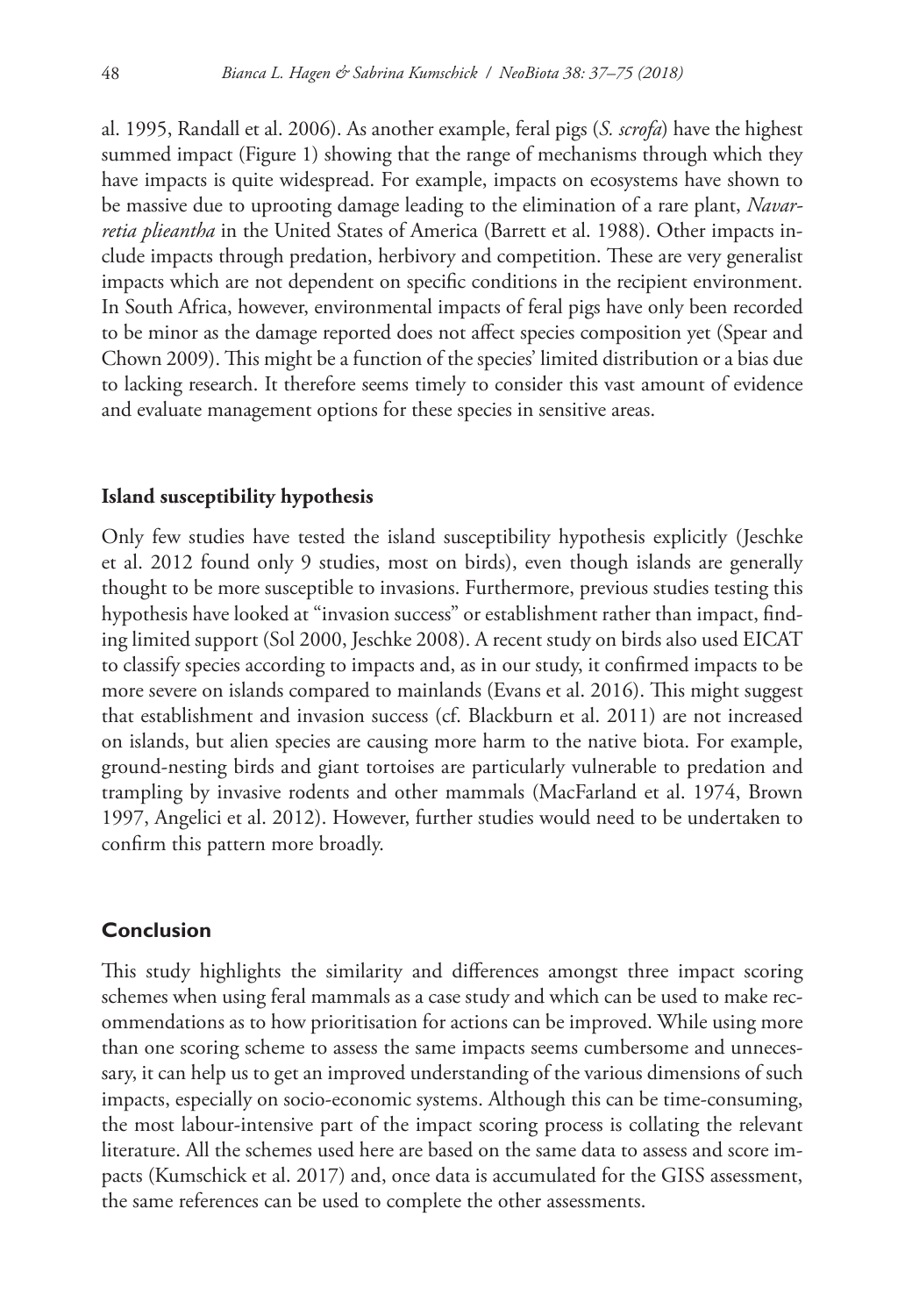al. 1995, Randall et al. 2006). As another example, feral pigs (*S. scrofa*) have the highest summed impact (Figure 1) showing that the range of mechanisms through which they have impacts is quite widespread. For example, impacts on ecosystems have shown to be massive due to uprooting damage leading to the elimination of a rare plant, *Navarretia plieantha* in the United States of America (Barrett et al. 1988). Other impacts include impacts through predation, herbivory and competition. These are very generalist impacts which are not dependent on specific conditions in the recipient environment. In South Africa, however, environmental impacts of feral pigs have only been recorded to be minor as the damage reported does not affect species composition yet (Spear and Chown 2009). This might be a function of the species' limited distribution or a bias due to lacking research. It therefore seems timely to consider this vast amount of evidence and evaluate management options for these species in sensitive areas.

### Island susceptibility hypothesis

Only few studies have tested the island susceptibility hypothesis explicitly (Jeschke et al. 2012 found only 9 studies, most on birds), even though islands are generally thought to be more susceptible to invasions. Furthermore, previous studies testing this hypothesis have looked at "invasion success" or establishment rather than impact, finding limited support (Sol 2000, Jeschke 2008). A recent study on birds also used EICAT to classify species according to impacts and, as in our study, it confirmed impacts to be more severe on islands compared to mainlands (Evans et al. 2016). This might suggest that establishment and invasion success (cf. Blackburn et al. 2011) are not increased on islands, but alien species are causing more harm to the native biota. For example, ground-nesting birds and giant tortoises are particularly vulnerable to predation and trampling by invasive rodents and other mammals (MacFarland et al. 1974, Brown 1997, Angelici et al. 2012). However, further studies would need to be undertaken to confirm this pattern more broadly.

## Conclusion

This study highlights the similarity and differences amongst three impact scoring schemes when using feral mammals as a case study and which can be used to make recommendations as to how prioritisation for actions can be improved. While using more than one scoring scheme to assess the same impacts seems cumbersome and unnecessary, it can help us to get an improved understanding of the various dimensions of such impacts, especially on socio-economic systems. Although this can be time-consuming, the most labour-intensive part of the impact scoring process is collating the relevant literature. All the schemes used here are based on the same data to assess and score impacts (Kumschick et al. 2017) and, once data is accumulated for the GISS assessment, the same references can be used to complete the other assessments.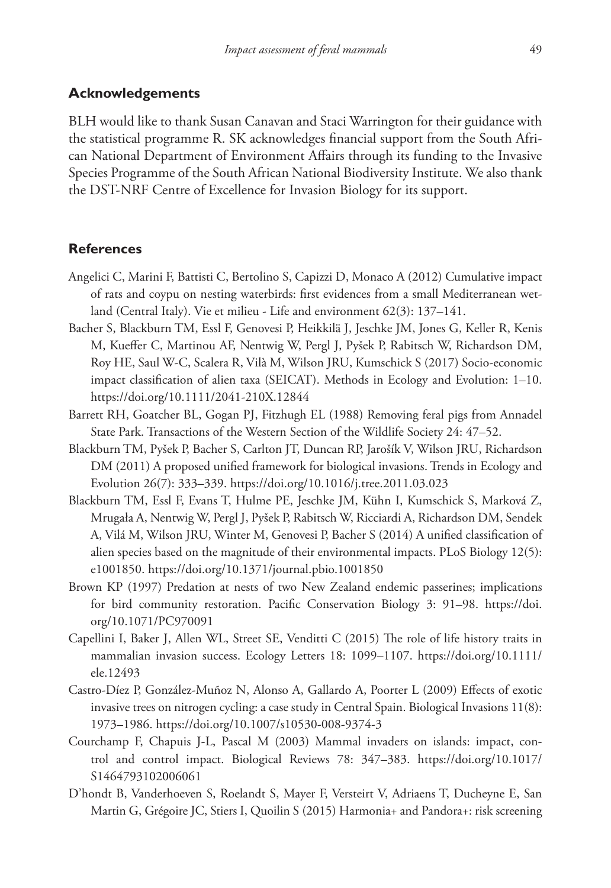## Acknowledgements

BLH would like to thank Susan Canavan and Staci Warrington for their guidance with the statistical programme R. SK acknowledges financial support from the South African National Department of Environment Affairs through its funding to the Invasive Species Programme of the South African National Biodiversity Institute. We also thank the DST-NRF Centre of Excellence for Invasion Biology for its support.

## References

Angelici C, Marini F, Battisti C, Bertolino S, Capizzi D, Monaco A (2012) Cumulative impact of rats and coypu on nesting waterbirds: first evidences from a small Mediterranean wetland (Central Italy). Vie et milieu - Life and environment 62(3): 137–141.

Bacher S, Blackburn TM, Essl F, Genovesi P, Heikkilä J, Jeschke JM, Jones G, Keller R, Kenis M, Kueffer C, Martinou AF, Nentwig W, Pergl J, Pyšek P, Rabitsch W, Richardson DM, Roy HE, Saul W-C, Scalera R, Vilà M, Wilson JRU, Kumschick S (2017) Socio-economic impact classification of alien taxa (SEICAT). Methods in Ecology and Evolution: 1–10. https://doi.org/10.1111/2041-210X.12844

Barrett RH, Goatcher BL, Gogan PJ, Fitzhugh EL (1988) Removing feral pigs from Annadel State Park. Transactions of the Western Section of the Wildlife Society 24: 47–52.

Blackburn TM, Pyšek P, Bacher S, Carlton JT, Duncan RP, Jarošík V, Wilson JRU, Richardson DM (2011) A proposed unified framework for biological invasions. Trends in Ecology and Evolution 26(7): 333–339. https://doi.org/10.1016/j.tree.2011.03.023

Blackburn TM, Essl F, Evans T, Hulme PE, Jeschke JM, Kühn I, Kumschick S, Marková Z, Mrugała A, Nentwig W, Pergl J, Pyšek P, Rabitsch W, Ricciardi A, Richardson DM, Sendek A, Vilá M, Wilson JRU, Winter M, Genovesi P, Bacher S (2014) A unified classification of alien species based on the magnitude of their environmental impacts. PLoS Biology 12(5): e1001850. https://doi.org/10.1371/journal.pbio.1001850

Brown KP (1997) Predation at nests of two New Zealand endemic passerines; implications for bird community restoration. Pacific Conservation Biology 3: 91–98. https://doi.org/10.1071/PC970091

Capellini I, Baker J, Allen WL, Street SE, Venditti C (2015) The role of life history traits in mammalian invasion success. Ecology Letters 18: 1099–1107. https://doi.org/10.1111/ele.12493

Castro-Díez P, González-Muñoz N, Alonso A, Gallardo A, Poorter L (2009) Effects of exotic invasive trees on nitrogen cycling: a case study in Central Spain. Biological Invasions 11(8): 1973–1986. https://doi.org/10.1007/s10530-008-9374-3

Courchamp F, Chapuis J-L, Pascal M (2003) Mammal invaders on islands: impact, control and control impact. Biological Reviews 78: 347–383. https://doi.org/10.1017/S1464793102006061

D'hondt B, Vanderhoeven S, Roelandt S, Mayer F, Versteirt V, Adriaens T, Ducheyne E, San Martin G, Grégoire JC, Stiers I, Quoilin S (2015) Harmonia+ and Pandora+: risk screening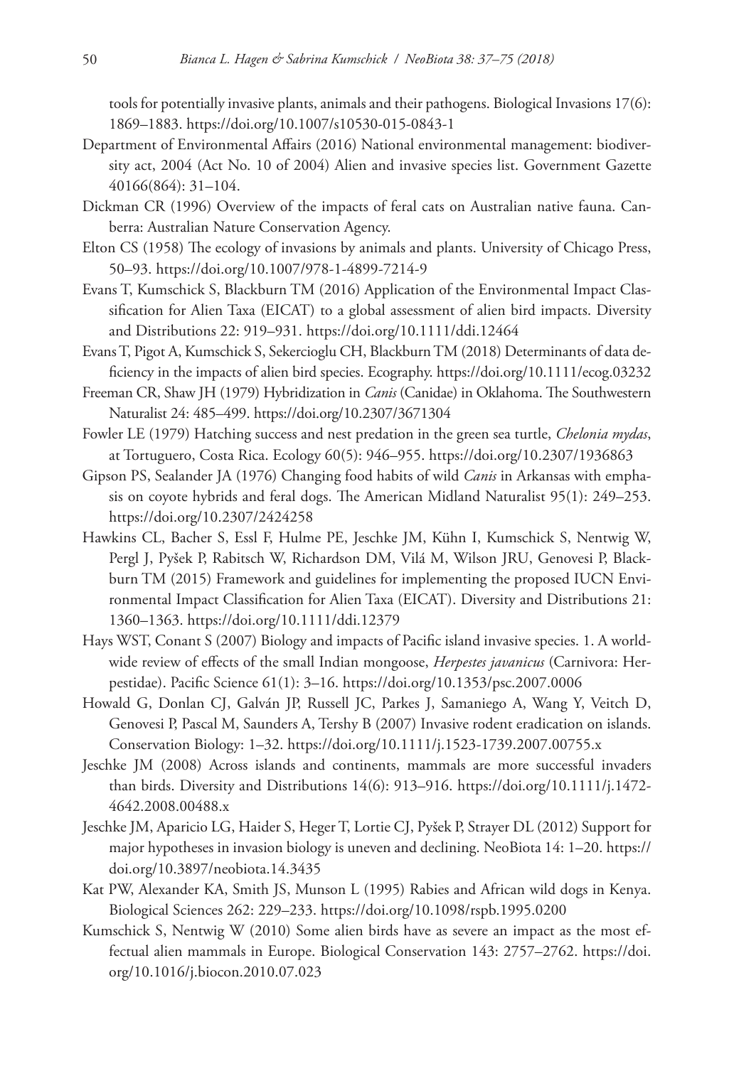tools for potentially invasive plants, animals and their pathogens. Biological Invasions 17(6): 1869–1883. https://doi.org/10.1007/s10530-015-0843-1

Department of Environmental Affairs (2016) National environmental management: biodiversity act, 2004 (Act No. 10 of 2004) Alien and invasive species list. Government Gazette 40166(864): 31–104.

Dickman CR (1996) Overview of the impacts of feral cats on Australian native fauna. Canberra: Australian Nature Conservation Agency.

Elton CS (1958) The ecology of invasions by animals and plants. University of Chicago Press, 50–93. https://doi.org/10.1007/978-1-4899-7214-9

Evans T, Kumschick S, Blackburn TM (2016) Application of the Environmental Impact Classification for Alien Taxa (EICAT) to a global assessment of alien bird impacts. Diversity and Distributions 22: 919–931. https://doi.org/10.1111/ddi.12464

Evans T, Pigot A, Kumschick S, Sekercioglu CH, Blackburn TM (2018) Determinants of data deficiency in the impacts of alien bird species. Ecography. https://doi.org/10.1111/ecog.03232

Freeman CR, Shaw JH (1979) Hybridization in *Canis* (Canidae) in Oklahoma. The Southwestern Naturalist 24: 485–499. https://doi.org/10.2307/3671304

Fowler LE (1979) Hatching success and nest predation in the green sea turtle, *Chelonia mydas*, at Tortuguero, Costa Rica. Ecology 60(5): 946–955. https://doi.org/10.2307/1936863

Gipson PS, Sealander JA (1976) Changing food habits of wild *Canis* in Arkansas with emphasis on coyote hybrids and feral dogs. The American Midland Naturalist 95(1): 249–253. https://doi.org/10.2307/2424258

Hawkins CL, Bacher S, Essl F, Hulme PE, Jeschke JM, Kühn I, Kumschick S, Nentwig W, Pergl J, Pyšek P, Rabitsch W, Richardson DM, Vilá M, Wilson JRU, Genovesi P, Blackburn TM (2015) Framework and guidelines for implementing the proposed IUCN Environmental Impact Classification for Alien Taxa (EICAT). Diversity and Distributions 21: 1360–1363. https://doi.org/10.1111/ddi.12379

Hays WST, Conant S (2007) Biology and impacts of Pacific island invasive species. 1. A worldwide review of effects of the small Indian mongoose, *Herpestes javanicus* (Carnivora: Herpestidae). Pacific Science 61(1): 3–16. https://doi.org/10.1353/psc.2007.0006

Howald G, Donlan CJ, Galván JP, Russell JC, Parkes J, Samaniego A, Wang Y, Veitch D, Genovesi P, Pascal M, Saunders A, Tershy B (2007) Invasive rodent eradication on islands. Conservation Biology: 1–32. https://doi.org/10.1111/j.1523-1739.2007.00755.x

Jeschke JM (2008) Across islands and continents, mammals are more successful invaders than birds. Diversity and Distributions 14(6): 913–916. https://doi.org/10.1111/j.1472-4642.2008.00488.x

Jeschke JM, Aparicio LG, Haider S, Heger T, Lortie CJ, Pyšek P, Strayer DL (2012) Support for major hypotheses in invasion biology is uneven and declining. NeoBiota 14: 1–20. https://doi.org/10.3897/neobiota.14.3435

Kat PW, Alexander KA, Smith JS, Munson L (1995) Rabies and African wild dogs in Kenya. Biological Sciences 262: 229–233. https://doi.org/10.1098/rspb.1995.0200

Kumschick S, Nentwig W (2010) Some alien birds have as severe an impact as the most effectual alien mammals in Europe. Biological Conservation 143: 2757–2762. https://doi.org/10.1016/j.biocon.2010.07.023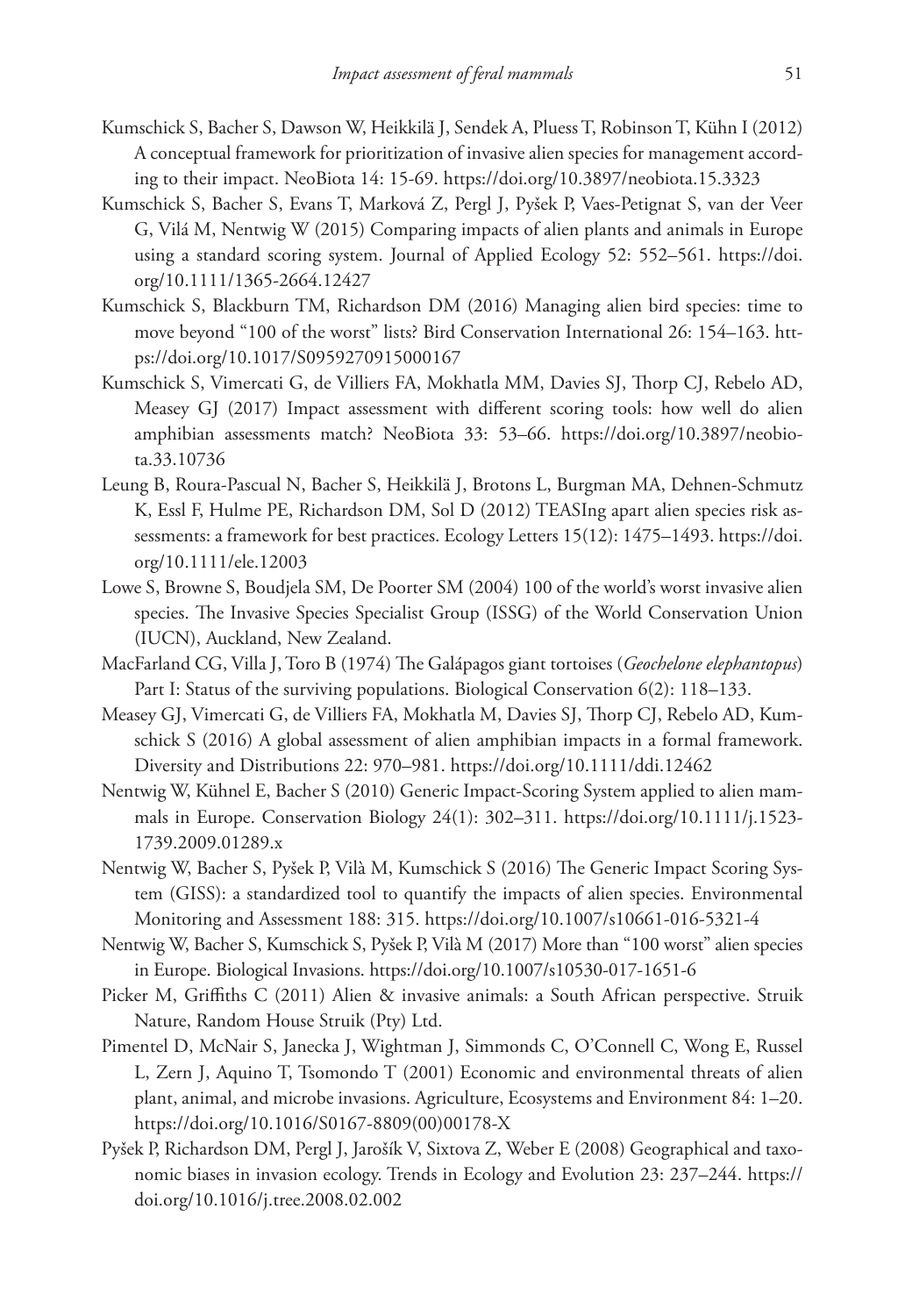Kumschick S, Bacher S, Dawson W, Heikkilä J, Sendek A, Pluess T, Robinson T, Kühn I (2012) A conceptual framework for prioritization of invasive alien species for management according to their impact. NeoBiota 14: 15-69. https://doi.org/10.3897/neobiota.15.3323

Kumschick S, Bacher S, Evans T, Marková Z, Pergl J, Pyšek P, Vaes-Petignat S, van der Veer G, Vilá M, Nentwig W (2015) Comparing impacts of alien plants and animals in Europe using a standard scoring system. Journal of Applied Ecology 52: 552–561. https://doi.org/10.1111/1365-2664.12427

Kumschick S, Blackburn TM, Richardson DM (2016) Managing alien bird species: time to move beyond "100 of the worst" lists? Bird Conservation International 26: 154–163. https://doi.org/10.1017/S0959270915000167

Kumschick S, Vimercati G, de Villiers FA, Mokhatla MM, Davies SJ, Thorp CJ, Rebelo AD, Measey GJ (2017) Impact assessment with different scoring tools: how well do alien amphibian assessments match? NeoBiota 33: 53–66. https://doi.org/10.3897/neobiota.33.10736

Leung B, Roura-Pascual N, Bacher S, Heikkilä J, Brotons L, Burgman MA, Dehnen-Schmutz K, Essl F, Hulme PE, Richardson DM, Sol D (2012) TEASIng apart alien species risk assessments: a framework for best practices. Ecology Letters 15(12): 1475–1493. https://doi.org/10.1111/ele.12003

Lowe S, Browne S, Boudjela SM, De Poorter SM (2004) 100 of the world's worst invasive alien species. The Invasive Species Specialist Group (ISSG) of the World Conservation Union (IUCN), Auckland, New Zealand.

MacFarland CG, Villa J, Toro B (1974) The Galápagos giant tortoises (*Geochelone elephantopus*) Part I: Status of the surviving populations. Biological Conservation 6(2): 118–133.

Measey GJ, Vimercati G, de Villiers FA, Mokhatla M, Davies SJ, Thorp CJ, Rebelo AD, Kumschick S (2016) A global assessment of alien amphibian impacts in a formal framework. Diversity and Distributions 22: 970–981. https://doi.org/10.1111/ddi.12462

Nentwig W, Kühnel E, Bacher S (2010) Generic Impact-Scoring System applied to alien mammals in Europe. Conservation Biology 24(1): 302–311. https://doi.org/10.1111/j.1523-1739.2009.01289.x

Nentwig W, Bacher S, Pyšek P, Vilà M, Kumschick S (2016) The Generic Impact Scoring System (GISS): a standardized tool to quantify the impacts of alien species. Environmental Monitoring and Assessment 188: 315. https://doi.org/10.1007/s10661-016-5321-4

Nentwig W, Bacher S, Kumschick S, Pyšek P, Vilà M (2017) More than "100 worst" alien species in Europe. Biological Invasions. https://doi.org/10.1007/s10530-017-1651-6

Picker M, Griffiths C (2011) Alien & invasive animals: a South African perspective. Struik Nature, Random House Struik (Pty) Ltd.

Pimentel D, McNair S, Janecka J, Wightman J, Simmonds C, O'Connell C, Wong E, Russel L, Zern J, Aquino T, Tsomondo T (2001) Economic and environmental threats of alien plant, animal, and microbe invasions. Agriculture, Ecosystems and Environment 84: 1–20. https://doi.org/10.1016/S0167-8809(00)00178-X

Pyšek P, Richardson DM, Pergl J, Jarošík V, Sixtova Z, Weber E (2008) Geographical and taxonomic biases in invasion ecology. Trends in Ecology and Evolution 23: 237–244. https://doi.org/10.1016/j.tree.2008.02.002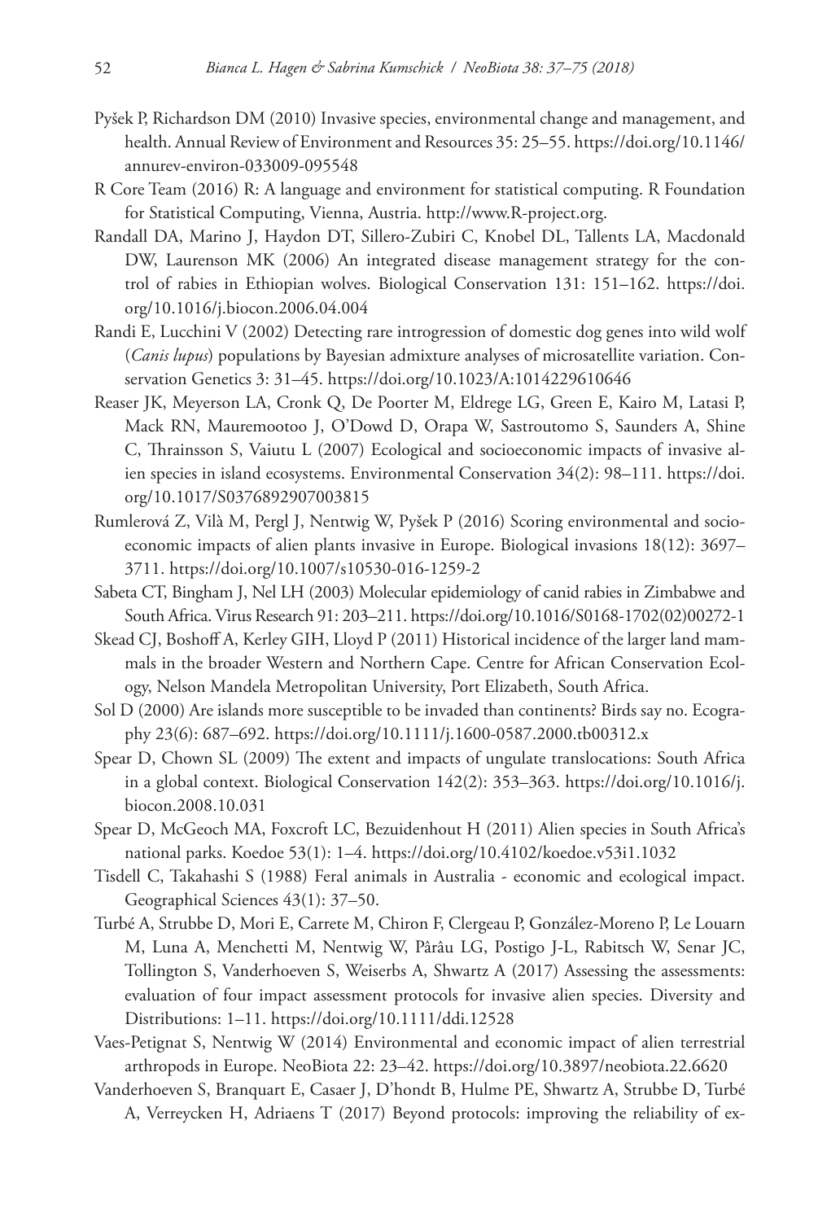Pyšek P, Richardson DM (2010) Invasive species, environmental change and management, and health. Annual Review of Environment and Resources 35: 25–55. https://doi.org/10.1146/annurev-environ-033009-095548

R Core Team (2016) R: A language and environment for statistical computing. R Foundation for Statistical Computing, Vienna, Austria. http://www.R-project.org.

Randall DA, Marino J, Haydon DT, Sillero-Zubiri C, Knobel DL, Tallents LA, Macdonald DW, Laurenson MK (2006) An integrated disease management strategy for the control of rabies in Ethiopian wolves. Biological Conservation 131: 151–162. https://doi.org/10.1016/j.biocon.2006.04.004

Randi E, Lucchini V (2002) Detecting rare introgression of domestic dog genes into wild wolf (*Canis lupus*) populations by Bayesian admixture analyses of microsatellite variation. Conservation Genetics 3: 31–45. https://doi.org/10.1023/A:1014229610646

Reaser JK, Meyerson LA, Cronk Q, De Poorter M, Eldrege LG, Green E, Kairo M, Latasi P, Mack RN, Mauremootoo J, O'Dowd D, Orapa W, Sastroutomo S, Saunders A, Shine C, Thrainsson S, Vaiutu L (2007) Ecological and socioeconomic impacts of invasive alien species in island ecosystems. Environmental Conservation 34(2): 98–111. https://doi.org/10.1017/S0376892907003815

Rumlerová Z, Vilà M, Pergl J, Nentwig W, Pyšek P (2016) Scoring environmental and socioeconomic impacts of alien plants invasive in Europe. Biological invasions 18(12): 3697–3711. https://doi.org/10.1007/s10530-016-1259-2

Sabeta CT, Bingham J, Nel LH (2003) Molecular epidemiology of canid rabies in Zimbabwe and South Africa. Virus Research 91: 203–211. https://doi.org/10.1016/S0168-1702(02)00272-1

Skead CJ, Boshoff A, Kerley GIH, Lloyd P (2011) Historical incidence of the larger land mammals in the broader Western and Northern Cape. Centre for African Conservation Ecology, Nelson Mandela Metropolitan University, Port Elizabeth, South Africa.

Sol D (2000) Are islands more susceptible to be invaded than continents? Birds say no. Ecography 23(6): 687–692. https://doi.org/10.1111/j.1600-0587.2000.tb00312.x

Spear D, Chown SL (2009) The extent and impacts of ungulate translocations: South Africa in a global context. Biological Conservation 142(2): 353–363. https://doi.org/10.1016/j.biocon.2008.10.031

Spear D, McGeoch MA, Foxcroft LC, Bezuidenhout H (2011) Alien species in South Africa's national parks. Koedoe 53(1): 1–4. https://doi.org/10.4102/koedoe.v53i1.1032

Tisdell C, Takahashi S (1988) Feral animals in Australia - economic and ecological impact. Geographical Sciences 43(1): 37–50.

Turbé A, Strubbe D, Mori E, Carrete M, Chiron F, Clergeau P, González-Moreno P, Le Louarn M, Luna A, Menchetti M, Nentwig W, Pârâu LG, Postigo J-L, Rabitsch W, Senar JC, Tollington S, Vanderhoeven S, Weiserbs A, Shwartz A (2017) Assessing the assessments: evaluation of four impact assessment protocols for invasive alien species. Diversity and Distributions: 1–11. https://doi.org/10.1111/ddi.12528

Vaes-Petignat S, Nentwig W (2014) Environmental and economic impact of alien terrestrial arthropods in Europe. NeoBiota 22: 23–42. https://doi.org/10.3897/neobiota.22.6620

Vanderhoeven S, Branquart E, Casaer J, D'hondt B, Hulme PE, Shwartz A, Strubbe D, Turbé A, Verreycken H, Adriaens T (2017) Beyond protocols: improving the reliability of ex-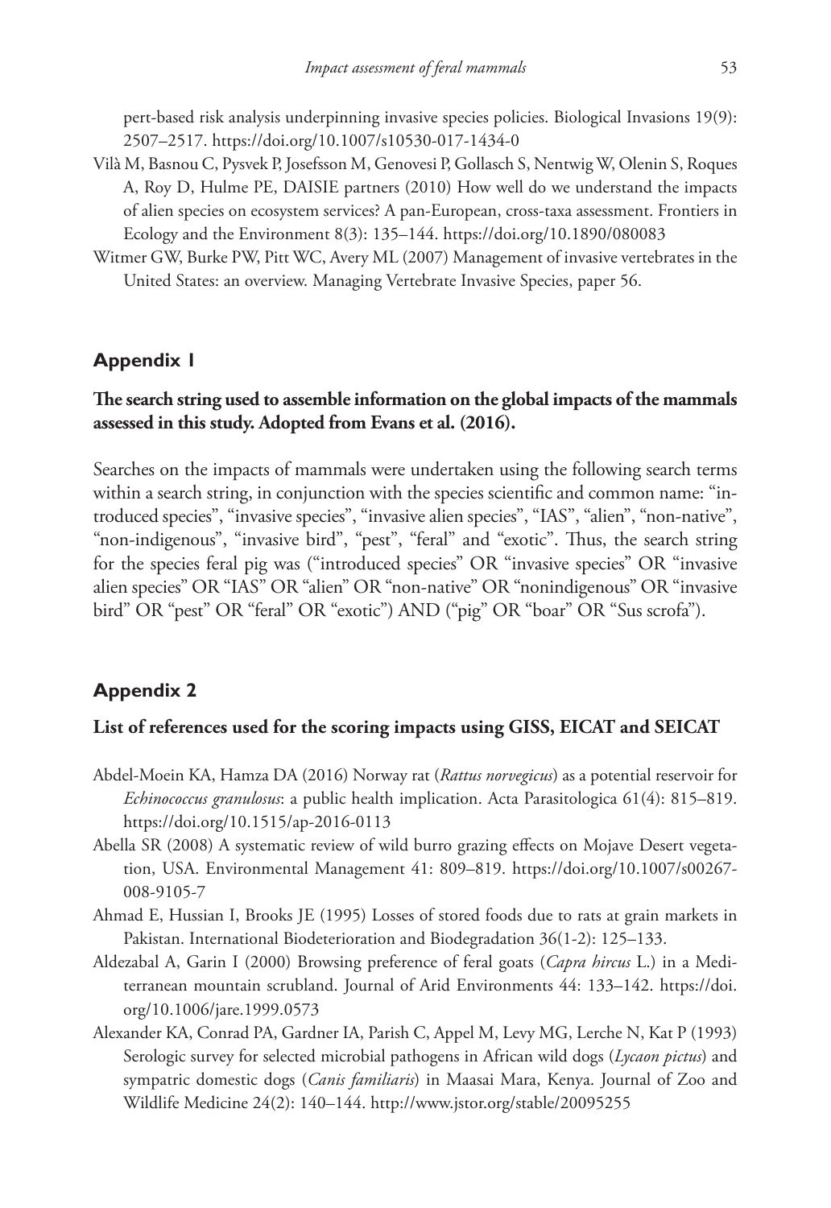pert-based risk analysis underpinning invasive species policies. Biological Invasions 19(9): 2507–2517. https://doi.org/10.1007/s10530-017-1434-0

Vilà M, Basnou C, Pysvek P, Josefsson M, Genovesi P, Gollasch S, Nentwig W, Olenin S, Roques A, Roy D, Hulme PE, DAISIE partners (2010) How well do we understand the impacts of alien species on ecosystem services? A pan-European, cross-taxa assessment. Frontiers in Ecology and the Environment 8(3): 135–144. https://doi.org/10.1890/080083

Witmer GW, Burke PW, Pitt WC, Avery ML (2007) Management of invasive vertebrates in the United States: an overview. Managing Vertebrate Invasive Species, paper 56.

## Appendix 1

### The search string used to assemble information on the global impacts of the mammals assessed in this study. Adopted from Evans et al. (2016).

Searches on the impacts of mammals were undertaken using the following search terms within a search string, in conjunction with the species scientific and common name: "introduced species", "invasive species", "invasive alien species", "IAS", "alien", "non-native", "non-indigenous", "invasive bird", "pest", "feral" and "exotic". Thus, the search string for the species feral pig was ("introduced species" OR "invasive species" OR "invasive alien species" OR "IAS" OR "alien" OR "non-native" OR "nonindigenous" OR "invasive bird" OR "pest" OR "feral" OR "exotic") AND ("pig" OR "boar" OR "Sus scrofa").

## Appendix 2

### List of references used for the scoring impacts using GISS, EICAT and SEICAT

Abdel-Moein KA, Hamza DA (2016) Norway rat (*Rattus norvegicus*) as a potential reservoir for *Echinococcus granulosus*: a public health implication. Acta Parasitologica 61(4): 815–819. https://doi.org/10.1515/ap-2016-0113

Abella SR (2008) A systematic review of wild burro grazing effects on Mojave Desert vegetation, USA. Environmental Management 41: 809–819. https://doi.org/10.1007/s00267-008-9105-7

Ahmad E, Hussian I, Brooks JE (1995) Losses of stored foods due to rats at grain markets in Pakistan. International Biodeterioration and Biodegradation 36(1-2): 125–133.

Aldezabal A, Garin I (2000) Browsing preference of feral goats (*Capra hircus* L.) in a Mediterranean mountain scrubland. Journal of Arid Environments 44: 133–142. https://doi.org/10.1006/jare.1999.0573

Alexander KA, Conrad PA, Gardner IA, Parish C, Appel M, Levy MG, Lerche N, Kat P (1993) Serologic survey for selected microbial pathogens in African wild dogs (*Lycaon pictus*) and sympatric domestic dogs (*Canis familiaris*) in Maasai Mara, Kenya. Journal of Zoo and Wildlife Medicine 24(2): 140–144. http://www.jstor.org/stable/20095255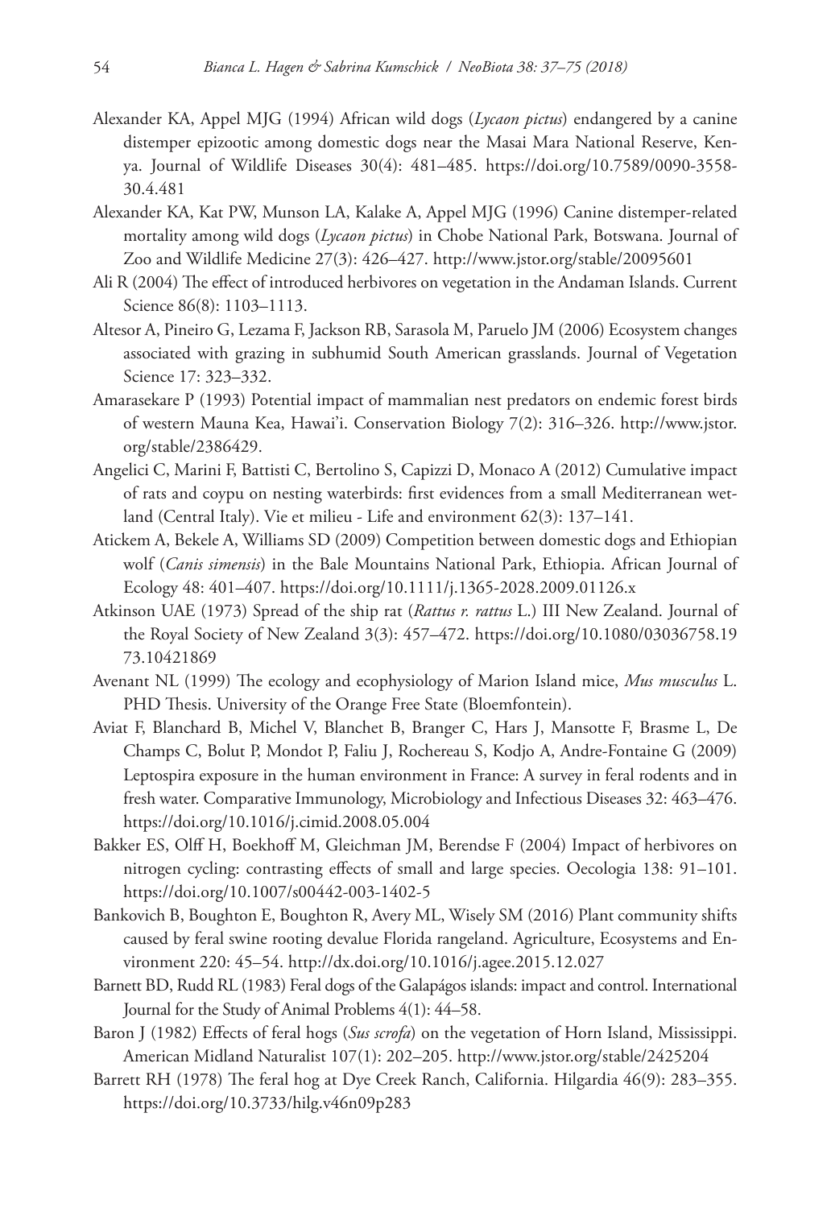Alexander KA, Appel MJG (1994) African wild dogs (*Lycaon pictus*) endangered by a canine distemper epizootic among domestic dogs near the Masai Mara National Reserve, Kenya. Journal of Wildlife Diseases 30(4): 481–485. https://doi.org/10.7589/0090-3558-30.4.481

Alexander KA, Kat PW, Munson LA, Kalake A, Appel MJG (1996) Canine distemper-related mortality among wild dogs (*Lycaon pictus*) in Chobe National Park, Botswana. Journal of Zoo and Wildlife Medicine 27(3): 426–427. http://www.jstor.org/stable/20095601

Ali R (2004) The effect of introduced herbivores on vegetation in the Andaman Islands. Current Science 86(8): 1103–1113.

Altesor A, Pineiro G, Lezama F, Jackson RB, Sarasola M, Paruelo JM (2006) Ecosystem changes associated with grazing in subhumid South American grasslands. Journal of Vegetation Science 17: 323–332.

Amarasekare P (1993) Potential impact of mammalian nest predators on endemic forest birds of western Mauna Kea, Hawai'i. Conservation Biology 7(2): 316–326. http://www.jstor.org/stable/2386429.

Angelici C, Marini F, Battisti C, Bertolino S, Capizzi D, Monaco A (2012) Cumulative impact of rats and coypu on nesting waterbirds: first evidences from a small Mediterranean wetland (Central Italy). Vie et milieu - Life and environment 62(3): 137–141.

Atickem A, Bekele A, Williams SD (2009) Competition between domestic dogs and Ethiopian wolf (*Canis simensis*) in the Bale Mountains National Park, Ethiopia. African Journal of Ecology 48: 401–407. https://doi.org/10.1111/j.1365-2028.2009.01126.x

Atkinson UAE (1973) Spread of the ship rat (*Rattus r. rattus* L.) III New Zealand. Journal of the Royal Society of New Zealand 3(3): 457–472. https://doi.org/10.1080/03036758.1973.10421869

Avenant NL (1999) The ecology and ecophysiology of Marion Island mice, *Mus musculus* L. PHD Thesis. University of the Orange Free State (Bloemfontein).

Aviat F, Blanchard B, Michel V, Blanchet B, Branger C, Hars J, Mansotte F, Brasme L, De Champs C, Bolut P, Mondot P, Faliu J, Rochereau S, Kodjo A, Andre-Fontaine G (2009) Leptospira exposure in the human environment in France: A survey in feral rodents and in fresh water. Comparative Immunology, Microbiology and Infectious Diseases 32: 463–476. https://doi.org/10.1016/j.cimid.2008.05.004

Bakker ES, Olff H, Boekhoff M, Gleichman JM, Berendse F (2004) Impact of herbivores on nitrogen cycling: contrasting effects of small and large species. Oecologia 138: 91–101. https://doi.org/10.1007/s00442-003-1402-5

Bankovich B, Boughton E, Boughton R, Avery ML, Wisely SM (2016) Plant community shifts caused by feral swine rooting devalue Florida rangeland. Agriculture, Ecosystems and Environment 220: 45–54. http://dx.doi.org/10.1016/j.agee.2015.12.027

Barnett BD, Rudd RL (1983) Feral dogs of the Galapágos islands: impact and control. International Journal for the Study of Animal Problems 4(1): 44–58.

Baron J (1982) Effects of feral hogs (*Sus scrofa*) on the vegetation of Horn Island, Mississippi. American Midland Naturalist 107(1): 202–205. http://www.jstor.org/stable/2425204

Barrett RH (1978) The feral hog at Dye Creek Ranch, California. Hilgardia 46(9): 283–355. https://doi.org/10.3733/hilg.v46n09p283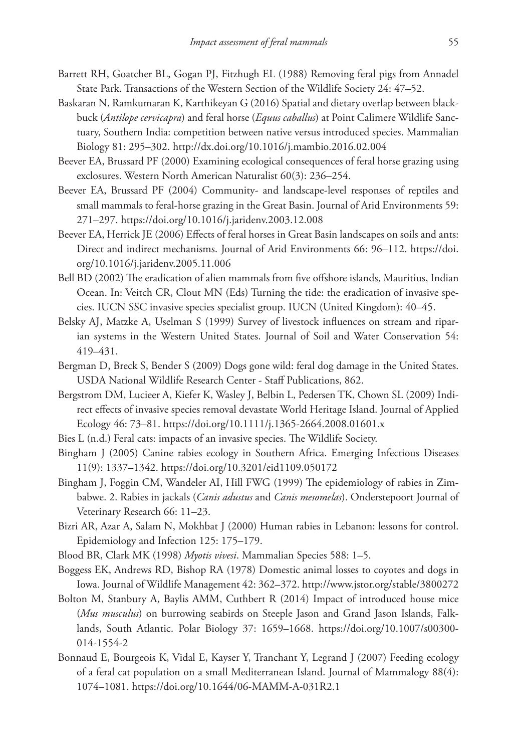Barrett RH, Goatcher BL, Gogan PJ, Fitzhugh EL (1988) Removing feral pigs from Annadel State Park. Transactions of the Western Section of the Wildlife Society 24: 47–52.

Baskaran N, Ramkumaran K, Karthikeyan G (2016) Spatial and dietary overlap between blackbuck (*Antilope cervicapra*) and feral horse (*Equus caballus*) at Point Calimere Wildlife Sanctuary, Southern India: competition between native versus introduced species. Mammalian Biology 81: 295–302. http://dx.doi.org/10.1016/j.mambio.2016.02.004

Beever EA, Brussard PF (2000) Examining ecological consequences of feral horse grazing using exclosures. Western North American Naturalist 60(3): 236–254.

Beever EA, Brussard PF (2004) Community- and landscape-level responses of reptiles and small mammals to feral-horse grazing in the Great Basin. Journal of Arid Environments 59: 271–297. https://doi.org/10.1016/j.jaridenv.2003.12.008

Beever EA, Herrick JE (2006) Effects of feral horses in Great Basin landscapes on soils and ants: Direct and indirect mechanisms. Journal of Arid Environments 66: 96–112. https://doi.org/10.1016/j.jaridenv.2005.11.006

Bell BD (2002) The eradication of alien mammals from five offshore islands, Mauritius, Indian Ocean. In: Veitch CR, Clout MN (Eds) Turning the tide: the eradication of invasive species. IUCN SSC invasive species specialist group. IUCN (United Kingdom): 40–45.

Belsky AJ, Matzke A, Uselman S (1999) Survey of livestock influences on stream and riparian systems in the Western United States. Journal of Soil and Water Conservation 54: 419–431.

Bergman D, Breck S, Bender S (2009) Dogs gone wild: feral dog damage in the United States. USDA National Wildlife Research Center - Staff Publications, 862.

Bergstrom DM, Lucieer A, Kiefer K, Wasley J, Belbin L, Pedersen TK, Chown SL (2009) Indirect effects of invasive species removal devastate World Heritage Island. Journal of Applied Ecology 46: 73–81. https://doi.org/10.1111/j.1365-2664.2008.01601.x

Bies L (n.d.) Feral cats: impacts of an invasive species. The Wildlife Society.

Bingham J (2005) Canine rabies ecology in Southern Africa. Emerging Infectious Diseases 11(9): 1337–1342. https://doi.org/10.3201/eid1109.050172

Bingham J, Foggin CM, Wandeler AI, Hill FWG (1999) The epidemiology of rabies in Zimbabwe. 2. Rabies in jackals (*Canis adustus* and *Canis mesomelas*). Onderstepoort Journal of Veterinary Research 66: 11–23.

Bizri AR, Azar A, Salam N, Mokhbat J (2000) Human rabies in Lebanon: lessons for control. Epidemiology and Infection 125: 175–179.

Blood BR, Clark MK (1998) *Myotis vivesi*. Mammalian Species 588: 1–5.

Boggess EK, Andrews RD, Bishop RA (1978) Domestic animal losses to coyotes and dogs in Iowa. Journal of Wildlife Management 42: 362–372. http://www.jstor.org/stable/3800272

Bolton M, Stanbury A, Baylis AMM, Cuthbert R (2014) Impact of introduced house mice (*Mus musculus*) on burrowing seabirds on Steeple Jason and Grand Jason Islands, Falklands, South Atlantic. Polar Biology 37: 1659–1668. https://doi.org/10.1007/s00300-014-1554-2

Bonnaud E, Bourgeois K, Vidal E, Kayser Y, Tranchant Y, Legrand J (2007) Feeding ecology of a feral cat population on a small Mediterranean Island. Journal of Mammalogy 88(4): 1074–1081. https://doi.org/10.1644/06-MAMM-A-031R2.1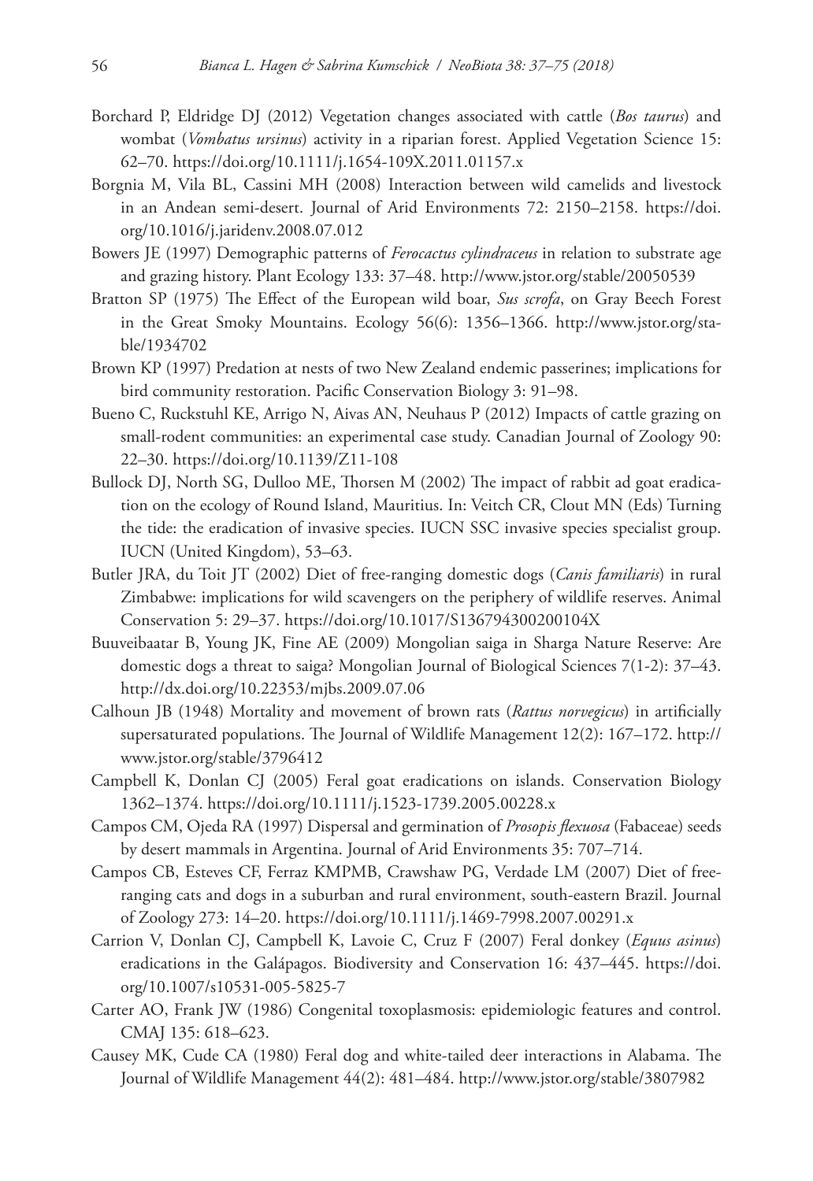Borchard P, Eldridge DJ (2012) Vegetation changes associated with cattle (*Bos taurus*) and wombat (*Vombatus ursinus*) activity in a riparian forest. Applied Vegetation Science 15: 62–70. https://doi.org/10.1111/j.1654-109X.2011.01157.x

Borgnia M, Vila BL, Cassini MH (2008) Interaction between wild camelids and livestock in an Andean semi-desert. Journal of Arid Environments 72: 2150–2158. https://doi.org/10.1016/j.jaridenv.2008.07.012

Bowers JE (1997) Demographic patterns of *Ferocactus cylindraceus* in relation to substrate age and grazing history. Plant Ecology 133: 37–48. http://www.jstor.org/stable/20050539

Bratton SP (1975) The Effect of the European wild boar, *Sus scrofa*, on Gray Beech Forest in the Great Smoky Mountains. Ecology 56(6): 1356–1366. http://www.jstor.org/stable/1934702

Brown KP (1997) Predation at nests of two New Zealand endemic passerines; implications for bird community restoration. Pacific Conservation Biology 3: 91–98.

Bueno C, Ruckstuhl KE, Arrigo N, Aivas AN, Neuhaus P (2012) Impacts of cattle grazing on small-rodent communities: an experimental case study. Canadian Journal of Zoology 90: 22–30. https://doi.org/10.1139/Z11-108

Bullock DJ, North SG, Dulloo ME, Thorsen M (2002) The impact of rabbit ad goat eradication on the ecology of Round Island, Mauritius. In: Veitch CR, Clout MN (Eds) Turning the tide: the eradication of invasive species. IUCN SSC invasive species specialist group. IUCN (United Kingdom), 53–63.

Butler JRA, du Toit JT (2002) Diet of free-ranging domestic dogs (*Canis familiaris*) in rural Zimbabwe: implications for wild scavengers on the periphery of wildlife reserves. Animal Conservation 5: 29–37. https://doi.org/10.1017/S136794300200104X

Buuveibaatar B, Young JK, Fine AE (2009) Mongolian saiga in Sharga Nature Reserve: Are domestic dogs a threat to saiga? Mongolian Journal of Biological Sciences 7(1-2): 37–43. http://dx.doi.org/10.22353/mjbs.2009.07.06

Calhoun JB (1948) Mortality and movement of brown rats (*Rattus norvegicus*) in artificially supersaturated populations. The Journal of Wildlife Management 12(2): 167–172. http://www.jstor.org/stable/3796412

Campbell K, Donlan CJ (2005) Feral goat eradications on islands. Conservation Biology 1362–1374. https://doi.org/10.1111/j.1523-1739.2005.00228.x

Campos CM, Ojeda RA (1997) Dispersal and germination of *Prosopis flexuosa* (Fabaceae) seeds by desert mammals in Argentina. Journal of Arid Environments 35: 707–714.

Campos CB, Esteves CF, Ferraz KMPMB, Crawshaw PG, Verdade LM (2007) Diet of free-ranging cats and dogs in a suburban and rural environment, south-eastern Brazil. Journal of Zoology 273: 14–20. https://doi.org/10.1111/j.1469-7998.2007.00291.x

Carrion V, Donlan CJ, Campbell K, Lavoie C, Cruz F (2007) Feral donkey (*Equus asinus*) eradications in the Galápagos. Biodiversity and Conservation 16: 437–445. https://doi.org/10.1007/s10531-005-5825-7

Carter AO, Frank JW (1986) Congenital toxoplasmosis: epidemiologic features and control. CMAJ 135: 618–623.

Causey MK, Cude CA (1980) Feral dog and white-tailed deer interactions in Alabama. The Journal of Wildlife Management 44(2): 481–484. http://www.jstor.org/stable/3807982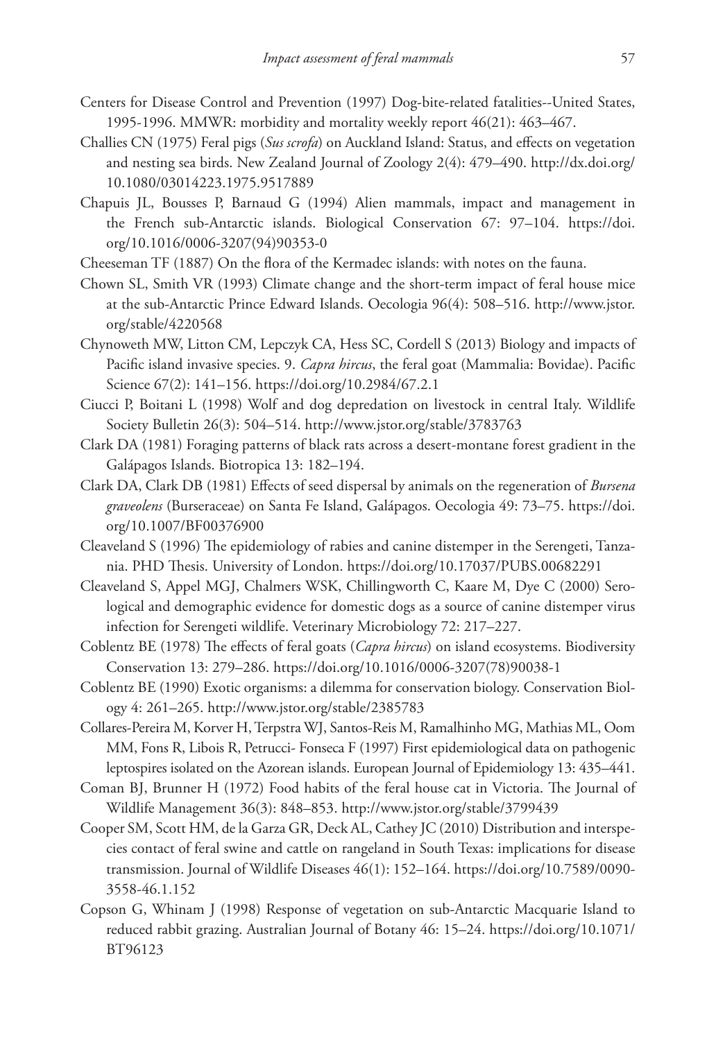Centers for Disease Control and Prevention (1997) Dog-bite-related fatalities--United States, 1995-1996. MMWR: morbidity and mortality weekly report 46(21): 463–467.

Challies CN (1975) Feral pigs (*Sus scrofa*) on Auckland Island: Status, and effects on vegetation and nesting sea birds. New Zealand Journal of Zoology 2(4): 479–490. http://dx.doi.org/10.1080/03014223.1975.9517889

Chapuis JL, Bousses P, Barnaud G (1994) Alien mammals, impact and management in the French sub-Antarctic islands. Biological Conservation 67: 97–104. https://doi.org/10.1016/0006-3207(94)90353-0

Cheeseman TF (1887) On the flora of the Kermadec islands: with notes on the fauna.

Chown SL, Smith VR (1993) Climate change and the short-term impact of feral house mice at the sub-Antarctic Prince Edward Islands. Oecologia 96(4): 508–516. http://www.jstor.org/stable/4220568

Chynoweth MW, Litton CM, Lepczyk CA, Hess SC, Cordell S (2013) Biology and impacts of Pacific island invasive species. 9. *Capra hircus*, the feral goat (Mammalia: Bovidae). Pacific Science 67(2): 141–156. https://doi.org/10.2984/67.2.1

Ciucci P, Boitani L (1998) Wolf and dog depredation on livestock in central Italy. Wildlife Society Bulletin 26(3): 504–514. http://www.jstor.org/stable/3783763

Clark DA (1981) Foraging patterns of black rats across a desert-montane forest gradient in the Galápagos Islands. Biotropica 13: 182–194.

Clark DA, Clark DB (1981) Effects of seed dispersal by animals on the regeneration of *Bursena graveolens* (Burseraceae) on Santa Fe Island, Galápagos. Oecologia 49: 73–75. https://doi.org/10.1007/BF00376900

Cleaveland S (1996) The epidemiology of rabies and canine distemper in the Serengeti, Tanzania. PHD Thesis. University of London. https://doi.org/10.17037/PUBS.00682291

Cleaveland S, Appel MGJ, Chalmers WSK, Chillingworth C, Kaare M, Dye C (2000) Serological and demographic evidence for domestic dogs as a source of canine distemper virus infection for Serengeti wildlife. Veterinary Microbiology 72: 217–227.

Coblentz BE (1978) The effects of feral goats (*Capra hircus*) on island ecosystems. Biodiversity Conservation 13: 279–286. https://doi.org/10.1016/0006-3207(78)90038-1

Coblentz BE (1990) Exotic organisms: a dilemma for conservation biology. Conservation Biology 4: 261–265. http://www.jstor.org/stable/2385783

Collares-Pereira M, Korver H, Terpstra WJ, Santos-Reis M, Ramalhinho MG, Mathias ML, Oom MM, Fons R, Libois R, Petrucci- Fonseca F (1997) First epidemiological data on pathogenic leptospires isolated on the Azorean islands. European Journal of Epidemiology 13: 435–441.

Coman BJ, Brunner H (1972) Food habits of the feral house cat in Victoria. The Journal of Wildlife Management 36(3): 848–853. http://www.jstor.org/stable/3799439

Cooper SM, Scott HM, de la Garza GR, Deck AL, Cathey JC (2010) Distribution and interspecies contact of feral swine and cattle on rangeland in South Texas: implications for disease transmission. Journal of Wildlife Diseases 46(1): 152–164. https://doi.org/10.7589/0090-3558-46.1.152

Copson G, Whinam J (1998) Response of vegetation on sub-Antarctic Macquarie Island to reduced rabbit grazing. Australian Journal of Botany 46: 15–24. https://doi.org/10.1071/BT96123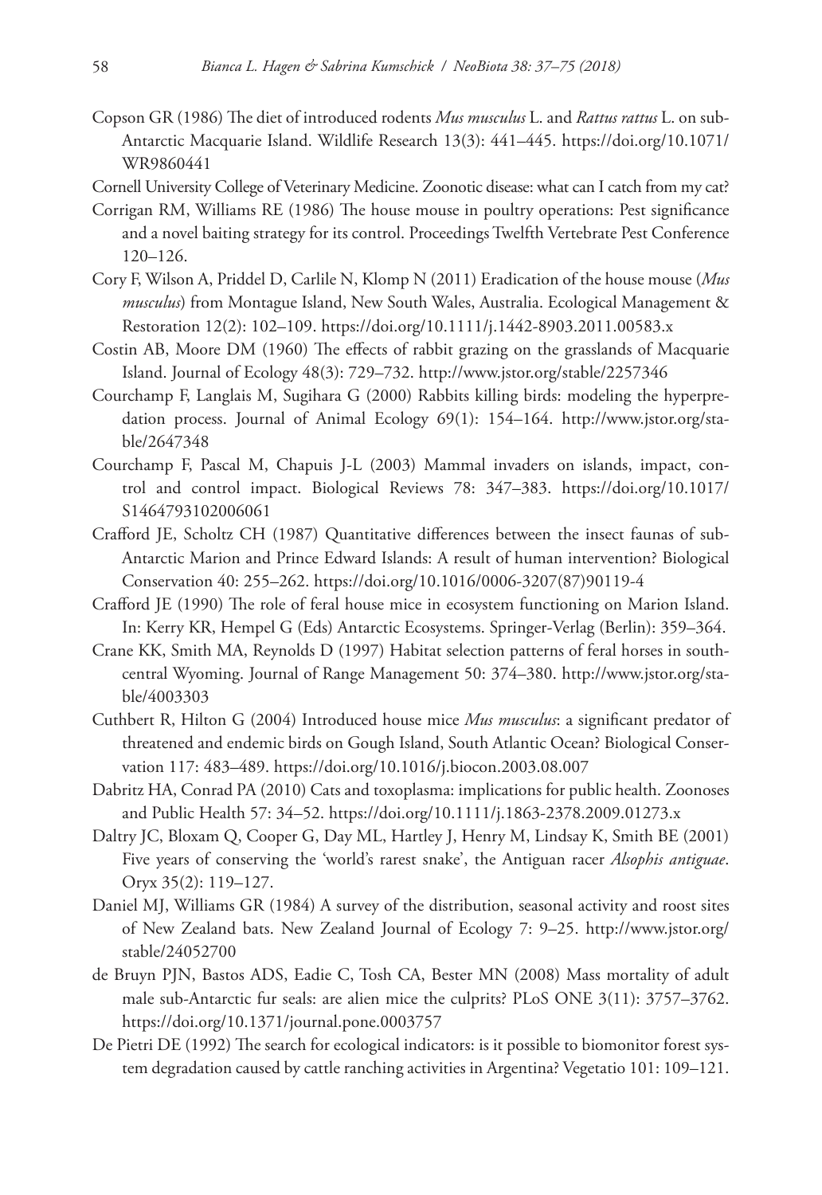Copson GR (1986) The diet of introduced rodents *Mus musculus* L. and *Rattus rattus* L. on sub-Antarctic Macquarie Island. Wildlife Research 13(3): 441–445. https://doi.org/10.1071/WR9860441

Cornell University College of Veterinary Medicine. Zoonotic disease: what can I catch from my cat?

Corrigan RM, Williams RE (1986) The house mouse in poultry operations: Pest significance and a novel baiting strategy for its control. Proceedings Twelfth Vertebrate Pest Conference 120–126.

Cory F, Wilson A, Priddel D, Carlile N, Klomp N (2011) Eradication of the house mouse (*Mus musculus*) from Montague Island, New South Wales, Australia. Ecological Management & Restoration 12(2): 102–109. https://doi.org/10.1111/j.1442-8903.2011.00583.x

Costin AB, Moore DM (1960) The effects of rabbit grazing on the grasslands of Macquarie Island. Journal of Ecology 48(3): 729–732. http://www.jstor.org/stable/2257346

Courchamp F, Langlais M, Sugihara G (2000) Rabbits killing birds: modeling the hyperpredation process. Journal of Animal Ecology 69(1): 154–164. http://www.jstor.org/stable/2647348

Courchamp F, Pascal M, Chapuis J-L (2003) Mammal invaders on islands, impact, control and control impact. Biological Reviews 78: 347–383. https://doi.org/10.1017/S1464793102006061

Crafford JE, Scholtz CH (1987) Quantitative differences between the insect faunas of sub-Antarctic Marion and Prince Edward Islands: A result of human intervention? Biological Conservation 40: 255–262. https://doi.org/10.1016/0006-3207(87)90119-4

Crafford JE (1990) The role of feral house mice in ecosystem functioning on Marion Island. In: Kerry KR, Hempel G (Eds) Antarctic Ecosystems. Springer-Verlag (Berlin): 359–364.

Crane KK, Smith MA, Reynolds D (1997) Habitat selection patterns of feral horses in south-central Wyoming. Journal of Range Management 50: 374–380. http://www.jstor.org/stable/4003303

Cuthbert R, Hilton G (2004) Introduced house mice *Mus musculus*: a significant predator of threatened and endemic birds on Gough Island, South Atlantic Ocean? Biological Conservation 117: 483–489. https://doi.org/10.1016/j.biocon.2003.08.007

Dabritz HA, Conrad PA (2010) Cats and toxoplasma: implications for public health. Zoonoses and Public Health 57: 34–52. https://doi.org/10.1111/j.1863-2378.2009.01273.x

Daltry JC, Bloxam Q, Cooper G, Day ML, Hartley J, Henry M, Lindsay K, Smith BE (2001) Five years of conserving the 'world's rarest snake', the Antiguan racer *Alsophis antiguae*. Oryx 35(2): 119–127.

Daniel MJ, Williams GR (1984) A survey of the distribution, seasonal activity and roost sites of New Zealand bats. New Zealand Journal of Ecology 7: 9–25. http://www.jstor.org/stable/24052700

de Bruyn PJN, Bastos ADS, Eadie C, Tosh CA, Bester MN (2008) Mass mortality of adult male sub-Antarctic fur seals: are alien mice the culprits? PLoS ONE 3(11): 3757–3762. https://doi.org/10.1371/journal.pone.0003757

De Pietri DE (1992) The search for ecological indicators: is it possible to biomonitor forest system degradation caused by cattle ranching activities in Argentina? Vegetatio 101: 109–121.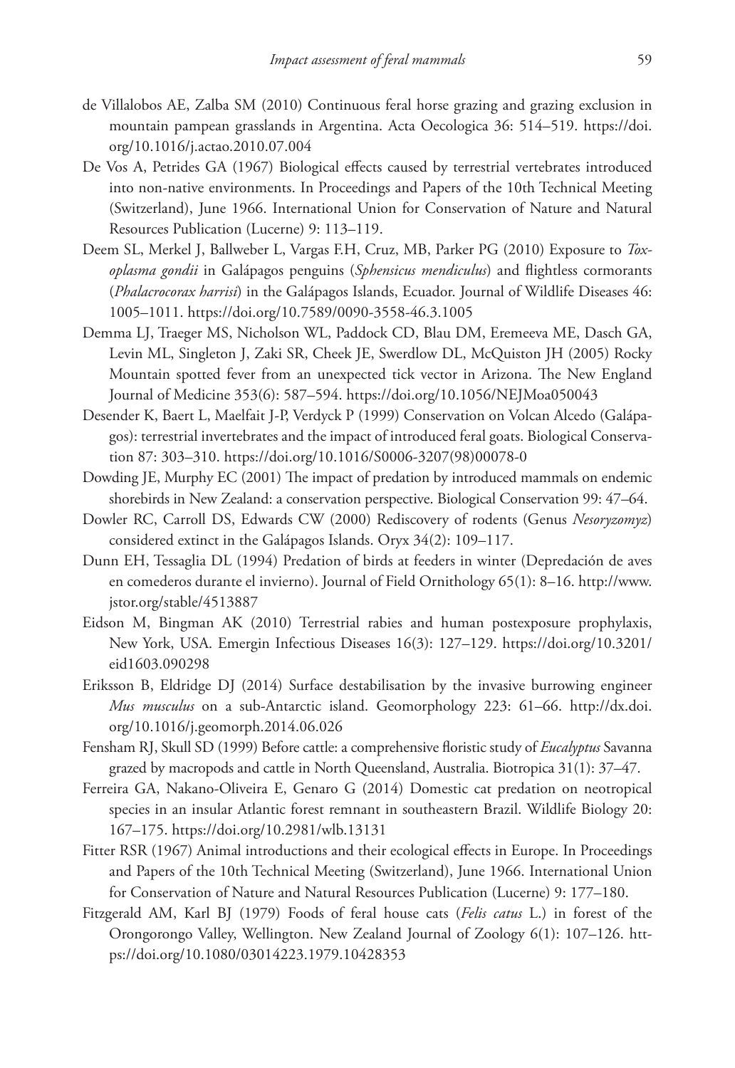de Villalobos AE, Zalba SM (2010) Continuous feral horse grazing and grazing exclusion in mountain pampean grasslands in Argentina. Acta Oecologica 36: 514–519. https://doi.org/10.1016/j.actao.2010.07.004

De Vos A, Petrides GA (1967) Biological effects caused by terrestrial vertebrates introduced into non-native environments. In Proceedings and Papers of the 10th Technical Meeting (Switzerland), June 1966. International Union for Conservation of Nature and Natural Resources Publication (Lucerne) 9: 113–119.

Deem SL, Merkel J, Ballweber L, Vargas F.H, Cruz, MB, Parker PG (2010) Exposure to *Toxoplasma gondii* in Galápagos penguins (*Sphensicus mendiculus*) and flightless cormorants (*Phalacrocorax harrisi*) in the Galápagos Islands, Ecuador. Journal of Wildlife Diseases 46: 1005–1011. https://doi.org/10.7589/0090-3558-46.3.1005

Demma LJ, Traeger MS, Nicholson WL, Paddock CD, Blau DM, Eremeeva ME, Dasch GA, Levin ML, Singleton J, Zaki SR, Cheek JE, Swerdlow DL, McQuiston JH (2005) Rocky Mountain spotted fever from an unexpected tick vector in Arizona. The New England Journal of Medicine 353(6): 587–594. https://doi.org/10.1056/NEJMoa050043

Desender K, Baert L, Maelfait J-P, Verdyck P (1999) Conservation on Volcan Alcedo (Galápagos): terrestrial invertebrates and the impact of introduced feral goats. Biological Conservation 87: 303–310. https://doi.org/10.1016/S0006-3207(98)00078-0

Dowding JE, Murphy EC (2001) The impact of predation by introduced mammals on endemic shorebirds in New Zealand: a conservation perspective. Biological Conservation 99: 47–64.

Dowler RC, Carroll DS, Edwards CW (2000) Rediscovery of rodents (Genus *Nesoryzomyz*) considered extinct in the Galápagos Islands. Oryx 34(2): 109–117.

Dunn EH, Tessaglia DL (1994) Predation of birds at feeders in winter (Depredación de aves en comederos durante el invierno). Journal of Field Ornithology 65(1): 8–16. http://www.jstor.org/stable/4513887

Eidson M, Bingman AK (2010) Terrestrial rabies and human postexposure prophylaxis, New York, USA. Emergin Infectious Diseases 16(3): 127–129. https://doi.org/10.3201/eid1603.090298

Eriksson B, Eldridge DJ (2014) Surface destabilisation by the invasive burrowing engineer *Mus musculus* on a sub-Antarctic island. Geomorphology 223: 61–66. http://dx.doi.org/10.1016/j.geomorph.2014.06.026

Fensham RJ, Skull SD (1999) Before cattle: a comprehensive floristic study of *Eucalyptus* Savanna grazed by macropods and cattle in North Queensland, Australia. Biotropica 31(1): 37–47.

Ferreira GA, Nakano-Oliveira E, Genaro G (2014) Domestic cat predation on neotropical species in an insular Atlantic forest remnant in southeastern Brazil. Wildlife Biology 20: 167–175. https://doi.org/10.2981/wlb.13131

Fitter RSR (1967) Animal introductions and their ecological effects in Europe. In Proceedings and Papers of the 10th Technical Meeting (Switzerland), June 1966. International Union for Conservation of Nature and Natural Resources Publication (Lucerne) 9: 177–180.

Fitzgerald AM, Karl BJ (1979) Foods of feral house cats (*Felis catus* L.) in forest of the Orongorongo Valley, Wellington. New Zealand Journal of Zoology 6(1): 107–126. https://doi.org/10.1080/03014223.1979.10428353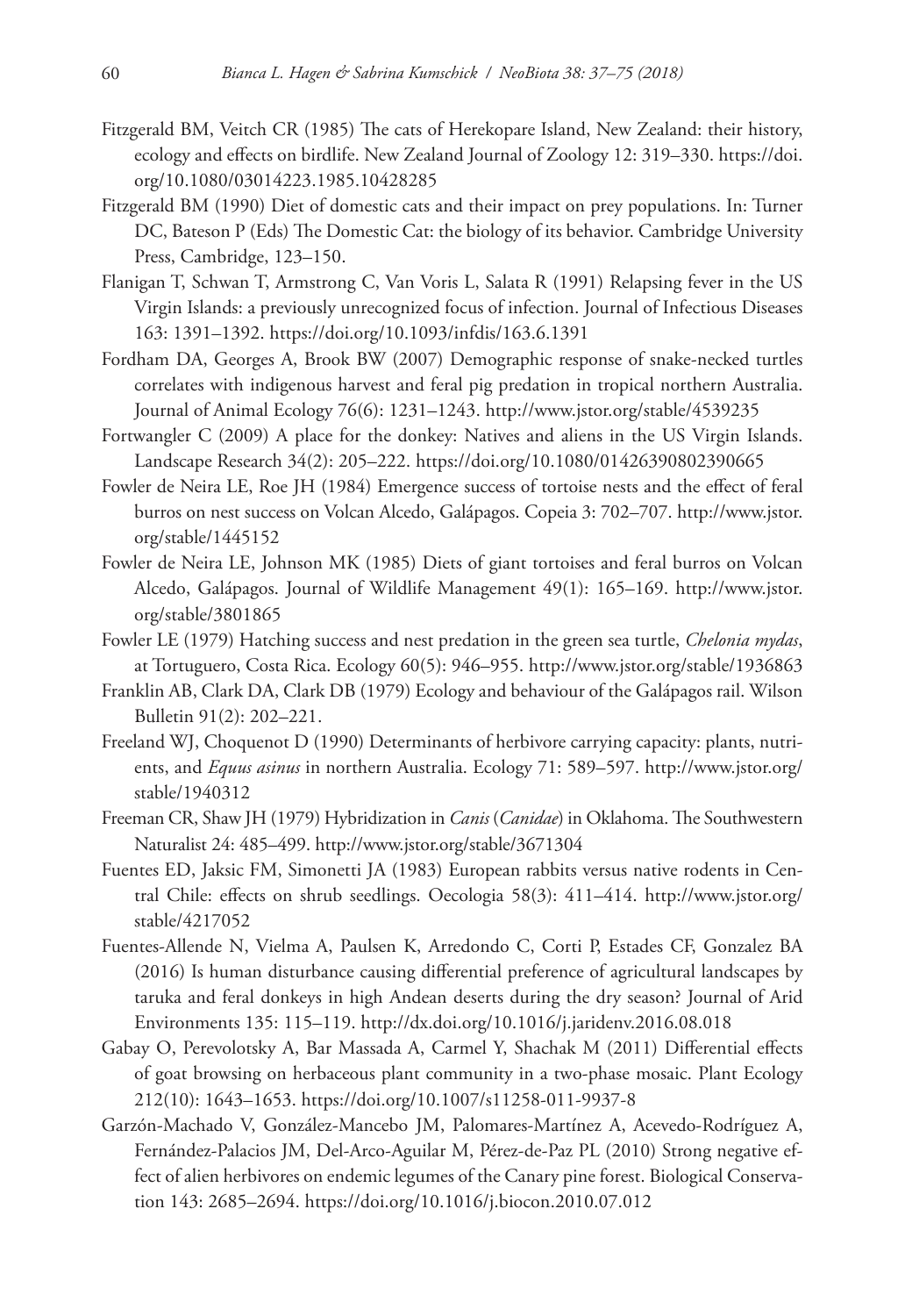Fitzgerald BM, Veitch CR (1985) The cats of Herekopare Island, New Zealand: their history, ecology and effects on birdlife. New Zealand Journal of Zoology 12: 319–330. https://doi.org/10.1080/03014223.1985.10428285

Fitzgerald BM (1990) Diet of domestic cats and their impact on prey populations. In: Turner DC, Bateson P (Eds) The Domestic Cat: the biology of its behavior. Cambridge University Press, Cambridge, 123–150.

Flanigan T, Schwan T, Armstrong C, Van Voris L, Salata R (1991) Relapsing fever in the US Virgin Islands: a previously unrecognized focus of infection. Journal of Infectious Diseases 163: 1391–1392. https://doi.org/10.1093/infdis/163.6.1391

Fordham DA, Georges A, Brook BW (2007) Demographic response of snake-necked turtles correlates with indigenous harvest and feral pig predation in tropical northern Australia. Journal of Animal Ecology 76(6): 1231–1243. http://www.jstor.org/stable/4539235

Fortwangler C (2009) A place for the donkey: Natives and aliens in the US Virgin Islands. Landscape Research 34(2): 205–222. https://doi.org/10.1080/01426390802390665

Fowler de Neira LE, Roe JH (1984) Emergence success of tortoise nests and the effect of feral burros on nest success on Volcan Alcedo, Galápagos. Copeia 3: 702–707. http://www.jstor.org/stable/1445152

Fowler de Neira LE, Johnson MK (1985) Diets of giant tortoises and feral burros on Volcan Alcedo, Galápagos. Journal of Wildlife Management 49(1): 165–169. http://www.jstor.org/stable/3801865

Fowler LE (1979) Hatching success and nest predation in the green sea turtle, *Chelonia mydas*, at Tortuguero, Costa Rica. Ecology 60(5): 946–955. http://www.jstor.org/stable/1936863

Franklin AB, Clark DA, Clark DB (1979) Ecology and behaviour of the Galápagos rail. Wilson Bulletin 91(2): 202–221.

Freeland WJ, Choquenot D (1990) Determinants of herbivore carrying capacity: plants, nutrients, and *Equus asinus* in northern Australia. Ecology 71: 589–597. http://www.jstor.org/stable/1940312

Freeman CR, Shaw JH (1979) Hybridization in *Canis* (*Canidae*) in Oklahoma. The Southwestern Naturalist 24: 485–499. http://www.jstor.org/stable/3671304

Fuentes ED, Jaksic FM, Simonetti JA (1983) European rabbits versus native rodents in Central Chile: effects on shrub seedlings. Oecologia 58(3): 411–414. http://www.jstor.org/stable/4217052

Fuentes-Allende N, Vielma A, Paulsen K, Arredondo C, Corti P, Estades CF, Gonzalez BA (2016) Is human disturbance causing differential preference of agricultural landscapes by taruka and feral donkeys in high Andean deserts during the dry season? Journal of Arid Environments 135: 115–119. http://dx.doi.org/10.1016/j.jaridenv.2016.08.018

Gabay O, Perevolotsky A, Bar Massada A, Carmel Y, Shachak M (2011) Differential effects of goat browsing on herbaceous plant community in a two-phase mosaic. Plant Ecology 212(10): 1643–1653. https://doi.org/10.1007/s11258-011-9937-8

Garzón-Machado V, González-Mancebo JM, Palomares-Martínez A, Acevedo-Rodríguez A, Fernández-Palacios JM, Del-Arco-Aguilar M, Pérez-de-Paz PL (2010) Strong negative effect of alien herbivores on endemic legumes of the Canary pine forest. Biological Conservation 143: 2685–2694. https://doi.org/10.1016/j.biocon.2010.07.012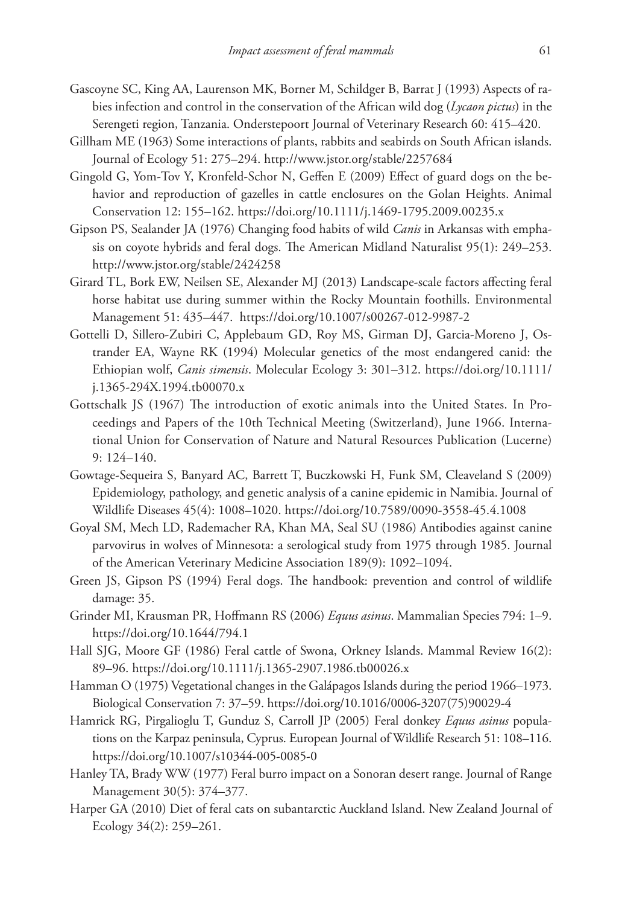Gascoyne SC, King AA, Laurenson MK, Borner M, Schildger B, Barrat J (1993) Aspects of rabies infection and control in the conservation of the African wild dog (*Lycaon pictus*) in the Serengeti region, Tanzania. Onderstepoort Journal of Veterinary Research 60: 415–420.

Gillham ME (1963) Some interactions of plants, rabbits and seabirds on South African islands. Journal of Ecology 51: 275–294. http://www.jstor.org/stable/2257684

Gingold G, Yom-Tov Y, Kronfeld-Schor N, Geffen E (2009) Effect of guard dogs on the behavior and reproduction of gazelles in cattle enclosures on the Golan Heights. Animal Conservation 12: 155–162. https://doi.org/10.1111/j.1469-1795.2009.00235.x

Gipson PS, Sealander JA (1976) Changing food habits of wild *Canis* in Arkansas with emphasis on coyote hybrids and feral dogs. The American Midland Naturalist 95(1): 249–253. http://www.jstor.org/stable/2424258

Girard TL, Bork EW, Neilsen SE, Alexander MJ (2013) Landscape-scale factors affecting feral horse habitat use during summer within the Rocky Mountain foothills. Environmental Management 51: 435–447. https://doi.org/10.1007/s00267-012-9987-2

Gottelli D, Sillero-Zubiri C, Applebaum GD, Roy MS, Girman DJ, Garcia-Moreno J, Ostrander EA, Wayne RK (1994) Molecular genetics of the most endangered canid: the Ethiopian wolf, *Canis simensis*. Molecular Ecology 3: 301–312. https://doi.org/10.1111/j.1365-294X.1994.tb00070.x

Gottschalk JS (1967) The introduction of exotic animals into the United States. In Proceedings and Papers of the 10th Technical Meeting (Switzerland), June 1966. International Union for Conservation of Nature and Natural Resources Publication (Lucerne) 9: 124–140.

Gowtage-Sequeira S, Banyard AC, Barrett T, Buczkowski H, Funk SM, Cleaveland S (2009) Epidemiology, pathology, and genetic analysis of a canine epidemic in Namibia. Journal of Wildlife Diseases 45(4): 1008–1020. https://doi.org/10.7589/0090-3558-45.4.1008

Goyal SM, Mech LD, Rademacher RA, Khan MA, Seal SU (1986) Antibodies against canine parvovirus in wolves of Minnesota: a serological study from 1975 through 1985. Journal of the American Veterinary Medicine Association 189(9): 1092–1094.

Green JS, Gipson PS (1994) Feral dogs. The handbook: prevention and control of wildlife damage: 35.

Grinder MI, Krausman PR, Hoffmann RS (2006) *Equus asinus*. Mammalian Species 794: 1–9. https://doi.org/10.1644/794.1

Hall SJG, Moore GF (1986) Feral cattle of Swona, Orkney Islands. Mammal Review 16(2): 89–96. https://doi.org/10.1111/j.1365-2907.1986.tb00026.x

Hamman O (1975) Vegetational changes in the Galápagos Islands during the period 1966–1973. Biological Conservation 7: 37–59. https://doi.org/10.1016/0006-3207(75)90029-4

Hamrick RG, Pirgalioglu T, Gunduz S, Carroll JP (2005) Feral donkey *Equus asinus* populations on the Karpaz peninsula, Cyprus. European Journal of Wildlife Research 51: 108–116. https://doi.org/10.1007/s10344-005-0085-0

Hanley TA, Brady WW (1977) Feral burro impact on a Sonoran desert range. Journal of Range Management 30(5): 374–377.

Harper GA (2010) Diet of feral cats on subantarctic Auckland Island. New Zealand Journal of Ecology 34(2): 259–261.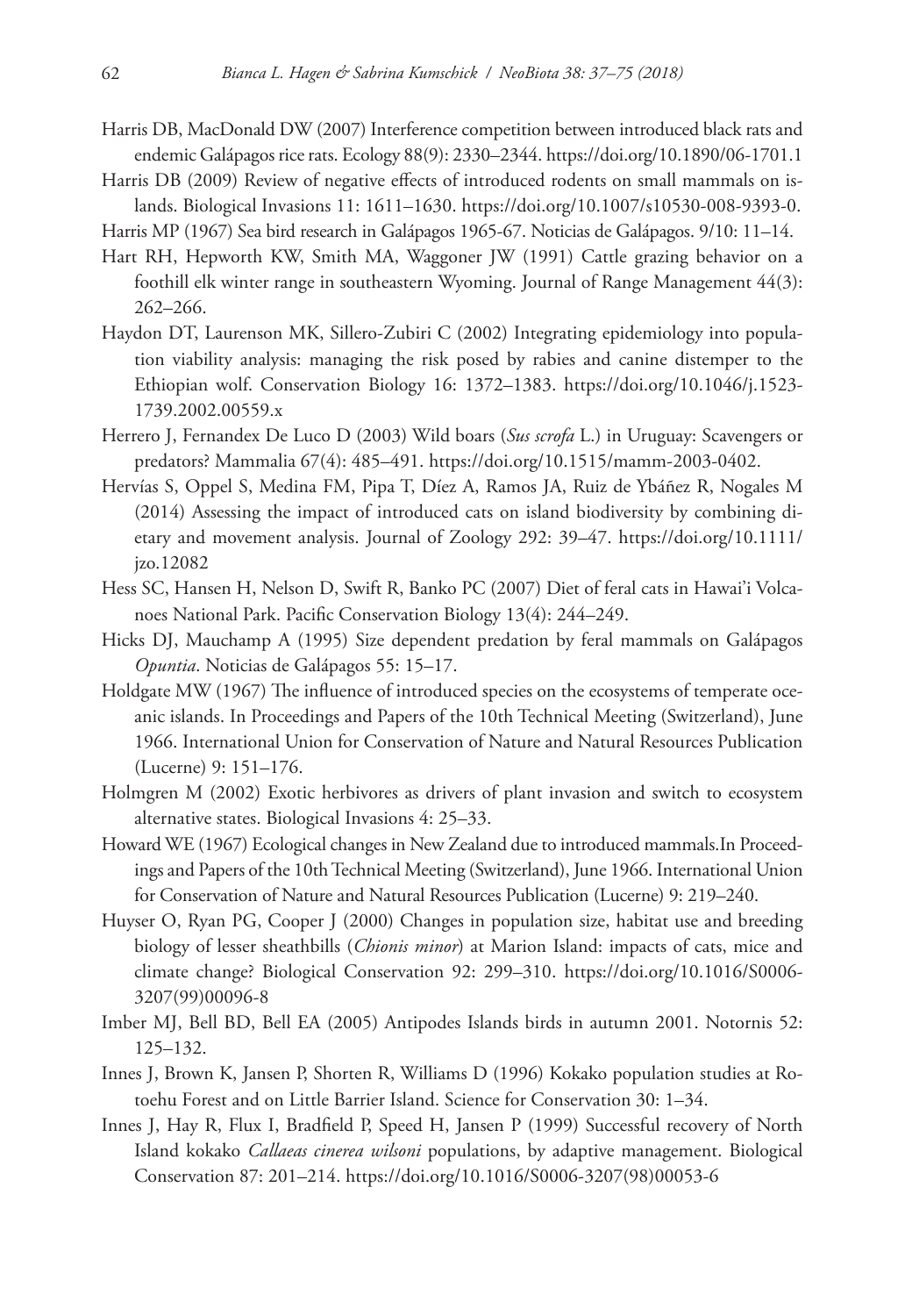Harris DB, MacDonald DW (2007) Interference competition between introduced black rats and endemic Galápagos rice rats. Ecology 88(9): 2330–2344. https://doi.org/10.1890/06-1701.1

Harris DB (2009) Review of negative effects of introduced rodents on small mammals on islands. Biological Invasions 11: 1611–1630. https://doi.org/10.1007/s10530-008-9393-0.

Harris MP (1967) Sea bird research in Galápagos 1965-67. Noticias de Galápagos. 9/10: 11–14.

Hart RH, Hepworth KW, Smith MA, Waggoner JW (1991) Cattle grazing behavior on a foothill elk winter range in southeastern Wyoming. Journal of Range Management 44(3): 262–266.

Haydon DT, Laurenson MK, Sillero-Zubiri C (2002) Integrating epidemiology into population viability analysis: managing the risk posed by rabies and canine distemper to the Ethiopian wolf. Conservation Biology 16: 1372–1383. https://doi.org/10.1046/j.1523-1739.2002.00559.x

Herrero J, Fernandex De Luco D (2003) Wild boars (*Sus scrofa* L.) in Uruguay: Scavengers or predators? Mammalia 67(4): 485–491. https://doi.org/10.1515/mamm-2003-0402.

Hervías S, Oppel S, Medina FM, Pipa T, Díez A, Ramos JA, Ruiz de Ybáñez R, Nogales M (2014) Assessing the impact of introduced cats on island biodiversity by combining dietary and movement analysis. Journal of Zoology 292: 39–47. https://doi.org/10.1111/jzo.12082

Hess SC, Hansen H, Nelson D, Swift R, Banko PC (2007) Diet of feral cats in Hawai'i Volcanoes National Park. Pacific Conservation Biology 13(4): 244–249.

Hicks DJ, Mauchamp A (1995) Size dependent predation by feral mammals on Galápagos *Opuntia*. Noticias de Galápagos 55: 15–17.

Holdgate MW (1967) The influence of introduced species on the ecosystems of temperate oceanic islands. In Proceedings and Papers of the 10th Technical Meeting (Switzerland), June 1966. International Union for Conservation of Nature and Natural Resources Publication (Lucerne) 9: 151–176.

Holmgren M (2002) Exotic herbivores as drivers of plant invasion and switch to ecosystem alternative states. Biological Invasions 4: 25–33.

Howard WE (1967) Ecological changes in New Zealand due to introduced mammals.In Proceedings and Papers of the 10th Technical Meeting (Switzerland), June 1966. International Union for Conservation of Nature and Natural Resources Publication (Lucerne) 9: 219–240.

Huyser O, Ryan PG, Cooper J (2000) Changes in population size, habitat use and breeding biology of lesser sheathbills (*Chionis minor*) at Marion Island: impacts of cats, mice and climate change? Biological Conservation 92: 299–310. https://doi.org/10.1016/S0006-3207(99)00096-8

Imber MJ, Bell BD, Bell EA (2005) Antipodes Islands birds in autumn 2001. Notornis 52: 125–132.

Innes J, Brown K, Jansen P, Shorten R, Williams D (1996) Kokako population studies at Rotoehu Forest and on Little Barrier Island. Science for Conservation 30: 1–34.

Innes J, Hay R, Flux I, Bradfield P, Speed H, Jansen P (1999) Successful recovery of North Island kokako *Callaeas cinerea wilsoni* populations, by adaptive management. Biological Conservation 87: 201–214. https://doi.org/10.1016/S0006-3207(98)00053-6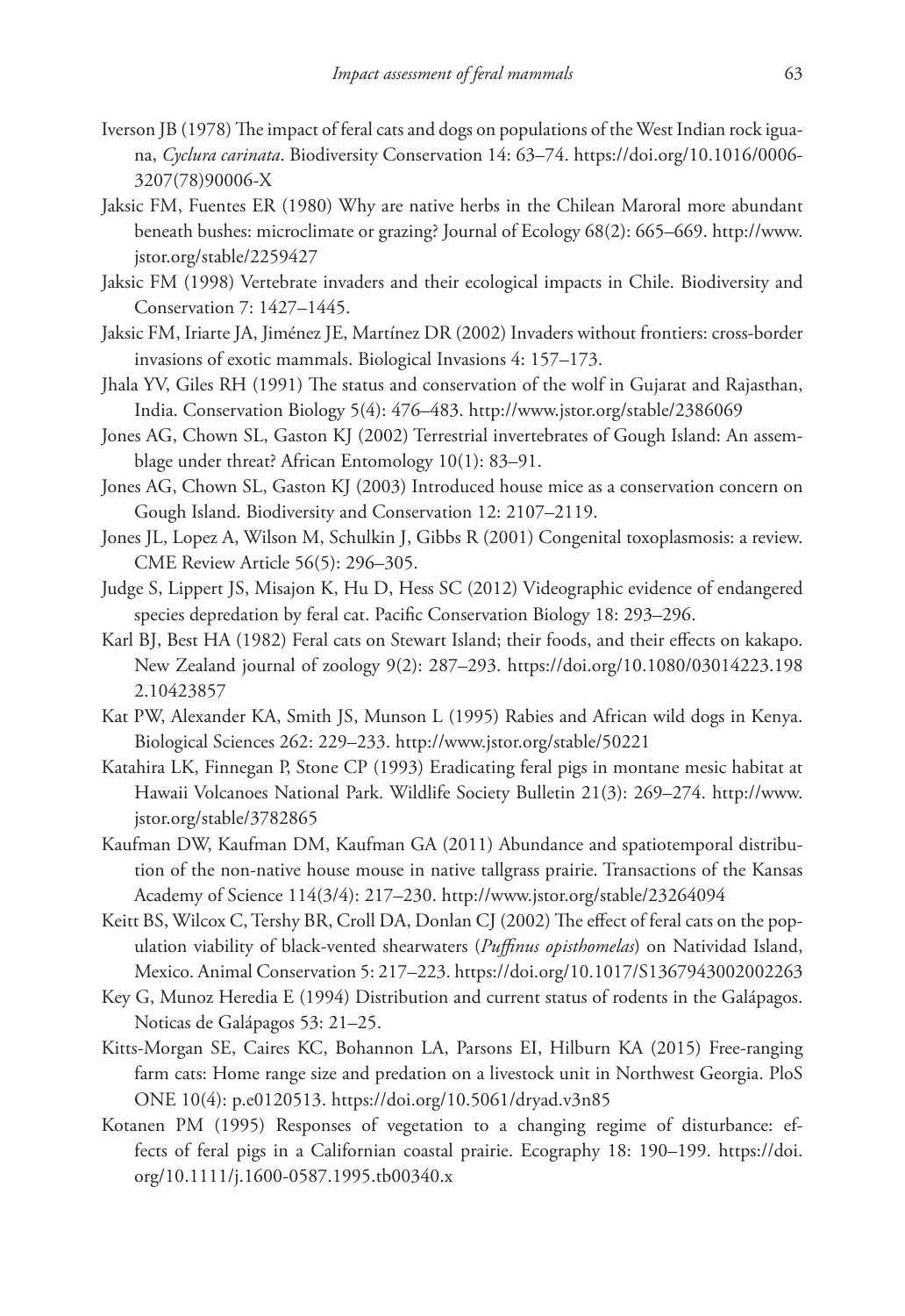Iverson JB (1978) The impact of feral cats and dogs on populations of the West Indian rock iguana, *Cyclura carinata*. Biodiversity Conservation 14: 63–74. https://doi.org/10.1016/0006-3207(78)90006-X

Jaksic FM, Fuentes ER (1980) Why are native herbs in the Chilean Maroral more abundant beneath bushes: microclimate or grazing? Journal of Ecology 68(2): 665–669. http://www.jstor.org/stable/2259427

Jaksic FM (1998) Vertebrate invaders and their ecological impacts in Chile. Biodiversity and Conservation 7: 1427–1445.

Jaksic FM, Iriarte JA, Jiménez JE, Martínez DR (2002) Invaders without frontiers: cross-border invasions of exotic mammals. Biological Invasions 4: 157–173.

Jhala YV, Giles RH (1991) The status and conservation of the wolf in Gujarat and Rajasthan, India. Conservation Biology 5(4): 476–483. http://www.jstor.org/stable/2386069

Jones AG, Chown SL, Gaston KJ (2002) Terrestrial invertebrates of Gough Island: An assemblage under threat? African Entomology 10(1): 83–91.

Jones AG, Chown SL, Gaston KJ (2003) Introduced house mice as a conservation concern on Gough Island. Biodiversity and Conservation 12: 2107–2119.

Jones JL, Lopez A, Wilson M, Schulkin J, Gibbs R (2001) Congenital toxoplasmosis: a review. CME Review Article 56(5): 296–305.

Judge S, Lippert JS, Misajon K, Hu D, Hess SC (2012) Videographic evidence of endangered species depredation by feral cat. Pacific Conservation Biology 18: 293–296.

Karl BJ, Best HA (1982) Feral cats on Stewart Island; their foods, and their effects on kakapo. New Zealand journal of zoology 9(2): 287–293. https://doi.org/10.1080/03014223.1982.10423857

Kat PW, Alexander KA, Smith JS, Munson L (1995) Rabies and African wild dogs in Kenya. Biological Sciences 262: 229–233. http://www.jstor.org/stable/50221

Katahira LK, Finnegan P, Stone CP (1993) Eradicating feral pigs in montane mesic habitat at Hawaii Volcanoes National Park. Wildlife Society Bulletin 21(3): 269–274. http://www.jstor.org/stable/3782865

Kaufman DW, Kaufman DM, Kaufman GA (2011) Abundance and spatiotemporal distribution of the non-native house mouse in native tallgrass prairie. Transactions of the Kansas Academy of Science 114(3/4): 217–230. http://www.jstor.org/stable/23264094

Keitt BS, Wilcox C, Tershy BR, Croll DA, Donlan CJ (2002) The effect of feral cats on the population viability of black-vented shearwaters (*Puffinus opisthomelas*) on Natividad Island, Mexico. Animal Conservation 5: 217–223. https://doi.org/10.1017/S1367943002002263

Key G, Munoz Heredia E (1994) Distribution and current status of rodents in the Galápagos. Noticas de Galápagos 53: 21–25.

Kitts-Morgan SE, Caires KC, Bohannon LA, Parsons EI, Hilburn KA (2015) Free-ranging farm cats: Home range size and predation on a livestock unit in Northwest Georgia. PloS ONE 10(4): p.e0120513. https://doi.org/10.5061/dryad.v3n85

Kotanen PM (1995) Responses of vegetation to a changing regime of disturbance: effects of feral pigs in a Californian coastal prairie. Ecography 18: 190–199. https://doi.org/10.1111/j.1600-0587.1995.tb00340.x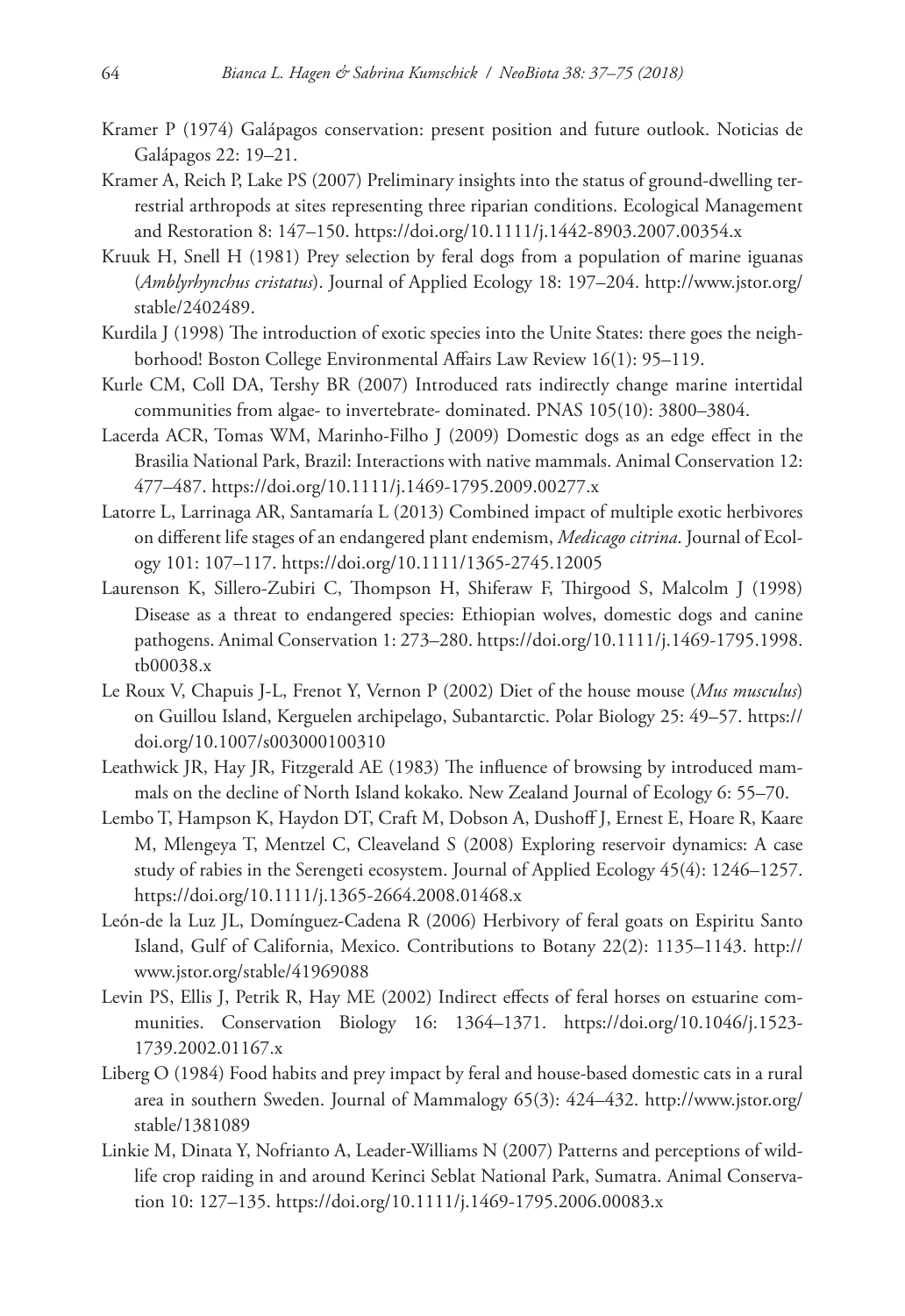Kramer P (1974) Galápagos conservation: present position and future outlook. Noticias de Galápagos 22: 19–21.

Kramer A, Reich P, Lake PS (2007) Preliminary insights into the status of ground-dwelling terrestrial arthropods at sites representing three riparian conditions. Ecological Management and Restoration 8: 147–150. https://doi.org/10.1111/j.1442-8903.2007.00354.x

Kruuk H, Snell H (1981) Prey selection by feral dogs from a population of marine iguanas (*Amblyrhynchus cristatus*). Journal of Applied Ecology 18: 197–204. http://www.jstor.org/stable/2402489.

Kurdila J (1998) The introduction of exotic species into the Unite States: there goes the neighborhood! Boston College Environmental Affairs Law Review 16(1): 95–119.

Kurle CM, Coll DA, Tershy BR (2007) Introduced rats indirectly change marine intertidal communities from algae- to invertebrate- dominated. PNAS 105(10): 3800–3804.

Lacerda ACR, Tomas WM, Marinho-Filho J (2009) Domestic dogs as an edge effect in the Brasilia National Park, Brazil: Interactions with native mammals. Animal Conservation 12: 477–487. https://doi.org/10.1111/j.1469-1795.2009.00277.x

Latorre L, Larrinaga AR, Santamaría L (2013) Combined impact of multiple exotic herbivores on different life stages of an endangered plant endemism, *Medicago citrina*. Journal of Ecology 101: 107–117. https://doi.org/10.1111/1365-2745.12005

Laurenson K, Sillero-Zubiri C, Thompson H, Shiferaw F, Thirgood S, Malcolm J (1998) Disease as a threat to endangered species: Ethiopian wolves, domestic dogs and canine pathogens. Animal Conservation 1: 273–280. https://doi.org/10.1111/j.1469-1795.1998.tb00038.x

Le Roux V, Chapuis J-L, Frenot Y, Vernon P (2002) Diet of the house mouse (*Mus musculus*) on Guillou Island, Kerguelen archipelago, Subantarctic. Polar Biology 25: 49–57. https://doi.org/10.1007/s003000100310

Leathwick JR, Hay JR, Fitzgerald AE (1983) The influence of browsing by introduced mammals on the decline of North Island kokako. New Zealand Journal of Ecology 6: 55–70.

Lembo T, Hampson K, Haydon DT, Craft M, Dobson A, Dushoff J, Ernest E, Hoare R, Kaare M, Mlengeya T, Mentzel C, Cleaveland S (2008) Exploring reservoir dynamics: A case study of rabies in the Serengeti ecosystem. Journal of Applied Ecology 45(4): 1246–1257. https://doi.org/10.1111/j.1365-2664.2008.01468.x

León-de la Luz JL, Domínguez-Cadena R (2006) Herbivory of feral goats on Espiritu Santo Island, Gulf of California, Mexico. Contributions to Botany 22(2): 1135–1143. http://www.jstor.org/stable/41969088

Levin PS, Ellis J, Petrik R, Hay ME (2002) Indirect effects of feral horses on estuarine communities. Conservation Biology 16: 1364–1371. https://doi.org/10.1046/j.1523-1739.2002.01167.x

Liberg O (1984) Food habits and prey impact by feral and house-based domestic cats in a rural area in southern Sweden. Journal of Mammalogy 65(3): 424–432. http://www.jstor.org/stable/1381089

Linkie M, Dinata Y, Nofrianto A, Leader-Williams N (2007) Patterns and perceptions of wildlife crop raiding in and around Kerinci Seblat National Park, Sumatra. Animal Conservation 10: 127–135. https://doi.org/10.1111/j.1469-1795.2006.00083.x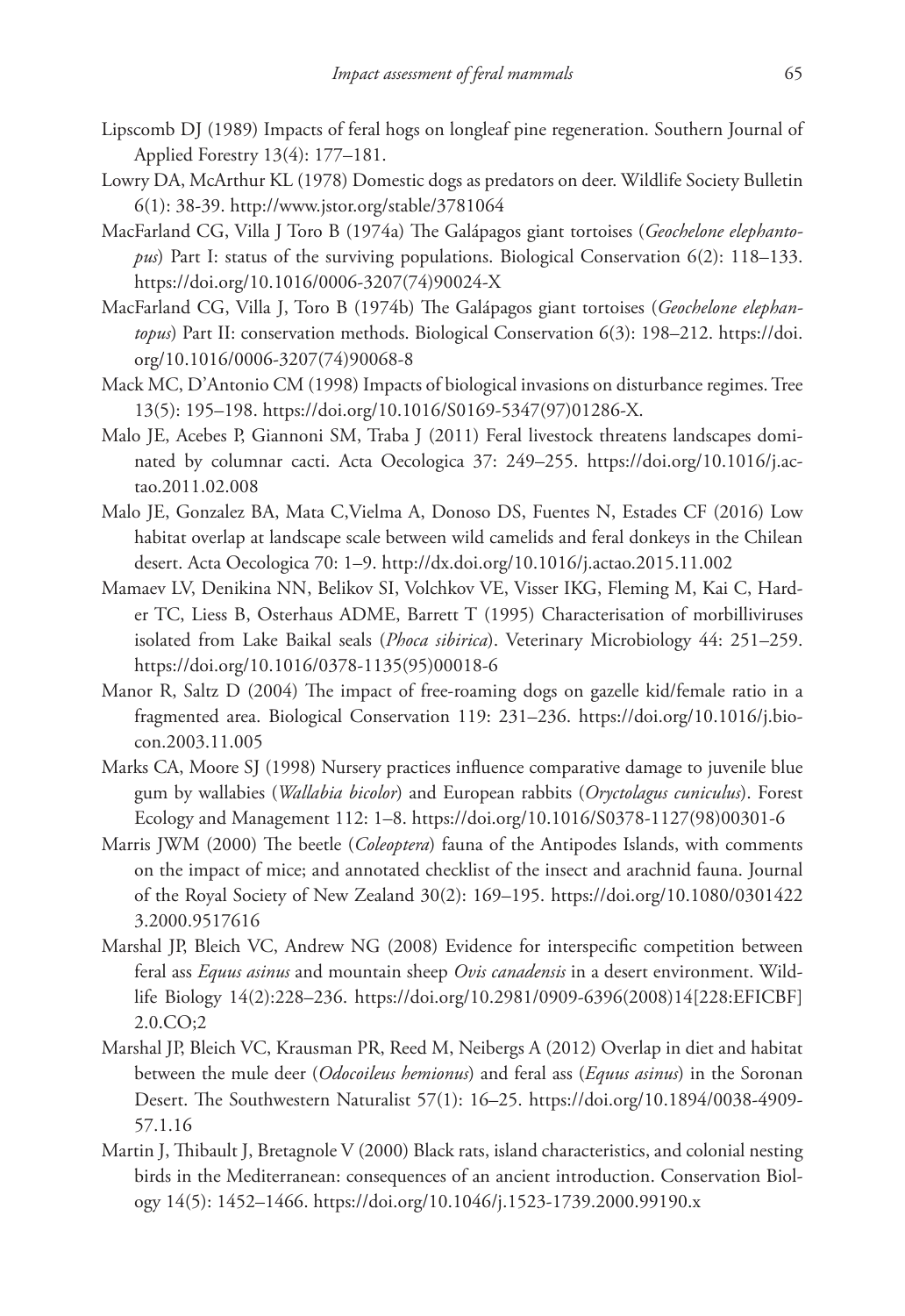Lipscomb DJ (1989) Impacts of feral hogs on longleaf pine regeneration. Southern Journal of Applied Forestry 13(4): 177–181.

Lowry DA, McArthur KL (1978) Domestic dogs as predators on deer. Wildlife Society Bulletin 6(1): 38-39. http://www.jstor.org/stable/3781064

MacFarland CG, Villa J Toro B (1974a) The Galápagos giant tortoises (*Geochelone elephantopus*) Part I: status of the surviving populations. Biological Conservation 6(2): 118–133. https://doi.org/10.1016/0006-3207(74)90024-X

MacFarland CG, Villa J, Toro B (1974b) The Galápagos giant tortoises (*Geochelone elephantopus*) Part II: conservation methods. Biological Conservation 6(3): 198–212. https://doi.org/10.1016/0006-3207(74)90068-8

Mack MC, D'Antonio CM (1998) Impacts of biological invasions on disturbance regimes. Tree 13(5): 195–198. https://doi.org/10.1016/S0169-5347(97)01286-X.

Malo JE, Acebes P, Giannoni SM, Traba J (2011) Feral livestock threatens landscapes dominated by columnar cacti. Acta Oecologica 37: 249–255. https://doi.org/10.1016/j.actao.2011.02.008

Malo JE, Gonzalez BA, Mata C,Vielma A, Donoso DS, Fuentes N, Estades CF (2016) Low habitat overlap at landscape scale between wild camelids and feral donkeys in the Chilean desert. Acta Oecologica 70: 1–9. http://dx.doi.org/10.1016/j.actao.2015.11.002

Mamaev LV, Denikina NN, Belikov SI, Volchkov VE, Visser IKG, Fleming M, Kai C, Harder TC, Liess B, Osterhaus ADME, Barrett T (1995) Characterisation of morbilliviruses isolated from Lake Baikal seals (*Phoca sibirica*). Veterinary Microbiology 44: 251–259. https://doi.org/10.1016/0378-1135(95)00018-6

Manor R, Saltz D (2004) The impact of free-roaming dogs on gazelle kid/female ratio in a fragmented area. Biological Conservation 119: 231–236. https://doi.org/10.1016/j.biocon.2003.11.005

Marks CA, Moore SJ (1998) Nursery practices influence comparative damage to juvenile blue gum by wallabies (*Wallabia bicolor*) and European rabbits (*Oryctolagus cuniculus*). Forest Ecology and Management 112: 1–8. https://doi.org/10.1016/S0378-1127(98)00301-6

Marris JWM (2000) The beetle (*Coleoptera*) fauna of the Antipodes Islands, with comments on the impact of mice; and annotated checklist of the insect and arachnid fauna. Journal of the Royal Society of New Zealand 30(2): 169–195. https://doi.org/10.1080/03014223.2000.9517616

Marshal JP, Bleich VC, Andrew NG (2008) Evidence for interspecific competition between feral ass *Equus asinus* and mountain sheep *Ovis canadensis* in a desert environment. Wildlife Biology 14(2):228–236. https://doi.org/10.2981/0909-6396(2008)14[228:EFICBF]2.0.CO;2

Marshal JP, Bleich VC, Krausman PR, Reed M, Neibergs A (2012) Overlap in diet and habitat between the mule deer (*Odocoileus hemionus*) and feral ass (*Equus asinus*) in the Soronan Desert. The Southwestern Naturalist 57(1): 16–25. https://doi.org/10.1894/0038-4909-57.1.16

Martin J, Thibault J, Bretagnole V (2000) Black rats, island characteristics, and colonial nesting birds in the Mediterranean: consequences of an ancient introduction. Conservation Biology 14(5): 1452–1466. https://doi.org/10.1046/j.1523-1739.2000.99190.x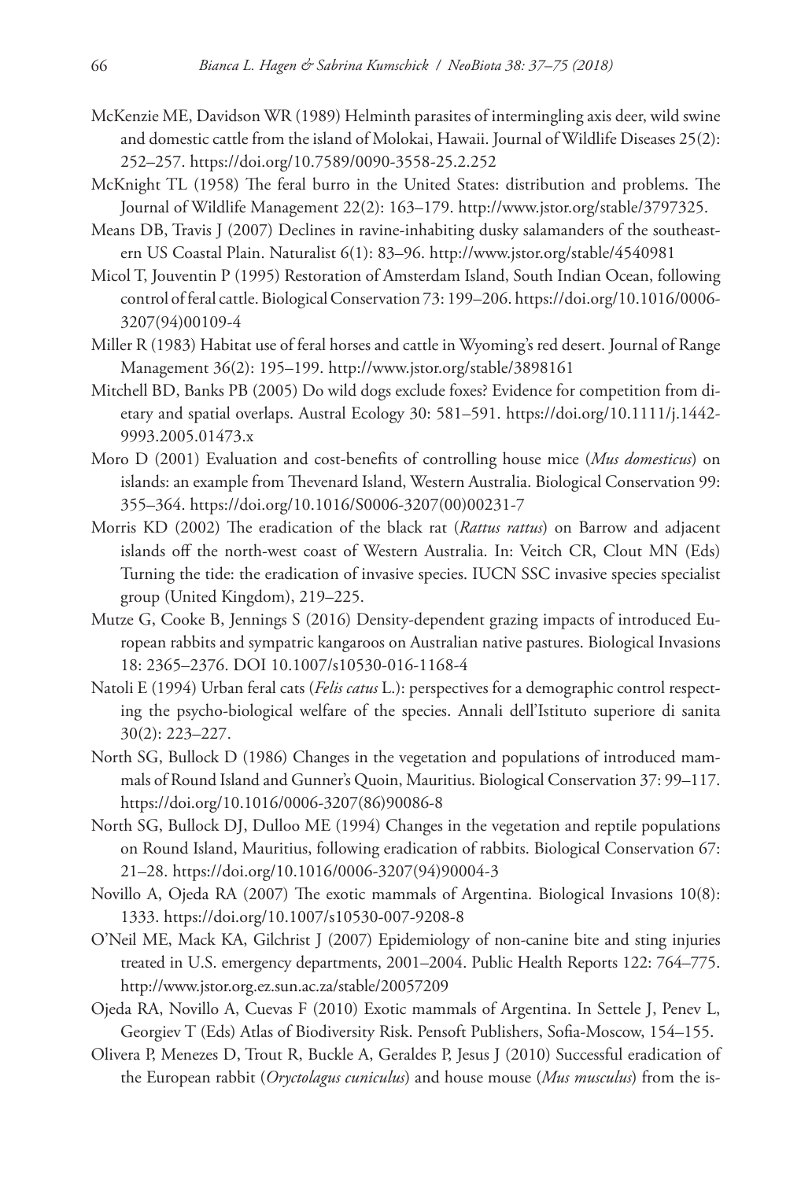McKenzie ME, Davidson WR (1989) Helminth parasites of intermingling axis deer, wild swine and domestic cattle from the island of Molokai, Hawaii. Journal of Wildlife Diseases 25(2): 252–257. https://doi.org/10.7589/0090-3558-25.2.252

McKnight TL (1958) The feral burro in the United States: distribution and problems. The Journal of Wildlife Management 22(2): 163–179. http://www.jstor.org/stable/3797325.

Means DB, Travis J (2007) Declines in ravine-inhabiting dusky salamanders of the southeastern US Coastal Plain. Naturalist 6(1): 83–96. http://www.jstor.org/stable/4540981

Micol T, Jouventin P (1995) Restoration of Amsterdam Island, South Indian Ocean, following control of feral cattle. Biological Conservation 73: 199–206. https://doi.org/10.1016/0006-3207(94)00109-4

Miller R (1983) Habitat use of feral horses and cattle in Wyoming's red desert. Journal of Range Management 36(2): 195–199. http://www.jstor.org/stable/3898161

Mitchell BD, Banks PB (2005) Do wild dogs exclude foxes? Evidence for competition from dietary and spatial overlaps. Austral Ecology 30: 581–591. https://doi.org/10.1111/j.1442-9993.2005.01473.x

Moro D (2001) Evaluation and cost-benefits of controlling house mice (*Mus domesticus*) on islands: an example from Thevenard Island, Western Australia. Biological Conservation 99: 355–364. https://doi.org/10.1016/S0006-3207(00)00231-7

Morris KD (2002) The eradication of the black rat (*Rattus rattus*) on Barrow and adjacent islands off the north-west coast of Western Australia. In: Veitch CR, Clout MN (Eds) Turning the tide: the eradication of invasive species. IUCN SSC invasive species specialist group (United Kingdom), 219–225.

Mutze G, Cooke B, Jennings S (2016) Density-dependent grazing impacts of introduced European rabbits and sympatric kangaroos on Australian native pastures. Biological Invasions 18: 2365–2376. DOI 10.1007/s10530-016-1168-4

Natoli E (1994) Urban feral cats (*Felis catus* L.): perspectives for a demographic control respecting the psycho-biological welfare of the species. Annali dell'Istituto superiore di sanita 30(2): 223–227.

North SG, Bullock D (1986) Changes in the vegetation and populations of introduced mammals of Round Island and Gunner's Quoin, Mauritius. Biological Conservation 37: 99–117. https://doi.org/10.1016/0006-3207(86)90086-8

North SG, Bullock DJ, Dulloo ME (1994) Changes in the vegetation and reptile populations on Round Island, Mauritius, following eradication of rabbits. Biological Conservation 67: 21–28. https://doi.org/10.1016/0006-3207(94)90004-3

Novillo A, Ojeda RA (2007) The exotic mammals of Argentina. Biological Invasions 10(8): 1333. https://doi.org/10.1007/s10530-007-9208-8

O'Neil ME, Mack KA, Gilchrist J (2007) Epidemiology of non-canine bite and sting injuries treated in U.S. emergency departments, 2001–2004. Public Health Reports 122: 764–775. http://www.jstor.org.ez.sun.ac.za/stable/20057209

Ojeda RA, Novillo A, Cuevas F (2010) Exotic mammals of Argentina. In Settele J, Penev L, Georgiev T (Eds) Atlas of Biodiversity Risk. Pensoft Publishers, Sofia-Moscow, 154–155.

Olivera P, Menezes D, Trout R, Buckle A, Geraldes P, Jesus J (2010) Successful eradication of the European rabbit (*Oryctolagus cuniculus*) and house mouse (*Mus musculus*) from the is-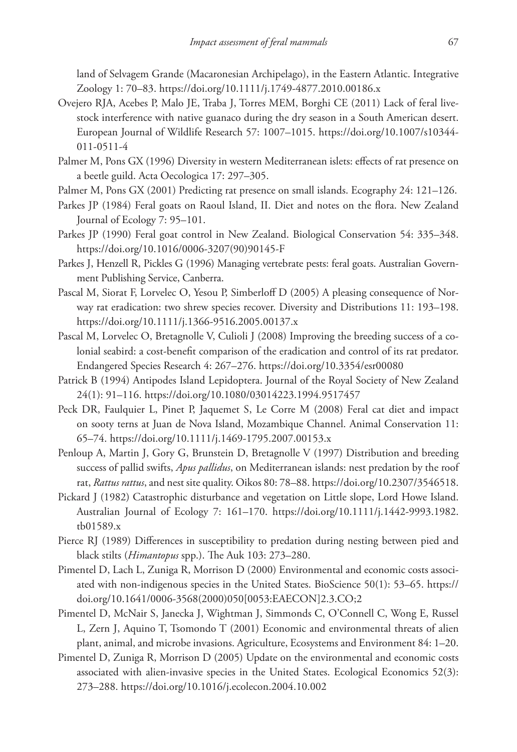land of Selvagem Grande (Macaronesian Archipelago), in the Eastern Atlantic. Integrative Zoology 1: 70–83. https://doi.org/10.1111/j.1749-4877.2010.00186.x

Ovejero RJA, Acebes P, Malo JE, Traba J, Torres MEM, Borghi CE (2011) Lack of feral livestock interference with native guanaco during the dry season in a South American desert. European Journal of Wildlife Research 57: 1007–1015. https://doi.org/10.1007/s10344-011-0511-4

Palmer M, Pons GX (1996) Diversity in western Mediterranean islets: effects of rat presence on a beetle guild. Acta Oecologica 17: 297–305.

Palmer M, Pons GX (2001) Predicting rat presence on small islands. Ecography 24: 121–126.

Parkes JP (1984) Feral goats on Raoul Island, II. Diet and notes on the flora. New Zealand Journal of Ecology 7: 95–101.

Parkes JP (1990) Feral goat control in New Zealand. Biological Conservation 54: 335–348. https://doi.org/10.1016/0006-3207(90)90145-F

Parkes J, Henzell R, Pickles G (1996) Managing vertebrate pests: feral goats. Australian Government Publishing Service, Canberra.

Pascal M, Siorat F, Lorvelec O, Yesou P, Simberloff D (2005) A pleasing consequence of Norway rat eradication: two shrew species recover. Diversity and Distributions 11: 193–198. https://doi.org/10.1111/j.1366-9516.2005.00137.x

Pascal M, Lorvelec O, Bretagnolle V, Culioli J (2008) Improving the breeding success of a colonial seabird: a cost-benefit comparison of the eradication and control of its rat predator. Endangered Species Research 4: 267–276. https://doi.org/10.3354/esr00080

Patrick B (1994) Antipodes Island Lepidoptera. Journal of the Royal Society of New Zealand 24(1): 91–116. https://doi.org/10.1080/03014223.1994.9517457

Peck DR, Faulquier L, Pinet P, Jaquemet S, Le Corre M (2008) Feral cat diet and impact on sooty terns at Juan de Nova Island, Mozambique Channel. Animal Conservation 11: 65–74. https://doi.org/10.1111/j.1469-1795.2007.00153.x

Penloup A, Martin J, Gory G, Brunstein D, Bretagnolle V (1997) Distribution and breeding success of pallid swifts, *Apus pallidus*, on Mediterranean islands: nest predation by the roof rat, *Rattus rattus*, and nest site quality. Oikos 80: 78–88. https://doi.org/10.2307/3546518.

Pickard J (1982) Catastrophic disturbance and vegetation on Little slope, Lord Howe Island. Australian Journal of Ecology 7: 161–170. https://doi.org/10.1111/j.1442-9993.1982.tb01589.x

Pierce RJ (1989) Differences in susceptibility to predation during nesting between pied and black stilts (*Himantopus* spp.). The Auk 103: 273–280.

Pimentel D, Lach L, Zuniga R, Morrison D (2000) Environmental and economic costs associated with non-indigenous species in the United States. BioScience 50(1): 53–65. https://doi.org/10.1641/0006-3568(2000)050[0053:EAECON]2.3.CO;2

Pimentel D, McNair S, Janecka J, Wightman J, Simmonds C, O'Connell C, Wong E, Russel L, Zern J, Aquino T, Tsomondo T (2001) Economic and environmental threats of alien plant, animal, and microbe invasions. Agriculture, Ecosystems and Environment 84: 1–20.

Pimentel D, Zuniga R, Morrison D (2005) Update on the environmental and economic costs associated with alien-invasive species in the United States. Ecological Economics 52(3): 273–288. https://doi.org/10.1016/j.ecolecon.2004.10.002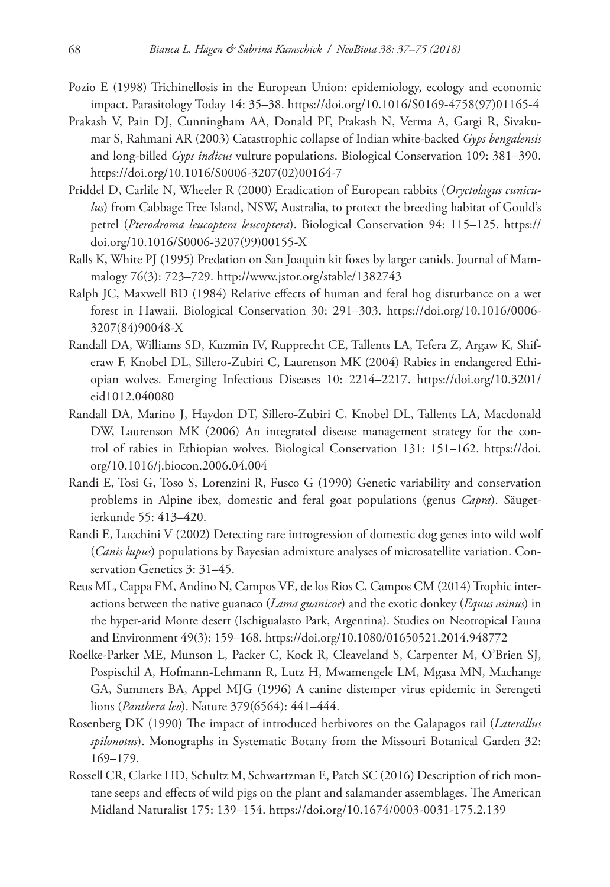Pozio E (1998) Trichinellosis in the European Union: epidemiology, ecology and economic impact. Parasitology Today 14: 35–38. https://doi.org/10.1016/S0169-4758(97)01165-4

Prakash V, Pain DJ, Cunningham AA, Donald PF, Prakash N, Verma A, Gargi R, Sivakumar S, Rahmani AR (2003) Catastrophic collapse of Indian white-backed *Gyps bengalensis* and long-billed *Gyps indicus* vulture populations. Biological Conservation 109: 381–390. https://doi.org/10.1016/S0006-3207(02)00164-7

Priddel D, Carlile N, Wheeler R (2000) Eradication of European rabbits (*Oryctolagus cuniculus*) from Cabbage Tree Island, NSW, Australia, to protect the breeding habitat of Gould's petrel (*Pterodroma leucoptera leucoptera*). Biological Conservation 94: 115–125. https://doi.org/10.1016/S0006-3207(99)00155-X

Ralls K, White PJ (1995) Predation on San Joaquin kit foxes by larger canids. Journal of Mammalogy 76(3): 723–729. http://www.jstor.org/stable/1382743

Ralph JC, Maxwell BD (1984) Relative effects of human and feral hog disturbance on a wet forest in Hawaii. Biological Conservation 30: 291–303. https://doi.org/10.1016/0006-3207(84)90048-X

Randall DA, Williams SD, Kuzmin IV, Rupprecht CE, Tallents LA, Tefera Z, Argaw K, Shiferaw F, Knobel DL, Sillero-Zubiri C, Laurenson MK (2004) Rabies in endangered Ethiopian wolves. Emerging Infectious Diseases 10: 2214–2217. https://doi.org/10.3201/eid1012.040080

Randall DA, Marino J, Haydon DT, Sillero-Zubiri C, Knobel DL, Tallents LA, Macdonald DW, Laurenson MK (2006) An integrated disease management strategy for the control of rabies in Ethiopian wolves. Biological Conservation 131: 151–162. https://doi.org/10.1016/j.biocon.2006.04.004

Randi E, Tosi G, Toso S, Lorenzini R, Fusco G (1990) Genetic variability and conservation problems in Alpine ibex, domestic and feral goat populations (genus *Capra*). Säugetierkunde 55: 413–420.

Randi E, Lucchini V (2002) Detecting rare introgression of domestic dog genes into wild wolf (*Canis lupus*) populations by Bayesian admixture analyses of microsatellite variation. Conservation Genetics 3: 31–45.

Reus ML, Cappa FM, Andino N, Campos VE, de los Rios C, Campos CM (2014) Trophic interactions between the native guanaco (*Lama guanicoe*) and the exotic donkey (*Equus asinus*) in the hyper-arid Monte desert (Ischigualasto Park, Argentina). Studies on Neotropical Fauna and Environment 49(3): 159–168. https://doi.org/10.1080/01650521.2014.948772

Roelke-Parker ME, Munson L, Packer C, Kock R, Cleaveland S, Carpenter M, O'Brien SJ, Pospischil A, Hofmann-Lehmann R, Lutz H, Mwamengele LM, Mgasa MN, Machange GA, Summers BA, Appel MJG (1996) A canine distemper virus epidemic in Serengeti lions (*Panthera leo*). Nature 379(6564): 441–444.

Rosenberg DK (1990) The impact of introduced herbivores on the Galapagos rail (*Laterallus spilonotus*). Monographs in Systematic Botany from the Missouri Botanical Garden 32: 169–179.

Rossell CR, Clarke HD, Schultz M, Schwartzman E, Patch SC (2016) Description of rich montane seeps and effects of wild pigs on the plant and salamander assemblages. The American Midland Naturalist 175: 139–154. https://doi.org/10.1674/0003-0031-175.2.139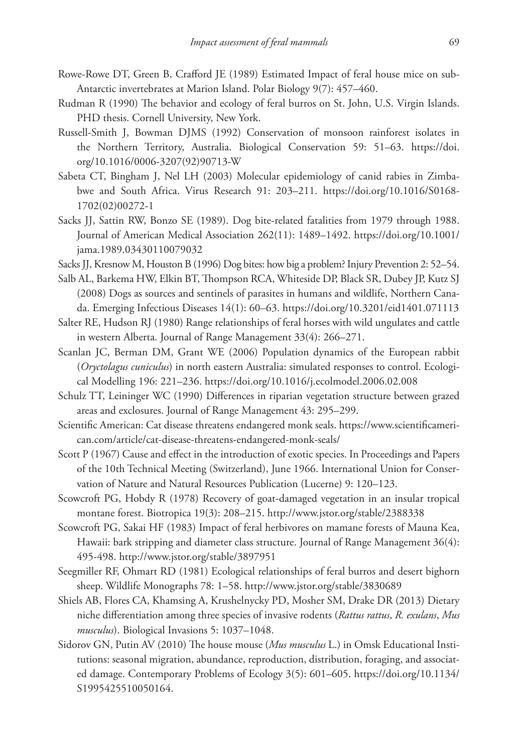Rowe-Rowe DT, Green B, Crafford JE (1989) Estimated Impact of feral house mice on sub-Antarctic invertebrates at Marion Island. Polar Biology 9(7): 457–460.

Rudman R (1990) The behavior and ecology of feral burros on St. John, U.S. Virgin Islands. PHD thesis. Cornell University, New York.

Russell-Smith J, Bowman DJMS (1992) Conservation of monsoon rainforest isolates in the Northern Territory, Australia. Biological Conservation 59: 51–63. https://doi.org/10.1016/0006-3207(92)90713-W

Sabeta CT, Bingham J, Nel LH (2003) Molecular epidemiology of canid rabies in Zimbabwe and South Africa. Virus Research 91: 203–211. https://doi.org/10.1016/S0168-1702(02)00272-1

Sacks JJ, Sattin RW, Bonzo SE (1989). Dog bite-related fatalities from 1979 through 1988. Journal of American Medical Association 262(11): 1489–1492. https://doi.org/10.1001/jama.1989.03430110079032

Sacks JJ, Kresnow M, Houston B (1996) Dog bites: how big a problem? Injury Prevention 2: 52–54.

Salb AL, Barkema HW, Elkin BT, Thompson RCA, Whiteside DP, Black SR, Dubey JP, Kutz SJ (2008) Dogs as sources and sentinels of parasites in humans and wildlife, Northern Canada. Emerging Infectious Diseases 14(1): 60–63. https://doi.org/10.3201/eid1401.071113

Salter RE, Hudson RJ (1980) Range relationships of feral horses with wild ungulates and cattle in western Alberta. Journal of Range Management 33(4): 266–271.

Scanlan JC, Berman DM, Grant WE (2006) Population dynamics of the European rabbit (*Oryctolagus cuniculus*) in north eastern Australia: simulated responses to control. Ecological Modelling 196: 221–236. https://doi.org/10.1016/j.ecolmodel.2006.02.008

Schulz TT, Leininger WC (1990) Differences in riparian vegetation structure between grazed areas and exclosures. Journal of Range Management 43: 295–299.

Scientific American: Cat disease threatens endangered monk seals. https://www.scientificamerican.com/article/cat-disease-threatens-endangered-monk-seals/

Scott P (1967) Cause and effect in the introduction of exotic species. In Proceedings and Papers of the 10th Technical Meeting (Switzerland), June 1966. International Union for Conservation of Nature and Natural Resources Publication (Lucerne) 9: 120–123.

Scowcroft PG, Hobdy R (1978) Recovery of goat-damaged vegetation in an insular tropical montane forest. Biotropica 19(3): 208–215. http://www.jstor.org/stable/2388338

Scowcroft PG, Sakai HF (1983) Impact of feral herbivores on mamane forests of Mauna Kea, Hawaii: bark stripping and diameter class structure. Journal of Range Management 36(4): 495-498. http://www.jstor.org/stable/3897951

Seegmiller RF, Ohmart RD (1981) Ecological relationships of feral burros and desert bighorn sheep. Wildlife Monographs 78: 1–58. http://www.jstor.org/stable/3830689

Shiels AB, Flores CA, Khamsing A, Krushelnycky PD, Mosher SM, Drake DR (2013) Dietary niche differentiation among three species of invasive rodents (*Rattus rattus*, *R. exulans*, *Mus musculus*). Biological Invasions 5: 1037–1048.

Sidorov GN, Putin AV (2010) The house mouse (*Mus musculus* L.) in Omsk Educational Institutions: seasonal migration, abundance, reproduction, distribution, foraging, and associated damage. Contemporary Problems of Ecology 3(5): 601–605. https://doi.org/10.1134/S1995425510050164.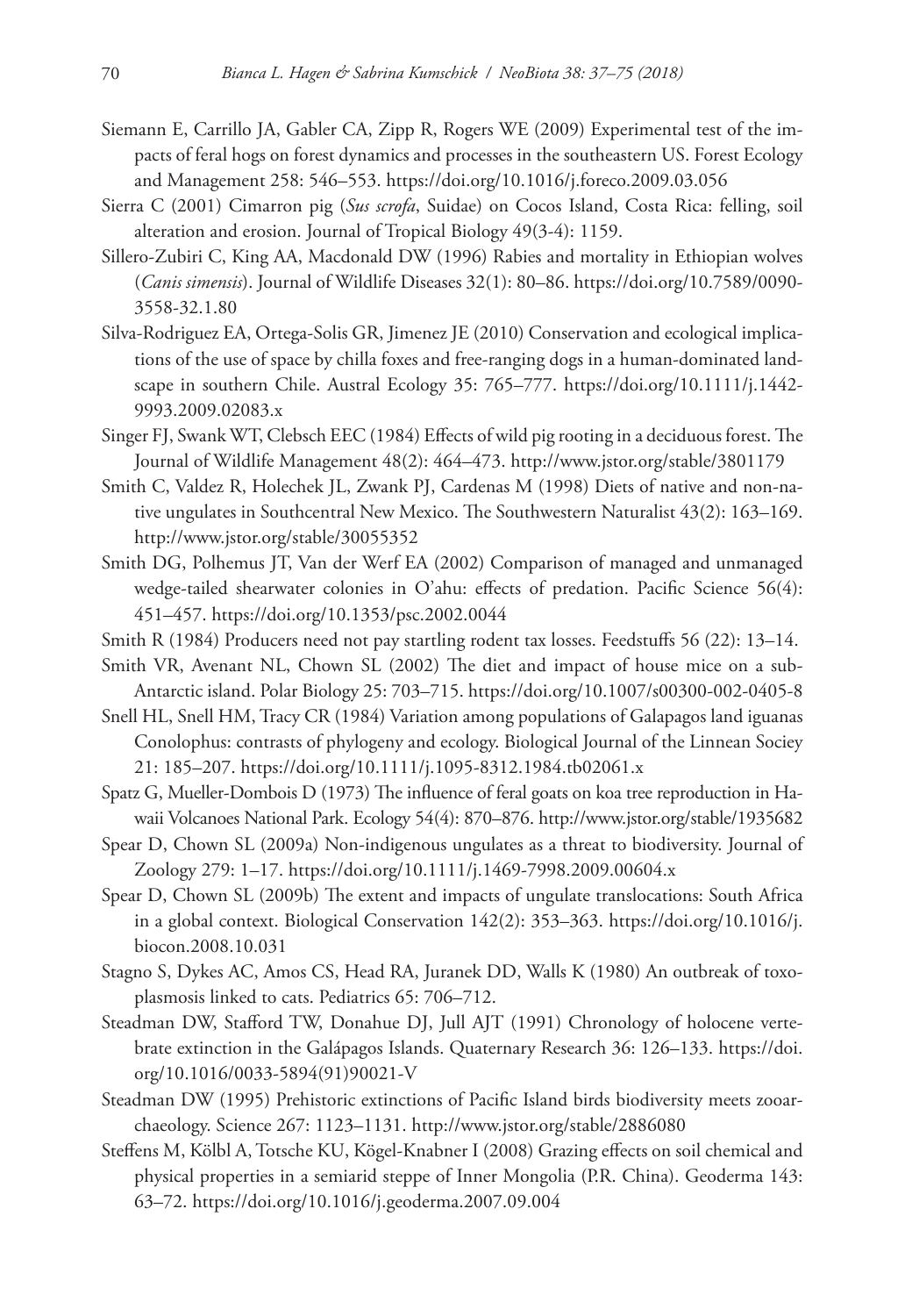Siemann E, Carrillo JA, Gabler CA, Zipp R, Rogers WE (2009) Experimental test of the impacts of feral hogs on forest dynamics and processes in the southeastern US. Forest Ecology and Management 258: 546–553. https://doi.org/10.1016/j.foreco.2009.03.056

Sierra C (2001) Cimarron pig (*Sus scrofa*, Suidae) on Cocos Island, Costa Rica: felling, soil alteration and erosion. Journal of Tropical Biology 49(3-4): 1159.

Sillero-Zubiri C, King AA, Macdonald DW (1996) Rabies and mortality in Ethiopian wolves (*Canis simensis*). Journal of Wildlife Diseases 32(1): 80–86. https://doi.org/10.7589/0090-3558-32.1.80

Silva-Rodriguez EA, Ortega-Solis GR, Jimenez JE (2010) Conservation and ecological implications of the use of space by chilla foxes and free-ranging dogs in a human-dominated landscape in southern Chile. Austral Ecology 35: 765–777. https://doi.org/10.1111/j.1442-9993.2009.02083.x

Singer FJ, Swank WT, Clebsch EEC (1984) Effects of wild pig rooting in a deciduous forest. The Journal of Wildlife Management 48(2): 464–473. http://www.jstor.org/stable/3801179

Smith C, Valdez R, Holechek JL, Zwank PJ, Cardenas M (1998) Diets of native and non-native ungulates in Southcentral New Mexico. The Southwestern Naturalist 43(2): 163–169. http://www.jstor.org/stable/30055352

Smith DG, Polhemus JT, Van der Werf EA (2002) Comparison of managed and unmanaged wedge-tailed shearwater colonies in O'ahu: effects of predation. Pacific Science 56(4): 451–457. https://doi.org/10.1353/psc.2002.0044

Smith R (1984) Producers need not pay startling rodent tax losses. Feedstuffs 56 (22): 13–14.

Smith VR, Avenant NL, Chown SL (2002) The diet and impact of house mice on a sub-Antarctic island. Polar Biology 25: 703–715. https://doi.org/10.1007/s00300-002-0405-8

Snell HL, Snell HM, Tracy CR (1984) Variation among populations of Galapagos land iguanas Conolophus: contrasts of phylogeny and ecology. Biological Journal of the Linnean Sociey 21: 185–207. https://doi.org/10.1111/j.1095-8312.1984.tb02061.x

Spatz G, Mueller-Dombois D (1973) The influence of feral goats on koa tree reproduction in Hawaii Volcanoes National Park. Ecology 54(4): 870–876. http://www.jstor.org/stable/1935682

Spear D, Chown SL (2009a) Non-indigenous ungulates as a threat to biodiversity. Journal of Zoology 279: 1–17. https://doi.org/10.1111/j.1469-7998.2009.00604.x

Spear D, Chown SL (2009b) The extent and impacts of ungulate translocations: South Africa in a global context. Biological Conservation 142(2): 353–363. https://doi.org/10.1016/j.biocon.2008.10.031

Stagno S, Dykes AC, Amos CS, Head RA, Juranek DD, Walls K (1980) An outbreak of toxoplasmosis linked to cats. Pediatrics 65: 706–712.

Steadman DW, Stafford TW, Donahue DJ, Jull AJT (1991) Chronology of holocene vertebrate extinction in the Galápagos Islands. Quaternary Research 36: 126–133. https://doi.org/10.1016/0033-5894(91)90021-V

Steadman DW (1995) Prehistoric extinctions of Pacific Island birds biodiversity meets zooarchaeology. Science 267: 1123–1131. http://www.jstor.org/stable/2886080

Steffens M, Kölbl A, Totsche KU, Kögel-Knabner I (2008) Grazing effects on soil chemical and physical properties in a semiarid steppe of Inner Mongolia (P.R. China). Geoderma 143: 63–72. https://doi.org/10.1016/j.geoderma.2007.09.004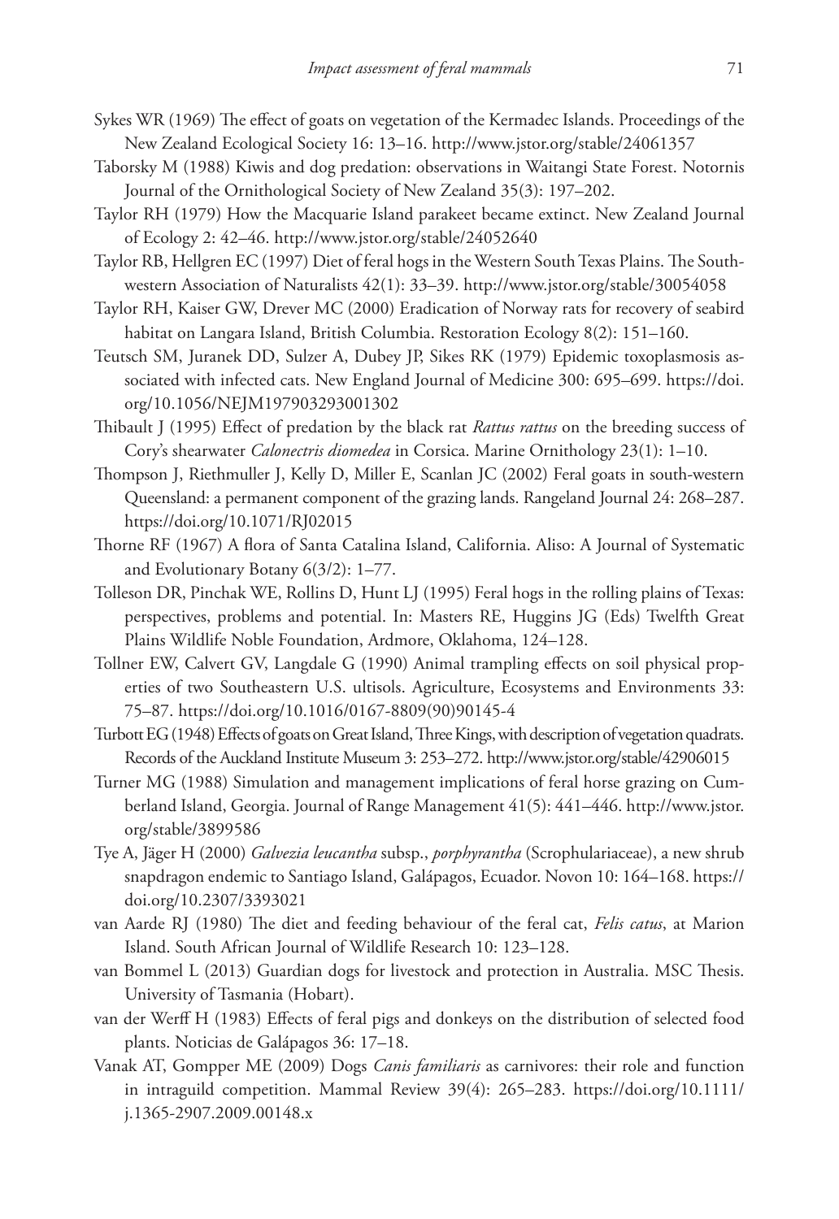Sykes WR (1969) The effect of goats on vegetation of the Kermadec Islands. Proceedings of the New Zealand Ecological Society 16: 13–16. http://www.jstor.org/stable/24061357

Taborsky M (1988) Kiwis and dog predation: observations in Waitangi State Forest. Notornis Journal of the Ornithological Society of New Zealand 35(3): 197–202.

Taylor RH (1979) How the Macquarie Island parakeet became extinct. New Zealand Journal of Ecology 2: 42–46. http://www.jstor.org/stable/24052640

Taylor RB, Hellgren EC (1997) Diet of feral hogs in the Western South Texas Plains. The Southwestern Association of Naturalists 42(1): 33–39. http://www.jstor.org/stable/30054058

Taylor RH, Kaiser GW, Drever MC (2000) Eradication of Norway rats for recovery of seabird habitat on Langara Island, British Columbia. Restoration Ecology 8(2): 151–160.

Teutsch SM, Juranek DD, Sulzer A, Dubey JP, Sikes RK (1979) Epidemic toxoplasmosis associated with infected cats. New England Journal of Medicine 300: 695–699. https://doi.org/10.1056/NEJM197903293001302

Thibault J (1995) Effect of predation by the black rat *Rattus rattus* on the breeding success of Cory's shearwater *Calonectris diomedea* in Corsica. Marine Ornithology 23(1): 1–10.

Thompson J, Riethmuller J, Kelly D, Miller E, Scanlan JC (2002) Feral goats in south-western Queensland: a permanent component of the grazing lands. Rangeland Journal 24: 268–287. https://doi.org/10.1071/RJ02015

Thorne RF (1967) A flora of Santa Catalina Island, California. Aliso: A Journal of Systematic and Evolutionary Botany 6(3/2): 1–77.

Tolleson DR, Pinchak WE, Rollins D, Hunt LJ (1995) Feral hogs in the rolling plains of Texas: perspectives, problems and potential. In: Masters RE, Huggins JG (Eds) Twelfth Great Plains Wildlife Noble Foundation, Ardmore, Oklahoma, 124–128.

Tollner EW, Calvert GV, Langdale G (1990) Animal trampling effects on soil physical properties of two Southeastern U.S. ultisols. Agriculture, Ecosystems and Environments 33: 75–87. https://doi.org/10.1016/0167-8809(90)90145-4

Turbott EG (1948) Effects of goats on Great Island, Three Kings, with description of vegetation quadrats. Records of the Auckland Institute Museum 3: 253–272. http://www.jstor.org/stable/42906015

Turner MG (1988) Simulation and management implications of feral horse grazing on Cumberland Island, Georgia. Journal of Range Management 41(5): 441–446. http://www.jstor.org/stable/3899586

Tye A, Jäger H (2000) *Galvezia leucantha* subsp., *porphyrantha* (Scrophulariaceae), a new shrub snapdragon endemic to Santiago Island, Galápagos, Ecuador. Novon 10: 164–168. https://doi.org/10.2307/3393021

van Aarde RJ (1980) The diet and feeding behaviour of the feral cat, *Felis catus*, at Marion Island. South African Journal of Wildlife Research 10: 123–128.

van Bommel L (2013) Guardian dogs for livestock and protection in Australia. MSC Thesis. University of Tasmania (Hobart).

van der Werff H (1983) Effects of feral pigs and donkeys on the distribution of selected food plants. Noticias de Galápagos 36: 17–18.

Vanak AT, Gompper ME (2009) Dogs *Canis familiaris* as carnivores: their role and function in intraguild competition. Mammal Review 39(4): 265–283. https://doi.org/10.1111/j.1365-2907.2009.00148.x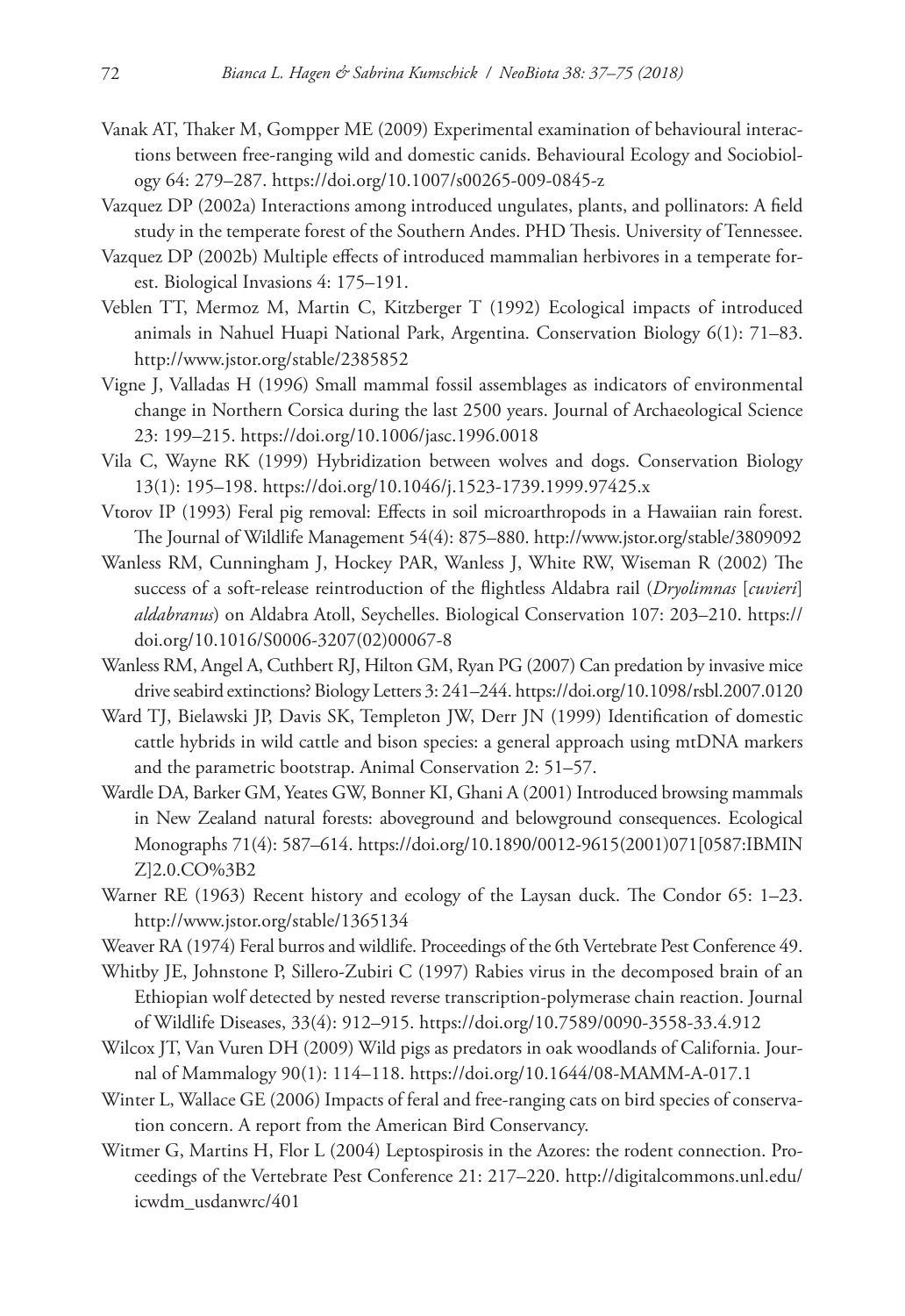Vanak AT, Thaker M, Gompper ME (2009) Experimental examination of behavioural interactions between free-ranging wild and domestic canids. Behavioural Ecology and Sociobiology 64: 279–287. https://doi.org/10.1007/s00265-009-0845-z

Vazquez DP (2002a) Interactions among introduced ungulates, plants, and pollinators: A field study in the temperate forest of the Southern Andes. PHD Thesis. University of Tennessee.

Vazquez DP (2002b) Multiple effects of introduced mammalian herbivores in a temperate forest. Biological Invasions 4: 175–191.

Veblen TT, Mermoz M, Martin C, Kitzberger T (1992) Ecological impacts of introduced animals in Nahuel Huapi National Park, Argentina. Conservation Biology 6(1): 71–83. http://www.jstor.org/stable/2385852

Vigne J, Valladas H (1996) Small mammal fossil assemblages as indicators of environmental change in Northern Corsica during the last 2500 years. Journal of Archaeological Science 23: 199–215. https://doi.org/10.1006/jasc.1996.0018

Vila C, Wayne RK (1999) Hybridization between wolves and dogs. Conservation Biology 13(1): 195–198. https://doi.org/10.1046/j.1523-1739.1999.97425.x

Vtorov IP (1993) Feral pig removal: Effects in soil microarthropods in a Hawaiian rain forest. The Journal of Wildlife Management 54(4): 875–880. http://www.jstor.org/stable/3809092

Wanless RM, Cunningham J, Hockey PAR, Wanless J, White RW, Wiseman R (2002) The success of a soft-release reintroduction of the flightless Aldabra rail (*Dryolimnas* [*cuvieri*] *aldabranus*) on Aldabra Atoll, Seychelles. Biological Conservation 107: 203–210. https://doi.org/10.1016/S0006-3207(02)00067-8

Wanless RM, Angel A, Cuthbert RJ, Hilton GM, Ryan PG (2007) Can predation by invasive mice drive seabird extinctions? Biology Letters 3: 241–244. https://doi.org/10.1098/rsbl.2007.0120

Ward TJ, Bielawski JP, Davis SK, Templeton JW, Derr JN (1999) Identification of domestic cattle hybrids in wild cattle and bison species: a general approach using mtDNA markers and the parametric bootstrap. Animal Conservation 2: 51–57.

Wardle DA, Barker GM, Yeates GW, Bonner KI, Ghani A (2001) Introduced browsing mammals in New Zealand natural forests: aboveground and belowground consequences. Ecological Monographs 71(4): 587–614. https://doi.org/10.1890/0012-9615(2001)071[0587:IBMINZ]2.0.CO%3B2

Warner RE (1963) Recent history and ecology of the Laysan duck. The Condor 65: 1–23. http://www.jstor.org/stable/1365134

Weaver RA (1974) Feral burros and wildlife. Proceedings of the 6th Vertebrate Pest Conference 49.

Whitby JE, Johnstone P, Sillero-Zubiri C (1997) Rabies virus in the decomposed brain of an Ethiopian wolf detected by nested reverse transcription-polymerase chain reaction. Journal of Wildlife Diseases, 33(4): 912–915. https://doi.org/10.7589/0090-3558-33.4.912

Wilcox JT, Van Vuren DH (2009) Wild pigs as predators in oak woodlands of California. Journal of Mammalogy 90(1): 114–118. https://doi.org/10.1644/08-MAMM-A-017.1

Winter L, Wallace GE (2006) Impacts of feral and free-ranging cats on bird species of conservation concern. A report from the American Bird Conservancy.

Witmer G, Martins H, Flor L (2004) Leptospirosis in the Azores: the rodent connection. Proceedings of the Vertebrate Pest Conference 21: 217–220. http://digitalcommons.unl.edu/icwdm_usdanwrc/401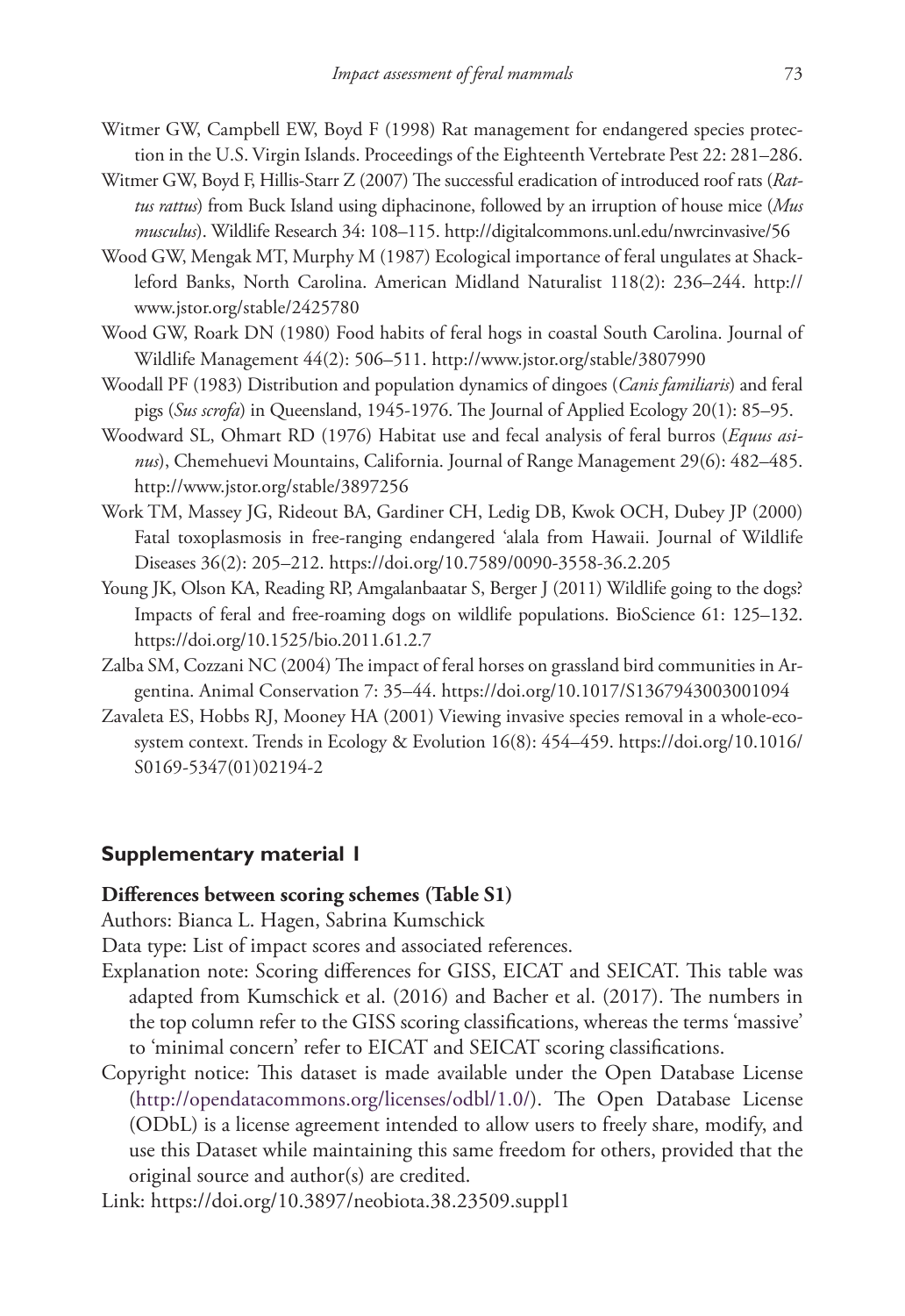Witmer GW, Campbell EW, Boyd F (1998) Rat management for endangered species protection in the U.S. Virgin Islands. Proceedings of the Eighteenth Vertebrate Pest 22: 281–286.

Witmer GW, Boyd F, Hillis-Starr Z (2007) The successful eradication of introduced roof rats (*Rattus rattus*) from Buck Island using diphacinone, followed by an irruption of house mice (*Mus musculus*). Wildlife Research 34: 108–115. http://digitalcommons.unl.edu/nwrcinvasive/56

Wood GW, Mengak MT, Murphy M (1987) Ecological importance of feral ungulates at Shackleford Banks, North Carolina. American Midland Naturalist 118(2): 236–244. http://www.jstor.org/stable/2425780

Wood GW, Roark DN (1980) Food habits of feral hogs in coastal South Carolina. Journal of Wildlife Management 44(2): 506–511. http://www.jstor.org/stable/3807990

Woodall PF (1983) Distribution and population dynamics of dingoes (*Canis familiaris*) and feral pigs (*Sus scrofa*) in Queensland, 1945-1976. The Journal of Applied Ecology 20(1): 85–95.

Woodward SL, Ohmart RD (1976) Habitat use and fecal analysis of feral burros (*Equus asinus*), Chemehuevi Mountains, California. Journal of Range Management 29(6): 482–485. http://www.jstor.org/stable/3897256

Work TM, Massey JG, Rideout BA, Gardiner CH, Ledig DB, Kwok OCH, Dubey JP (2000) Fatal toxoplasmosis in free-ranging endangered 'alala from Hawaii. Journal of Wildlife Diseases 36(2): 205–212. https://doi.org/10.7589/0090-3558-36.2.205

Young JK, Olson KA, Reading RP, Amgalanbaatar S, Berger J (2011) Wildlife going to the dogs? Impacts of feral and free-roaming dogs on wildlife populations. BioScience 61: 125–132. https://doi.org/10.1525/bio.2011.61.2.7

Zalba SM, Cozzani NC (2004) The impact of feral horses on grassland bird communities in Argentina. Animal Conservation 7: 35–44. https://doi.org/10.1017/S1367943003001094

Zavaleta ES, Hobbs RJ, Mooney HA (2001) Viewing invasive species removal in a whole-ecosystem context. Trends in Ecology & Evolution 16(8): 454–459. https://doi.org/10.1016/S0169-5347(01)02194-2

## Supplementary material 1

**Differences between scoring schemes (Table S1)**

Authors: Bianca L. Hagen, Sabrina Kumschick

Data type: List of impact scores and associated references.

Explanation note: Scoring differences for GISS, EICAT and SEICAT. This table was adapted from Kumschick et al. (2016) and Bacher et al. (2017). The numbers in the top column refer to the GISS scoring classifications, whereas the terms 'massive' to 'minimal concern' refer to EICAT and SEICAT scoring classifications.

Copyright notice: This dataset is made available under the Open Database License (http://opendatacommons.org/licenses/odbl/1.0/). The Open Database License (ODbL) is a license agreement intended to allow users to freely share, modify, and use this Dataset while maintaining this same freedom for others, provided that the original source and author(s) are credited.

Link: https://doi.org/10.3897/neobiota.38.23509.suppl1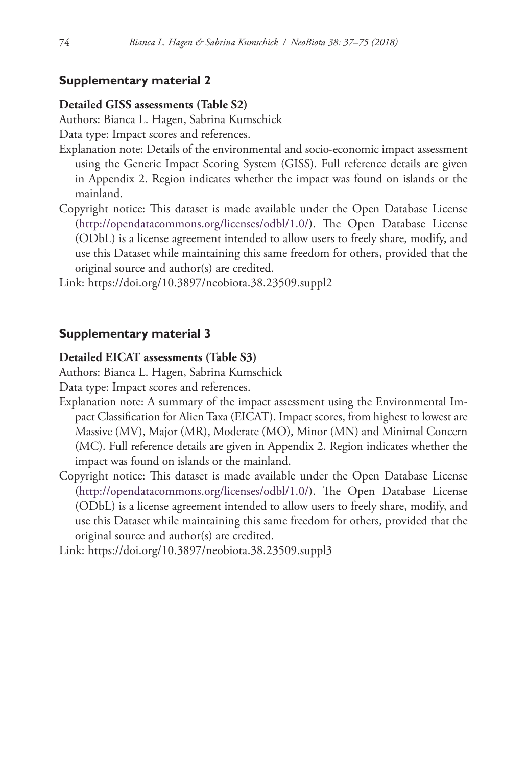## Supplementary material 2

**Detailed GISS assessments (Table S2)**

Authors: Bianca L. Hagen, Sabrina Kumschick

Data type: Impact scores and references.

Explanation note: Details of the environmental and socio-economic impact assessment using the Generic Impact Scoring System (GISS). Full reference details are given in Appendix 2. Region indicates whether the impact was found on islands or the mainland.

Copyright notice: This dataset is made available under the Open Database License (http://opendatacommons.org/licenses/odbl/1.0/). The Open Database License (ODbL) is a license agreement intended to allow users to freely share, modify, and use this Dataset while maintaining this same freedom for others, provided that the original source and author(s) are credited.

Link: https://doi.org/10.3897/neobiota.38.23509.suppl2

## Supplementary material 3

**Detailed EICAT assessments (Table S3)**

Authors: Bianca L. Hagen, Sabrina Kumschick

Data type: Impact scores and references.

Explanation note: A summary of the impact assessment using the Environmental Impact Classification for Alien Taxa (EICAT). Impact scores, from highest to lowest are Massive (MV), Major (MR), Moderate (MO), Minor (MN) and Minimal Concern (MC). Full reference details are given in Appendix 2. Region indicates whether the impact was found on islands or the mainland.

Copyright notice: This dataset is made available under the Open Database License (http://opendatacommons.org/licenses/odbl/1.0/). The Open Database License (ODbL) is a license agreement intended to allow users to freely share, modify, and use this Dataset while maintaining this same freedom for others, provided that the original source and author(s) are credited.

Link: https://doi.org/10.3897/neobiota.38.23509.suppl3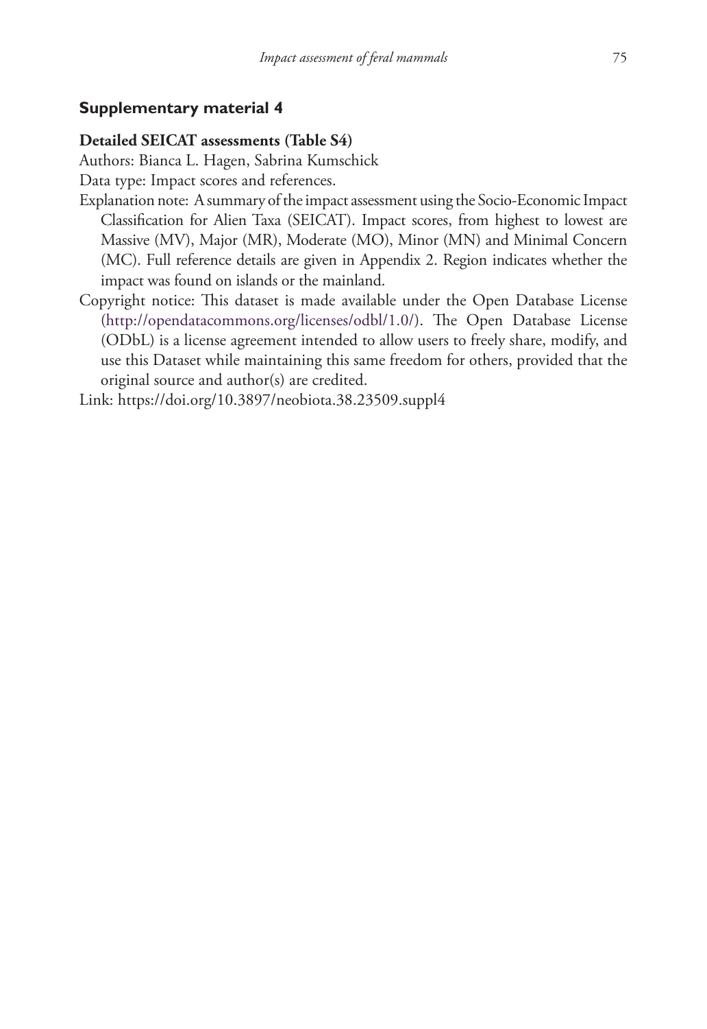## Supplementary material 4

**Detailed SEICAT assessments (Table S4)**

Authors: Bianca L. Hagen, Sabrina Kumschick

Data type: Impact scores and references.

Explanation note: A summary of the impact assessment using the Socio-Economic Impact Classification for Alien Taxa (SEICAT). Impact scores, from highest to lowest are Massive (MV), Major (MR), Moderate (MO), Minor (MN) and Minimal Concern (MC). Full reference details are given in Appendix 2. Region indicates whether the impact was found on islands or the mainland.

Copyright notice: This dataset is made available under the Open Database License (http://opendatacommons.org/licenses/odbl/1.0/). The Open Database License (ODbL) is a license agreement intended to allow users to freely share, modify, and use this Dataset while maintaining this same freedom for others, provided that the original source and author(s) are credited.

Link: https://doi.org/10.3897/neobiota.38.23509.suppl4